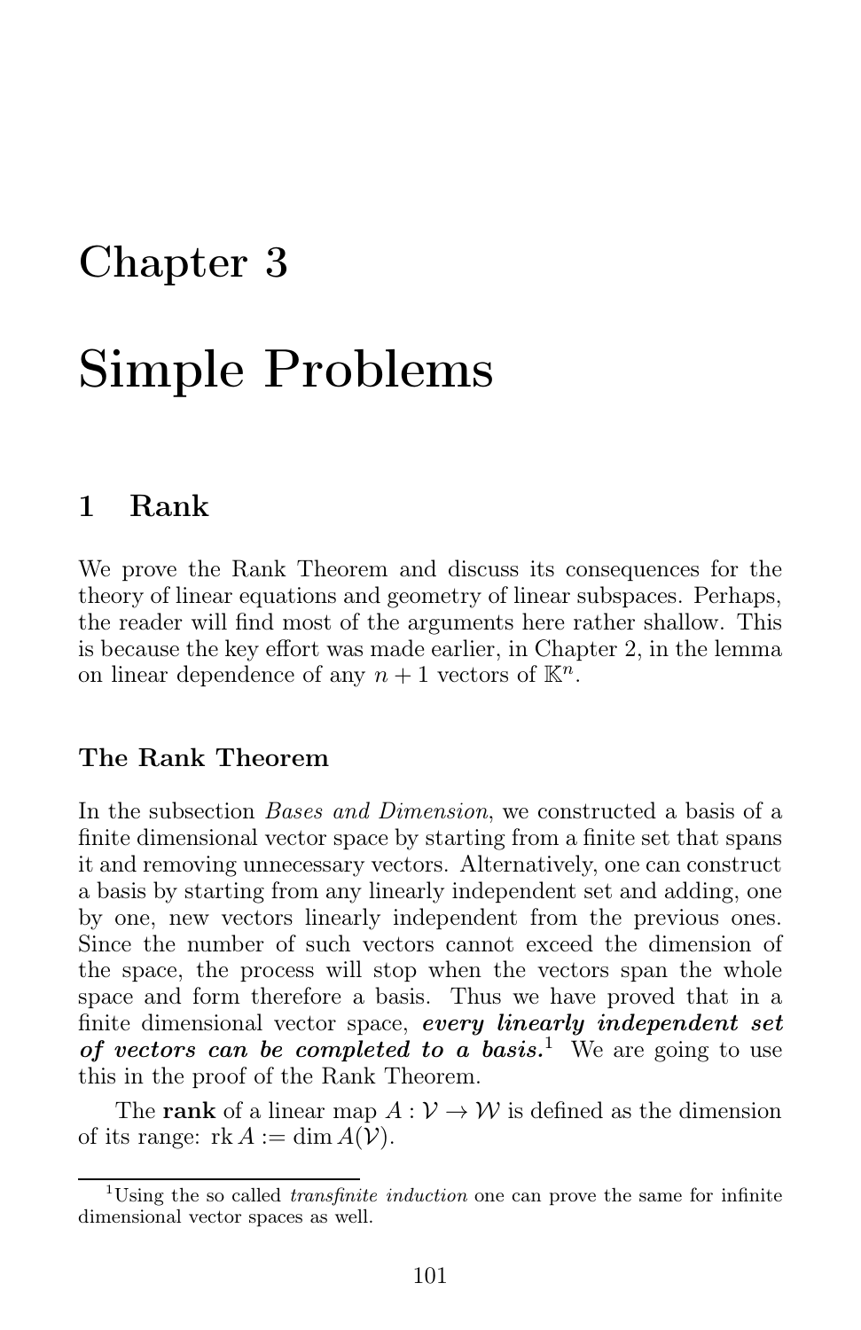# Chapter 3

# Simple Problems

## 1 Rank

We prove the Rank Theorem and discuss its consequences for the theory of linear equations and geometry of linear subspaces. Perhaps, the reader will find most of the arguments here rather shallow. This is because the key effort was made earlier, in Chapter 2, in the lemma on linear dependence of any $n+1$ vectors of $\mathbb{K}^n$.

### The Rank Theorem

In the subsection *Bases and Dimension*, we constructed a basis of a finite dimensional vector space by starting from a finite set that spans it and removing unnecessary vectors. Alternatively, one can construct a basis by starting from any linearly independent set and adding, one by one, new vectors linearly independent from the previous ones. Since the number of such vectors cannot exceed the dimension of the space, the process will stop when the vectors span the whole space and form therefore a basis. Thus we have proved that in a finite dimensional vector space, ***every linearly independent set of vectors can be completed to a basis.***[1] We are going to use this in the proof of the Rank Theorem.

The **rank** of a linear map $A : \mathcal{V} \to \mathcal{W}$ is defined as the dimension of its range: $\operatorname{rk} A := \dim A(\mathcal{V})$.

[1] Using the so called *transfinite induction* one can prove the same for infinite dimensional vector spaces as well.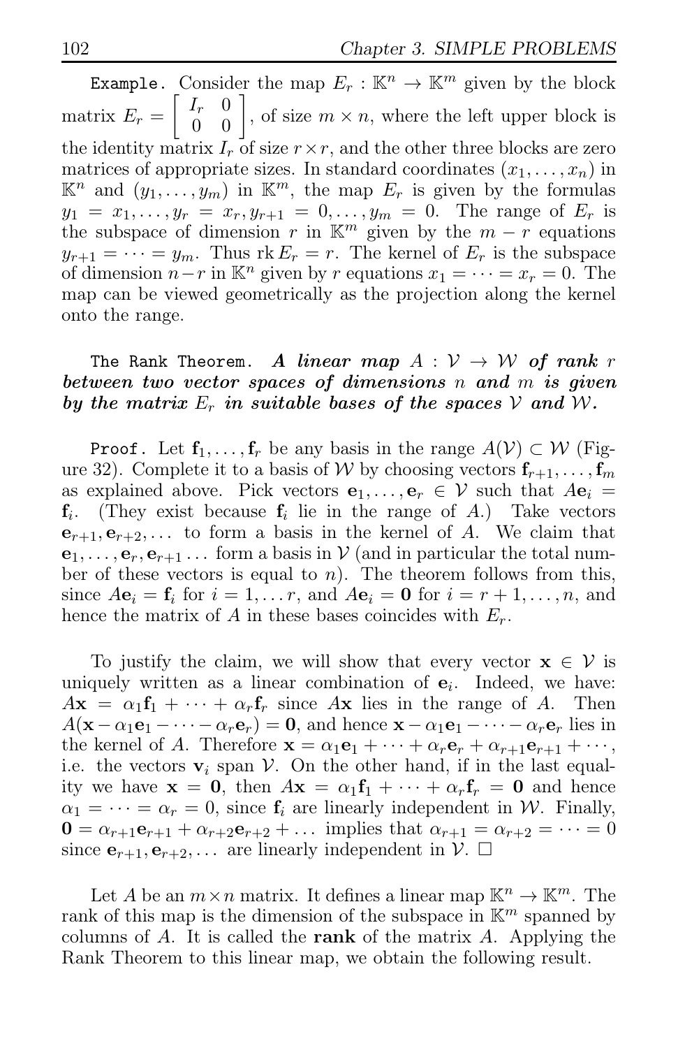`Example.` Consider the map $E_r : \mathbb{K}^n \to \mathbb{K}^m$ given by the block matrix $E_r = \begin{bmatrix} I_r & 0 \\ 0 & 0 \end{bmatrix}$, of size $m \times n$, where the left upper block is the identity matrix $I_r$ of size $r \times r$, and the other three blocks are zero matrices of appropriate sizes. In standard coordinates $(x_1, \dots, x_n)$ in $\mathbb{K}^n$ and $(y_1, \dots, y_m)$ in $\mathbb{K}^m$, the map $E_r$ is given by the formulas $y_1 = x_1, \dots, y_r = x_r, y_{r+1} = 0, \dots, y_m = 0$. The range of $E_r$ is the subspace of dimension $r$ in $\mathbb{K}^m$ given by the $m - r$ equations $y_{r+1} = \cdots = y_m$. Thus $\operatorname{rk} E_r = r$. The kernel of $E_r$ is the subspace of dimension $n - r$ in $\mathbb{K}^n$ given by $r$ equations $x_1 = \cdots = x_r = 0$. The map can be viewed geometrically as the projection along the kernel onto the range.

`The Rank Theorem.` ***A linear map $A : \mathcal{V} \to \mathcal{W}$ of rank $r$ between two vector spaces of dimensions $n$ and $m$ is given by the matrix $E_r$ in suitable bases of the spaces $\mathcal{V}$ and $\mathcal{W}$.***

`Proof.` Let $\mathbf{f}_1, \dots, \mathbf{f}_r$ be any basis in the range $A(\mathcal{V}) \subset \mathcal{W}$ (Figure 32). Complete it to a basis of $\mathcal{W}$ by choosing vectors $\mathbf{f}_{r+1}, \dots, \mathbf{f}_m$ as explained above. Pick vectors $\mathbf{e}_1, \dots, \mathbf{e}_r \in \mathcal{V}$ such that $A\mathbf{e}_i = \mathbf{f}_i$. (They exist because $\mathbf{f}_i$ lie in the range of $A$.) Take vectors $\mathbf{e}_{r+1}, \mathbf{e}_{r+2}, \dots$ to form a basis in the kernel of $A$. We claim that $\mathbf{e}_1, \dots, \mathbf{e}_r, \mathbf{e}_{r+1} \dots$ form a basis in $\mathcal{V}$ (and in particular the total number of these vectors is equal to $n$). The theorem follows from this, since $A\mathbf{e}_i = \mathbf{f}_i$ for $i = 1, \dots r$, and $A\mathbf{e}_i = \mathbf{0}$ for $i = r+1, \dots, n$, and hence the matrix of $A$ in these bases coincides with $E_r$.

To justify the claim, we will show that every vector $\mathbf{x} \in \mathcal{V}$ is uniquely written as a linear combination of $\mathbf{e}_i$. Indeed, we have: $A\mathbf{x} = \alpha_1 \mathbf{f}_1 + \cdots + \alpha_r \mathbf{f}_r$ since $A\mathbf{x}$ lies in the range of $A$. Then $A(\mathbf{x} - \alpha_1 \mathbf{e}_1 - \cdots - \alpha_r \mathbf{e}_r) = \mathbf{0}$, and hence $\mathbf{x} - \alpha_1 \mathbf{e}_1 - \cdots - \alpha_r \mathbf{e}_r$ lies in the kernel of $A$. Therefore $\mathbf{x} = \alpha_1 \mathbf{e}_1 + \cdots + \alpha_r \mathbf{e}_r + \alpha_{r+1} \mathbf{e}_{r+1} + \cdots$, i.e. the vectors $\mathbf{v}_i$ span $\mathcal{V}$. On the other hand, if in the last equality we have $\mathbf{x} = \mathbf{0}$, then $A\mathbf{x} = \alpha_1 \mathbf{f}_1 + \cdots + \alpha_r \mathbf{f}_r = \mathbf{0}$ and hence $\alpha_1 = \cdots = \alpha_r = 0$, since $\mathbf{f}_i$ are linearly independent in $\mathcal{W}$. Finally, $\mathbf{0} = \alpha_{r+1} \mathbf{e}_{r+1} + \alpha_{r+2} \mathbf{e}_{r+2} + \dots$ implies that $\alpha_{r+1} = \alpha_{r+2} = \cdots = 0$ since $\mathbf{e}_{r+1}, \mathbf{e}_{r+2}, \dots$ are linearly independent in $\mathcal{V}$. $\square$

Let $A$ be an $m \times n$ matrix. It defines a linear map $\mathbb{K}^n \to \mathbb{K}^m$. The rank of this map is the dimension of the subspace in $\mathbb{K}^m$ spanned by columns of $A$. It is called the **rank** of the matrix $A$. Applying the Rank Theorem to this linear map, we obtain the following result.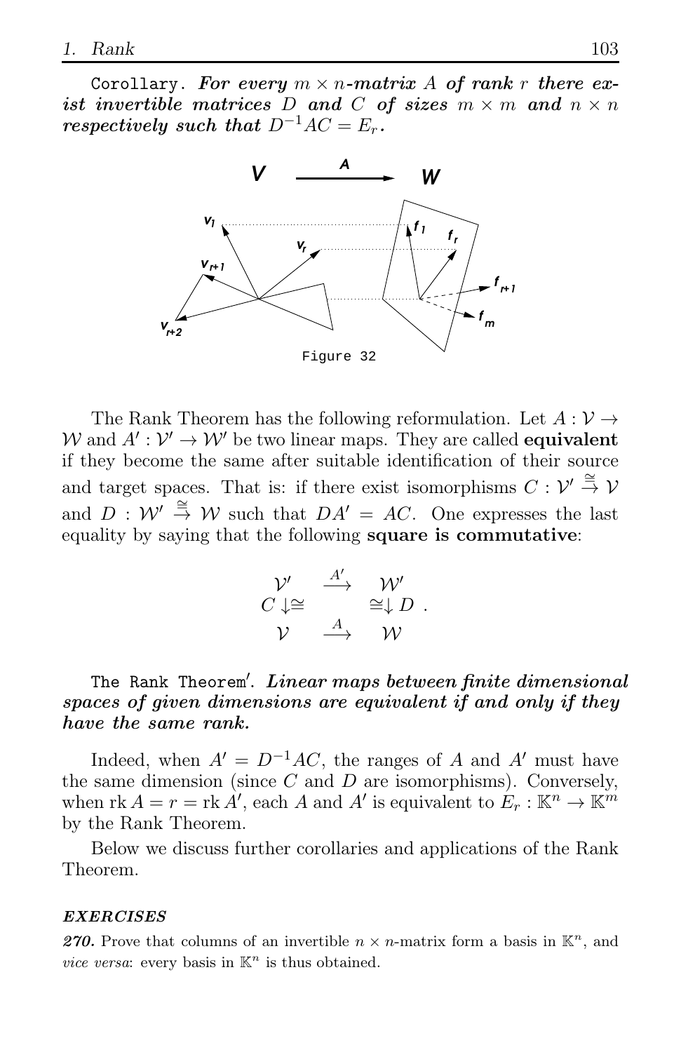Corollary. ***For every $m \times n$-matrix $A$ of rank $r$ there exist invertible matrices $D$ and $C$ of sizes $m \times m$ and $n \times n$ respectively such that $D^{-1}AC = E_r$.***

Figure 32

The Rank Theorem has the following reformulation. Let $A : \mathcal{V} \to \mathcal{W}$ and $A' : \mathcal{V}' \to \mathcal{W}'$ be two linear maps. They are called **equivalent** if they become the same after suitable identification of their source and target spaces. That is: if there exist isomorphisms $C : \mathcal{V}' \stackrel{\cong}{\to} \mathcal{V}$ and $D : \mathcal{W}' \stackrel{\cong}{\to} \mathcal{W}$ such that $DA' = AC$. One expresses the last equality by saying that the following **square is commutative**:

$$\begin{array}{ccc} \mathcal{V}' & \stackrel{A'}{\longrightarrow} & \mathcal{W}' \\ C \downarrow\cong & & \cong\downarrow D \\ \mathcal{V} & \stackrel{A}{\longrightarrow} & \mathcal{W} \end{array}.$$

The Rank Theorem$'$. ***Linear maps between finite dimensional spaces of given dimensions are equivalent if and only if they have the same rank.***

Indeed, when $A' = D^{-1}AC$, the ranges of $A$ and $A'$ must have the same dimension (since $C$ and $D$ are isomorphisms). Conversely, when $\operatorname{rk} A = r = \operatorname{rk} A'$, each $A$ and $A'$ is equivalent to $E_r : \mathbb{K}^n \to \mathbb{K}^m$ by the Rank Theorem.

Below we discuss further corollaries and applications of the Rank Theorem.

***EXERCISES***

***270.*** Prove that columns of an invertible $n \times n$-matrix form a basis in $\mathbb{K}^n$, and *vice versa*: every basis in $\mathbb{K}^n$ is thus obtained.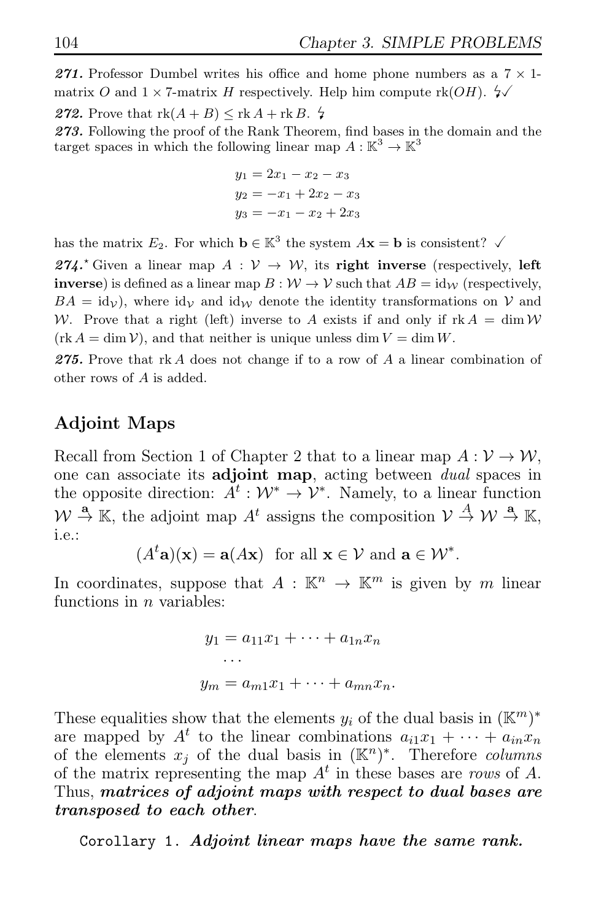***271.*** Professor Dumbel writes his office and home phone numbers as a $7 \times 1$-matrix $O$ and $1 \times 7$-matrix $H$ respectively. Help him compute $\text{rk}(OH)$. ↯✓

***272.*** Prove that $\text{rk}(A+B) \le \text{rk}\, A + \text{rk}\, B$. ↯

***273.*** Following the proof of the Rank Theorem, find bases in the domain and the target spaces in which the following linear map $A : \mathbb{K}^3 \to \mathbb{K}^3$

$$
\begin{aligned}
y_1 &= 2x_1 - x_2 - x_3 \\
y_2 &= -x_1 + 2x_2 - x_3 \\
y_3 &= -x_1 - x_2 + 2x_3
\end{aligned}
$$

has the matrix $E_2$. For which $\mathbf{b} \in \mathbb{K}^3$ the system $A\mathbf{x} = \mathbf{b}$ is consistent? ✓

***274.**** Given a linear map $A : \mathcal{V} \to \mathcal{W}$, its **right inverse** (respectively, **left inverse**) is defined as a linear map $B : \mathcal{W} \to \mathcal{V}$ such that $AB = \text{id}_{\mathcal{W}}$ (respectively, $BA = \text{id}_{\mathcal{V}}$), where $\text{id}_{\mathcal{V}}$ and $\text{id}_{\mathcal{W}}$ denote the identity transformations on $\mathcal{V}$ and $\mathcal{W}$. Prove that a right (left) inverse to $A$ exists if and only if $\text{rk}\, A = \dim \mathcal{W}$ ($\text{rk}\, A = \dim \mathcal{V}$), and that neither is unique unless $\dim V = \dim W$.

***275.*** Prove that $\text{rk}\, A$ does not change if to a row of $A$ a linear combination of other rows of $A$ is added.

## Adjoint Maps

Recall from Section 1 of Chapter 2 that to a linear map $A : \mathcal{V} \to \mathcal{W}$, one can associate its **adjoint map**, acting between *dual* spaces in the opposite direction: $A^t : \mathcal{W}^* \to \mathcal{V}^*$. Namely, to a linear function $\mathcal{W} \stackrel{\mathbf{a}}{\to} \mathbb{K}$, the adjoint map $A^t$ assigns the composition $\mathcal{V} \stackrel{A}{\to} \mathcal{W} \stackrel{\mathbf{a}}{\to} \mathbb{K}$, i.e.:

$$(A^t \mathbf{a})(\mathbf{x}) = \mathbf{a}(A\mathbf{x}) \ \text{ for all } \mathbf{x} \in \mathcal{V} \text{ and } \mathbf{a} \in \mathcal{W}^*.$$

In coordinates, suppose that $A : \mathbb{K}^n \to \mathbb{K}^m$ is given by $m$ linear functions in $n$ variables:

$$
\begin{aligned}
y_1 &= a_{11}x_1 + \cdots + a_{1n}x_n \\
&\cdots \\
y_m &= a_{m1}x_1 + \cdots + a_{mn}x_n.
\end{aligned}
$$

These equalities show that the elements $y_i$ of the dual basis in $(\mathbb{K}^m)^*$ are mapped by $A^t$ to the linear combinations $a_{i1}x_1 + \cdots + a_{in}x_n$ of the elements $x_j$ of the dual basis in $(\mathbb{K}^n)^*$. Therefore *columns* of the matrix representing the map $A^t$ in these bases are *rows* of $A$. Thus, ***matrices of adjoint maps with respect to dual bases are transposed to each other***.

Corollary 1. ***Adjoint linear maps have the same rank.***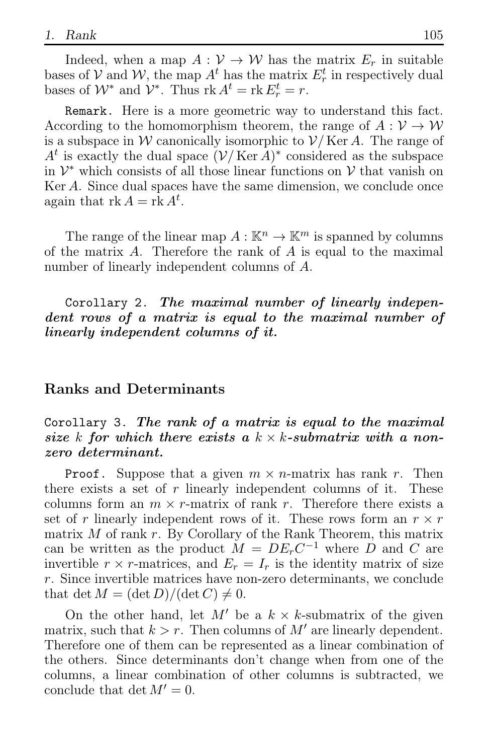Indeed, when a map $A : \mathcal{V} \to \mathcal{W}$ has the matrix $E_r$ in suitable bases of $\mathcal{V}$ and $\mathcal{W}$, the map $A^t$ has the matrix $E_r^t$ in respectively dual bases of $\mathcal{W}^*$ and $\mathcal{V}^*$. Thus $\operatorname{rk} A^t = \operatorname{rk} E_r^t = r$.

Remark. Here is a more geometric way to understand this fact. According to the homomorphism theorem, the range of $A : \mathcal{V} \to \mathcal{W}$ is a subspace in $\mathcal{W}$ canonically isomorphic to $\mathcal{V}/\operatorname{Ker} A$. The range of $A^t$ is exactly the dual space $(\mathcal{V}/\operatorname{Ker} A)^*$ considered as the subspace in $\mathcal{V}^*$ which consists of all those linear functions on $\mathcal{V}$ that vanish on $\operatorname{Ker} A$. Since dual spaces have the same dimension, we conclude once again that $\operatorname{rk} A = \operatorname{rk} A^t$.

The range of the linear map $A : \mathbb{K}^n \to \mathbb{K}^m$ is spanned by columns of the matrix $A$. Therefore the rank of $A$ is equal to the maximal number of linearly independent columns of $A$.

Corollary 2. ***The maximal number of linearly independent rows of a matrix is equal to the maximal number of linearly independent columns of it.***

## Ranks and Determinants

Corollary 3. ***The rank of a matrix is equal to the maximal size $k$ for which there exists a $k \times k$-submatrix with a non-zero determinant.***

Proof. Suppose that a given $m \times n$-matrix has rank $r$. Then there exists a set of $r$ linearly independent columns of it. These columns form an $m \times r$-matrix of rank $r$. Therefore there exists a set of $r$ linearly independent rows of it. These rows form an $r \times r$ matrix $M$ of rank $r$. By Corollary of the Rank Theorem, this matrix can be written as the product $M = DE_rC^{-1}$ where $D$ and $C$ are invertible $r \times r$-matrices, and $E_r = I_r$ is the identity matrix of size $r$. Since invertible matrices have non-zero determinants, we conclude that $\det M = (\det D)/(\det C) \neq 0$.

On the other hand, let $M'$ be a $k \times k$-submatrix of the given matrix, such that $k > r$. Then columns of $M'$ are linearly dependent. Therefore one of them can be represented as a linear combination of the others. Since determinants don't change when from one of the columns, a linear combination of other columns is subtracted, we conclude that $\det M' = 0$.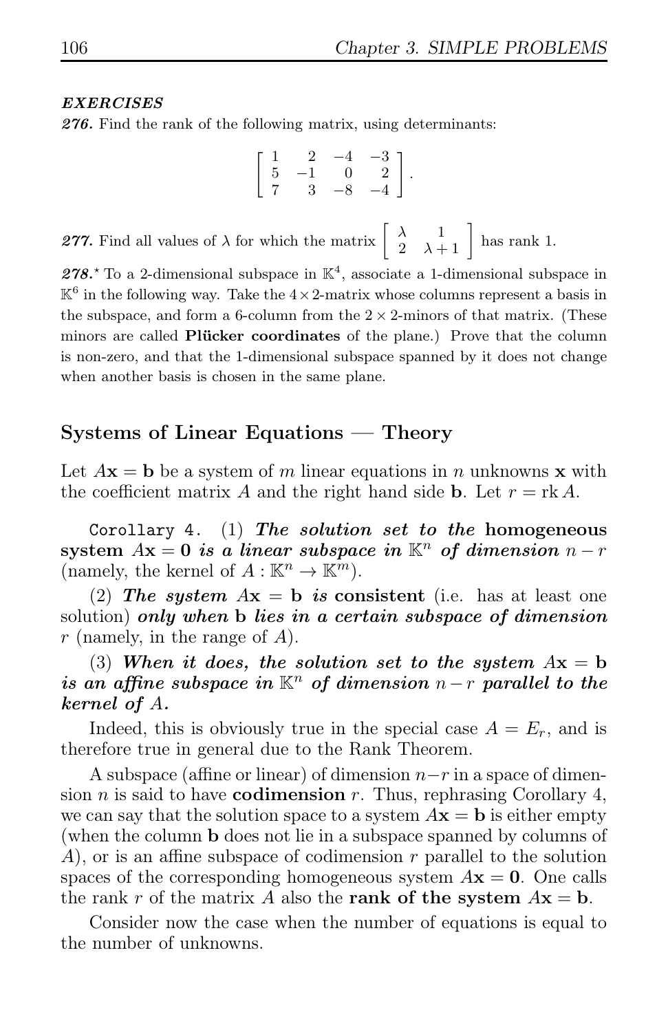***EXERCISES***

***276.*** Find the rank of the following matrix, using determinants:

$$\begin{bmatrix} 1 & 2 & -4 & -3 \\ 5 & -1 & 0 & 2 \\ 7 & 3 & -8 & -4 \end{bmatrix}.$$

***277.*** Find all values of $\lambda$ for which the matrix $\begin{bmatrix} \lambda & 1 \\ 2 & \lambda+1 \end{bmatrix}$ has rank 1.

***278.****$^{\star}$ To a 2-dimensional subspace in $\mathbb{K}^4$, associate a 1-dimensional subspace in $\mathbb{K}^6$ in the following way. Take the $4 \times 2$-matrix whose columns represent a basis in the subspace, and form a 6-column from the $2 \times 2$-minors of that matrix. (These minors are called **Plücker coordinates** of the plane.) Prove that the column is non-zero, and that the 1-dimensional subspace spanned by it does not change when another basis is chosen in the same plane.

## Systems of Linear Equations — Theory

Let $A\mathbf{x} = \mathbf{b}$ be a system of $m$ linear equations in $n$ unknowns $\mathbf{x}$ with the coefficient matrix $A$ and the right hand side $\mathbf{b}$. Let $r = \operatorname{rk} A$.

`Corollary 4.` (1) ***The solution set to the* homogeneous system** $A\mathbf{x} = \mathbf{0}$ ***is a linear subspace in*** $\mathbb{K}^n$ ***of dimension*** $n - r$ (namely, the kernel of $A : \mathbb{K}^n \to \mathbb{K}^m$).

(2) ***The system*** $A\mathbf{x} = \mathbf{b}$ ***is* consistent** (i.e. has at least one solution) ***only when* b *lies in a certain subspace of dimension*** $r$ (namely, in the range of $A$).

(3) ***When it does, the solution set to the system*** $A\mathbf{x} = \mathbf{b}$ ***is an affine subspace in*** $\mathbb{K}^n$ ***of dimension*** $n - r$ ***parallel to the kernel of*** $A$***.***

Indeed, this is obviously true in the special case $A = E_r$, and is therefore true in general due to the Rank Theorem.

A subspace (affine or linear) of dimension $n-r$ in a space of dimension $n$ is said to have **codimension** $r$. Thus, rephrasing Corollary 4, we can say that the solution space to a system $A\mathbf{x} = \mathbf{b}$ is either empty (when the column $\mathbf{b}$ does not lie in a subspace spanned by columns of $A$), or is an affine subspace of codimension $r$ parallel to the solution spaces of the corresponding homogeneous system $A\mathbf{x} = \mathbf{0}$. One calls the rank $r$ of the matrix $A$ also the **rank of the system** $A\mathbf{x} = \mathbf{b}$.

Consider now the case when the number of equations is equal to the number of unknowns.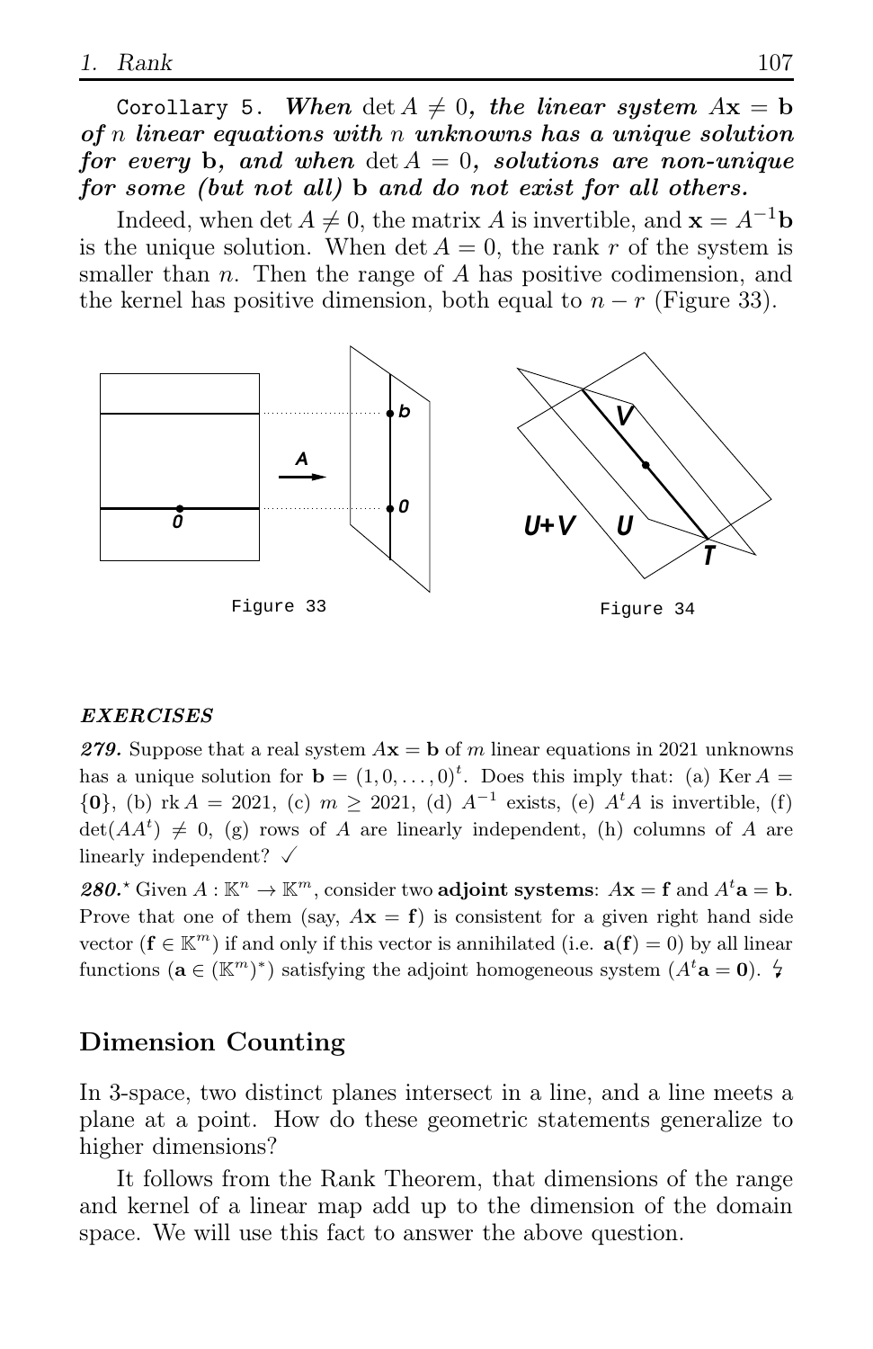Corollary 5. ***When*** $\det A \neq 0$***, the linear system*** $A\mathbf{x} = \mathbf{b}$ ***of*** $n$ ***linear equations with*** $n$ ***unknowns has a unique solution for every*** $\mathbf{b}$***, and when*** $\det A = 0$***, solutions are non-unique for some (but not all)*** $\mathbf{b}$ ***and do not exist for all others.***

Indeed, when $\det A \neq 0$, the matrix $A$ is invertible, and $\mathbf{x} = A^{-1}\mathbf{b}$ is the unique solution. When $\det A = 0$, the rank $r$ of the system is smaller than $n$. Then the range of $A$ has positive codimension, and the kernel has positive dimension, both equal to $n - r$ (Figure 33).

Figure 33

Figure 34

***EXERCISES***

***279.*** Suppose that a real system $A\mathbf{x} = \mathbf{b}$ of $m$ linear equations in 2021 unknowns has a unique solution for $\mathbf{b} = (1, 0, \ldots, 0)^t$. Does this imply that: (a) $\operatorname{Ker} A = \{\mathbf{0}\}$, (b) $\operatorname{rk} A = 2021$, (c) $m \geq 2021$, (d) $A^{-1}$ exists, (e) $A^tA$ is invertible, (f) $\det(AA^t) \neq 0$, (g) rows of $A$ are linearly independent, (h) columns of $A$ are linearly independent? ✓

***280.***$^\star$ Given $A : \mathbb{K}^n \to \mathbb{K}^m$, consider two **adjoint systems**: $A\mathbf{x} = \mathbf{f}$ and $A^t\mathbf{a} = \mathbf{b}$. Prove that one of them (say, $A\mathbf{x} = \mathbf{f}$) is consistent for a given right hand side vector ($\mathbf{f} \in \mathbb{K}^m$) if and only if this vector is annihilated (i.e. $\mathbf{a}(\mathbf{f}) = 0$) by all linear functions ($\mathbf{a} \in (\mathbb{K}^m)^*$) satisfying the adjoint homogeneous system ($A^t\mathbf{a} = \mathbf{0}$). ϟ

## Dimension Counting

In 3-space, two distinct planes intersect in a line, and a line meets a plane at a point. How do these geometric statements generalize to higher dimensions?

It follows from the Rank Theorem, that dimensions of the range and kernel of a linear map add up to the dimension of the domain space. We will use this fact to answer the above question.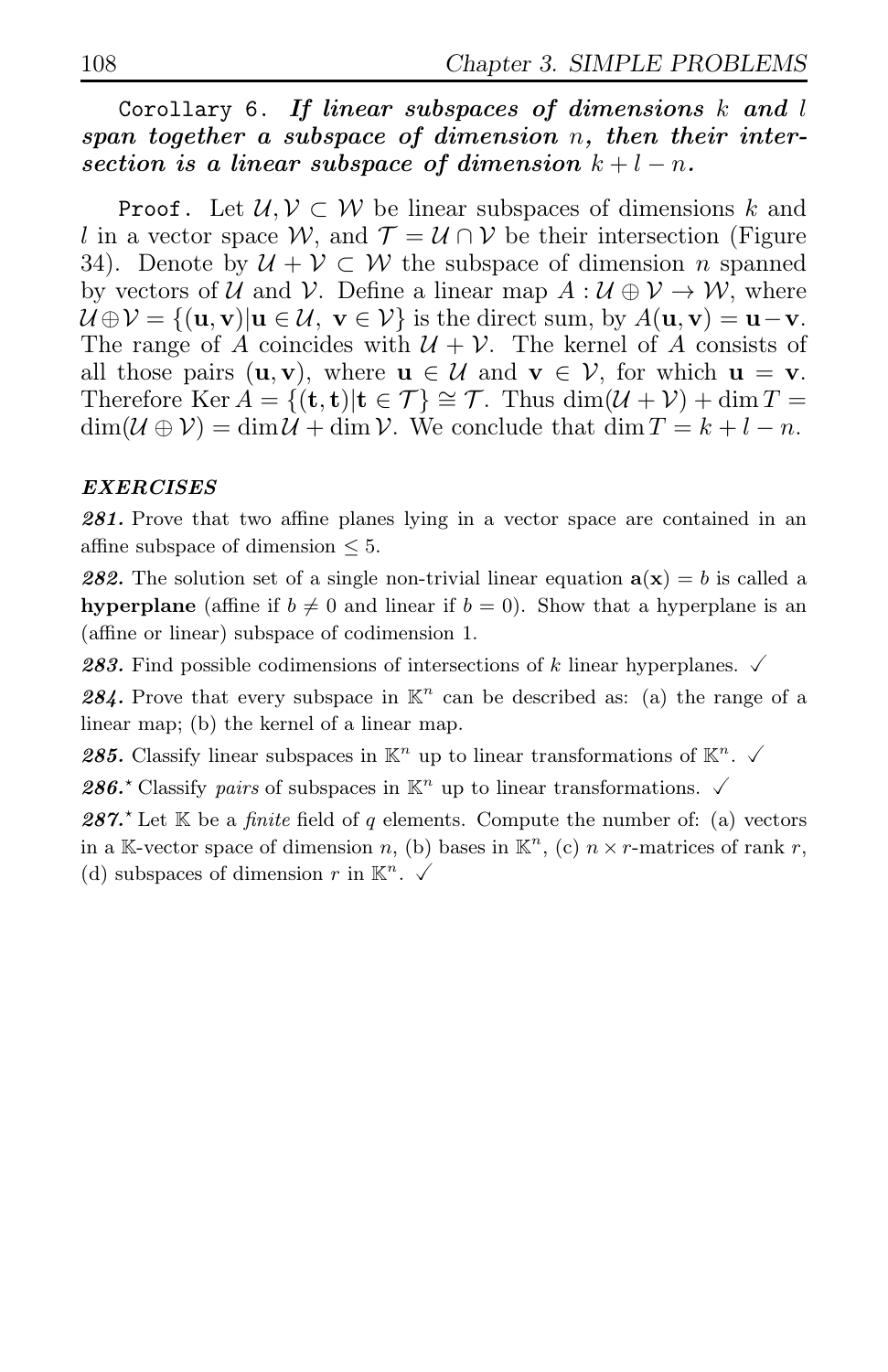Corollary 6. ***If linear subspaces of dimensions $k$ and $l$ span together a subspace of dimension $n$, then their intersection is a linear subspace of dimension $k + l - n$.***

Proof. Let $\mathcal{U}, \mathcal{V} \subset \mathcal{W}$ be linear subspaces of dimensions $k$ and $l$ in a vector space $\mathcal{W}$, and $\mathcal{T} = \mathcal{U} \cap \mathcal{V}$ be their intersection (Figure 34). Denote by $\mathcal{U} + \mathcal{V} \subset \mathcal{W}$ the subspace of dimension $n$ spanned by vectors of $\mathcal{U}$ and $\mathcal{V}$. Define a linear map $A : \mathcal{U} \oplus \mathcal{V} \to \mathcal{W}$, where $\mathcal{U} \oplus \mathcal{V} = \{(\mathbf{u}, \mathbf{v}) | \mathbf{u} \in \mathcal{U},\ \mathbf{v} \in \mathcal{V}\}$ is the direct sum, by $A(\mathbf{u}, \mathbf{v}) = \mathbf{u} - \mathbf{v}$. The range of $A$ coincides with $\mathcal{U} + \mathcal{V}$. The kernel of $A$ consists of all those pairs $(\mathbf{u}, \mathbf{v})$, where $\mathbf{u} \in \mathcal{U}$ and $\mathbf{v} \in \mathcal{V}$, for which $\mathbf{u} = \mathbf{v}$. Therefore $\operatorname{Ker} A = \{(\mathbf{t}, \mathbf{t}) | \mathbf{t} \in \mathcal{T}\} \cong \mathcal{T}$. Thus $\dim(\mathcal{U} + \mathcal{V}) + \dim T = \dim(\mathcal{U} \oplus \mathcal{V}) = \dim \mathcal{U} + \dim \mathcal{V}$. We conclude that $\dim T = k + l - n$.

### *EXERCISES*

***281.*** Prove that two affine planes lying in a vector space are contained in an affine subspace of dimension $\leq 5$.

***282.*** The solution set of a single non-trivial linear equation $\mathbf{a}(\mathbf{x}) = b$ is called a **hyperplane** (affine if $b \neq 0$ and linear if $b = 0$). Show that a hyperplane is an (affine or linear) subspace of codimension 1.

***283.*** Find possible codimensions of intersections of $k$ linear hyperplanes. ✓

***284.*** Prove that every subspace in $\mathbb{K}^n$ can be described as: (a) the range of a linear map; (b) the kernel of a linear map.

***285.*** Classify linear subspaces in $\mathbb{K}^n$ up to linear transformations of $\mathbb{K}^n$. ✓

***286.**** Classify *pairs* of subspaces in $\mathbb{K}^n$ up to linear transformations. ✓

***287.**** Let $\mathbb{K}$ be a *finite* field of $q$ elements. Compute the number of: (a) vectors in a $\mathbb{K}$-vector space of dimension $n$, (b) bases in $\mathbb{K}^n$, (c) $n \times r$-matrices of rank $r$, (d) subspaces of dimension $r$ in $\mathbb{K}^n$. ✓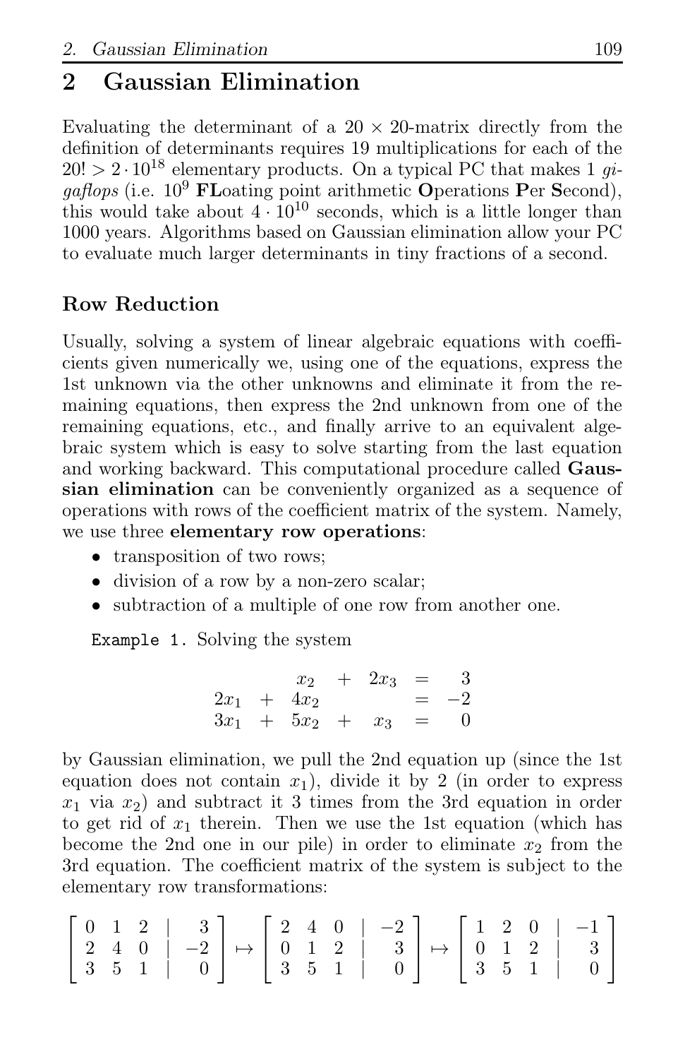# 2 Gaussian Elimination

Evaluating the determinant of a $20 \times 20$-matrix directly from the definition of determinants requires 19 multiplications for each of the $20! > 2 \cdot 10^{18}$ elementary products. On a typical PC that makes 1 *gigaflops* (i.e. $10^9$ **FL**oating point arithmetic **O**perations **P**er **S**econd), this would take about $4 \cdot 10^{10}$ seconds, which is a little longer than 1000 years. Algorithms based on Gaussian elimination allow your PC to evaluate much larger determinants in tiny fractions of a second.

## Row Reduction

Usually, solving a system of linear algebraic equations with coefficients given numerically we, using one of the equations, express the 1st unknown via the other unknowns and eliminate it from the remaining equations, then express the 2nd unknown from one of the remaining equations, etc., and finally arrive to an equivalent algebraic system which is easy to solve starting from the last equation and working backward. This computational procedure called **Gaussian elimination** can be conveniently organized as a sequence of operations with rows of the coefficient matrix of the system. Namely, we use three **elementary row operations**:

- transposition of two rows;
- division of a row by a non-zero scalar;
- subtraction of a multiple of one row from another one.

`Example 1.` Solving the system

$$\begin{array}{rcrcrcr} & & x_2 & + & 2x_3 & = & 3 \\ 2x_1 & + & 4x_2 & & & = & -2 \\ 3x_1 & + & 5x_2 & + & x_3 & = & 0 \end{array}$$

by Gaussian elimination, we pull the 2nd equation up (since the 1st equation does not contain $x_1$), divide it by 2 (in order to express $x_1$ via $x_2$) and subtract it 3 times from the 3rd equation in order to get rid of $x_1$ therein. Then we use the 1st equation (which has become the 2nd one in our pile) in order to eliminate $x_2$ from the 3rd equation. The coefficient matrix of the system is subject to the elementary row transformations:

$$\left[\begin{array}{ccc|r} 0 & 1 & 2 & 3 \\ 2 & 4 & 0 & -2 \\ 3 & 5 & 1 & 0 \end{array}\right] \mapsto \left[\begin{array}{ccc|r} 2 & 4 & 0 & -2 \\ 0 & 1 & 2 & 3 \\ 3 & 5 & 1 & 0 \end{array}\right] \mapsto \left[\begin{array}{ccc|r} 1 & 2 & 0 & -1 \\ 0 & 1 & 2 & 3 \\ 3 & 5 & 1 & 0 \end{array}\right]$$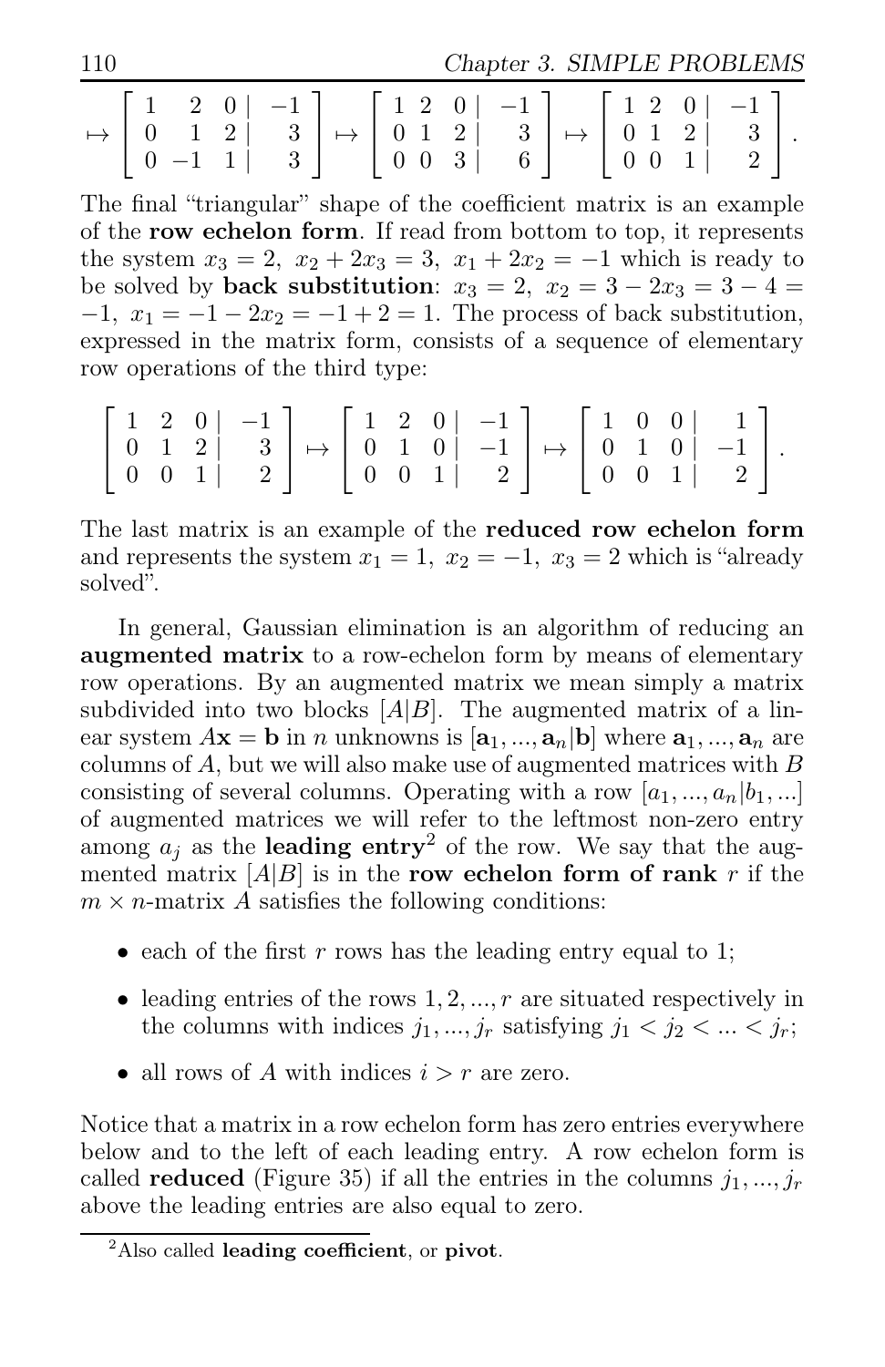$$\mapsto \left[\begin{array}{rrr|r} 1 & 2 & 0 & -1 \\ 0 & 1 & 2 & 3 \\ 0 & -1 & 1 & 3 \end{array}\right] \mapsto \left[\begin{array}{rrr|r} 1 & 2 & 0 & -1 \\ 0 & 1 & 2 & 3 \\ 0 & 0 & 3 & 6 \end{array}\right] \mapsto \left[\begin{array}{rrr|r} 1 & 2 & 0 & -1 \\ 0 & 1 & 2 & 3 \\ 0 & 0 & 1 & 2 \end{array}\right].$$

The final "triangular" shape of the coefficient matrix is an example of the **row echelon form**. If read from bottom to top, it represents the system $x_3 = 2,\ x_2 + 2x_3 = 3,\ x_1 + 2x_2 = -1$ which is ready to be solved by **back substitution**: $x_3 = 2,\ x_2 = 3 - 2x_3 = 3 - 4 = -1,\ x_1 = -1 - 2x_2 = -1 + 2 = 1$. The process of back substitution, expressed in the matrix form, consists of a sequence of elementary row operations of the third type:

$$\left[\begin{array}{rrr|r} 1 & 2 & 0 & -1 \\ 0 & 1 & 2 & 3 \\ 0 & 0 & 1 & 2 \end{array}\right] \mapsto \left[\begin{array}{rrr|r} 1 & 2 & 0 & -1 \\ 0 & 1 & 0 & -1 \\ 0 & 0 & 1 & 2 \end{array}\right] \mapsto \left[\begin{array}{rrr|r} 1 & 0 & 0 & 1 \\ 0 & 1 & 0 & -1 \\ 0 & 0 & 1 & 2 \end{array}\right].$$

The last matrix is an example of the **reduced row echelon form** and represents the system $x_1 = 1,\ x_2 = -1,\ x_3 = 2$ which is "already solved".

In general, Gaussian elimination is an algorithm of reducing an **augmented matrix** to a row-echelon form by means of elementary row operations. By an augmented matrix we mean simply a matrix subdivided into two blocks $[A|B]$. The augmented matrix of a linear system $A\mathbf{x} = \mathbf{b}$ in $n$ unknowns is $[\mathbf{a}_1, ..., \mathbf{a}_n|\mathbf{b}]$ where $\mathbf{a}_1, ..., \mathbf{a}_n$ are columns of $A$, but we will also make use of augmented matrices with $B$ consisting of several columns. Operating with a row $[a_1, ..., a_n|b_1, ...]$ of augmented matrices we will refer to the leftmost non-zero entry among $a_j$ as the **leading entry**[2] of the row. We say that the augmented matrix $[A|B]$ is in the **row echelon form of rank** $r$ if the $m \times n$-matrix $A$ satisfies the following conditions:

- each of the first $r$ rows has the leading entry equal to 1;
- leading entries of the rows $1, 2, ..., r$ are situated respectively in the columns with indices $j_1, ..., j_r$ satisfying $j_1 < j_2 < ... < j_r$;
- all rows of $A$ with indices $i > r$ are zero.

Notice that a matrix in a row echelon form has zero entries everywhere below and to the left of each leading entry. A row echelon form is called **reduced** (Figure 35) if all the entries in the columns $j_1, ..., j_r$ above the leading entries are also equal to zero.

[2] Also called **leading coefficient**, or **pivot**.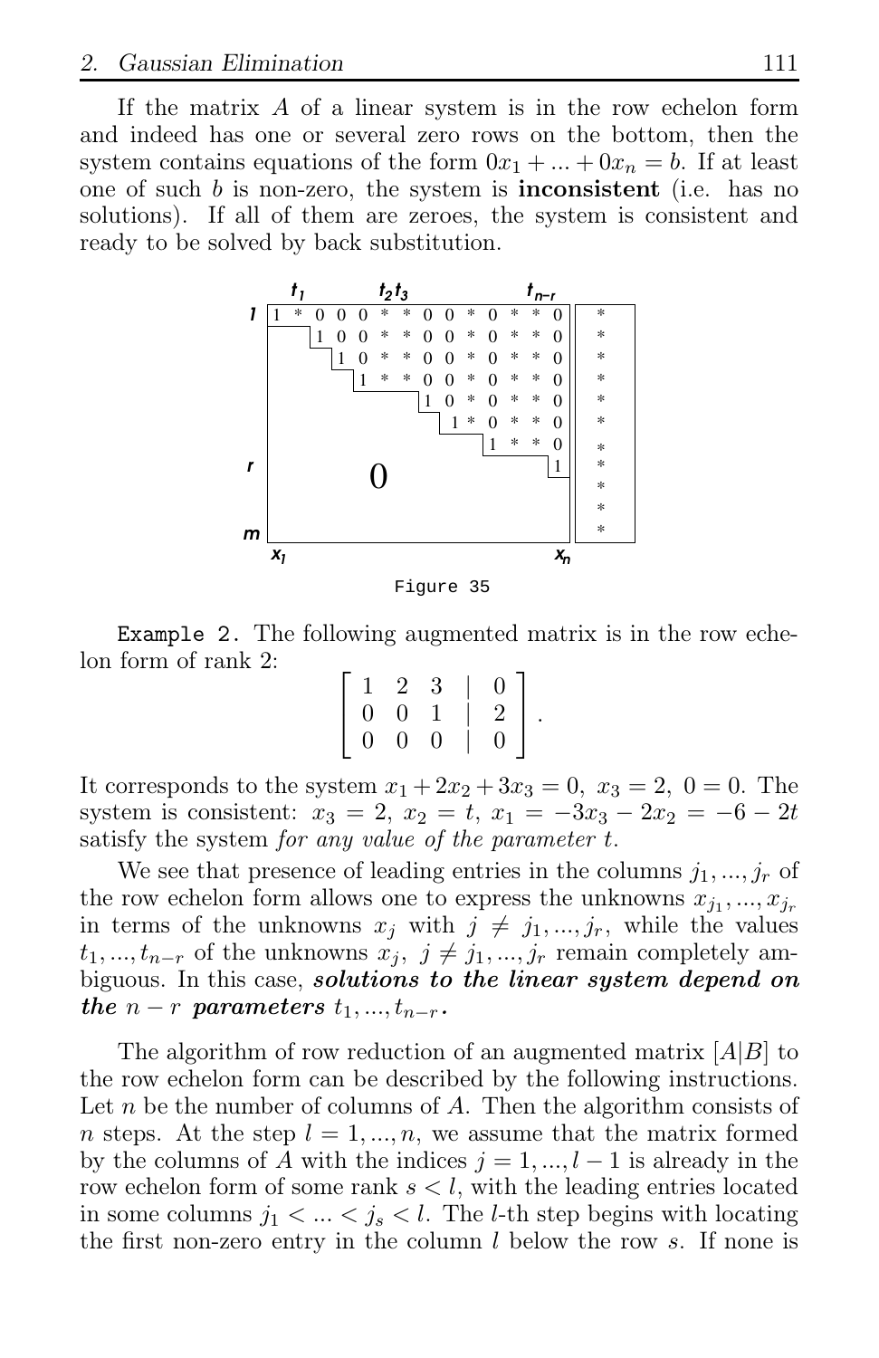If the matrix $A$ of a linear system is in the row echelon form and indeed has one or several zero rows on the bottom, then the system contains equations of the form $0x_1 + ... + 0x_n = b$. If at least one of such $b$ is non-zero, the system is **inconsistent** (i.e. has no solutions). If all of them are zeroes, the system is consistent and ready to be solved by back substitution.

Figure 35

`Example 2.` The following augmented matrix is in the row echelon form of rank 2:

$$\left[ \begin{array}{ccc|c} 1 & 2 & 3 & 0 \\ 0 & 0 & 1 & 2 \\ 0 & 0 & 0 & 0 \end{array} \right].$$

It corresponds to the system $x_1 + 2x_2 + 3x_3 = 0,\ x_3 = 2,\ 0 = 0$. The system is consistent: $x_3 = 2,\ x_2 = t,\ x_1 = -3x_3 - 2x_2 = -6 - 2t$ satisfy the system *for any value of the parameter* $t$.

We see that presence of leading entries in the columns $j_1, ..., j_r$ of the row echelon form allows one to express the unknowns $x_{j_1}, ..., x_{j_r}$ in terms of the unknowns $x_j$ with $j \neq j_1, ..., j_r$, while the values $t_1, ..., t_{n-r}$ of the unknowns $x_j,\ j \neq j_1, ..., j_r$ remain completely ambiguous. In this case, ***solutions to the linear system depend on the*** $n - r$ ***parameters*** $t_1, ..., t_{n-r}$.

The algorithm of row reduction of an augmented matrix $[A|B]$ to the row echelon form can be described by the following instructions. Let $n$ be the number of columns of $A$. Then the algorithm consists of $n$ steps. At the step $l = 1, ..., n$, we assume that the matrix formed by the columns of $A$ with the indices $j = 1, ..., l - 1$ is already in the row echelon form of some rank $s < l$, with the leading entries located in some columns $j_1 < ... < j_s < l$. The $l$-th step begins with locating the first non-zero entry in the column $l$ below the row $s$. If none is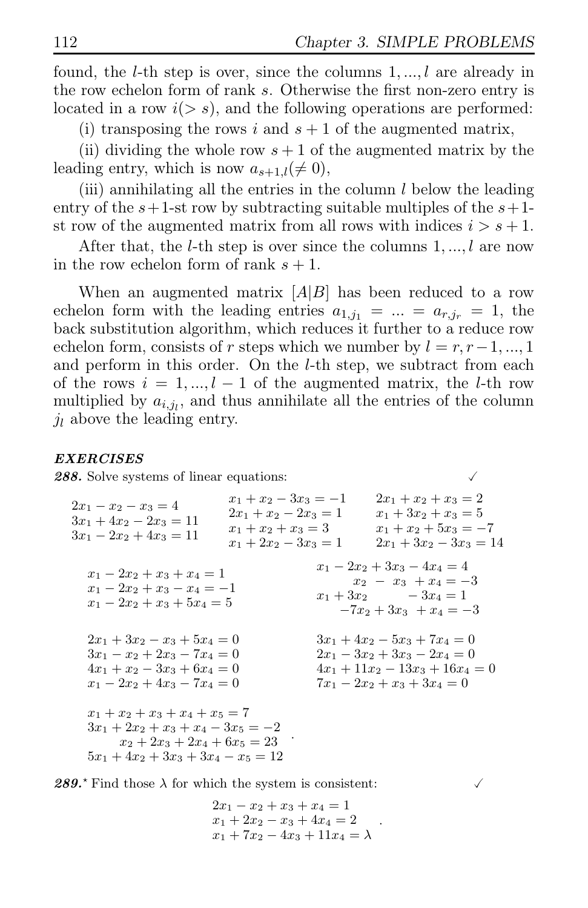found, the $l$-th step is over, since the columns $1,...,l$ are already in the row echelon form of rank $s$. Otherwise the first non-zero entry is located in a row $i(> s)$, and the following operations are performed:

(i) transposing the rows $i$ and $s+1$ of the augmented matrix,

(ii) dividing the whole row $s+1$ of the augmented matrix by the leading entry, which is now $a_{s+1,l}(\neq 0)$,

(iii) annihilating all the entries in the column $l$ below the leading entry of the $s+1$-st row by subtracting suitable multiples of the $s+1$-st row of the augmented matrix from all rows with indices $i > s+1$.

After that, the $l$-th step is over since the columns $1,...,l$ are now in the row echelon form of rank $s+1$.

When an augmented matrix $[A|B]$ has been reduced to a row echelon form with the leading entries $a_{1,j_1} = ... = a_{r,j_r} = 1$, the back substitution algorithm, which reduces it further to a reduce row echelon form, consists of $r$ steps which we number by $l = r, r-1, ..., 1$ and perform in this order. On the $l$-th step, we subtract from each of the rows $i = 1,...,l-1$ of the augmented matrix, the $l$-th row multiplied by $a_{i,j_l}$, and thus annihilate all the entries of the column $j_l$ above the leading entry.

## ***EXERCISES***

***288.*** Solve systems of linear equations: ✓

$$\begin{aligned} 2x_1 - x_2 - x_3 &= 4 \\ 3x_1 + 4x_2 - 2x_3 &= 11 \\ 3x_1 - 2x_2 + 4x_3 &= 11 \end{aligned} \qquad \begin{aligned} x_1 + x_2 - 3x_3 &= -1 \\ 2x_1 + x_2 - 2x_3 &= 1 \\ x_1 + x_2 + x_3 &= 3 \\ x_1 + 2x_2 - 3x_3 &= 1 \end{aligned} \qquad \begin{aligned} 2x_1 + x_2 + x_3 &= 2 \\ x_1 + 3x_2 + x_3 &= 5 \\ x_1 + x_2 + 5x_3 &= -7 \\ 2x_1 + 3x_2 - 3x_3 &= 14 \end{aligned}$$

$$\begin{aligned} x_1 - 2x_2 + x_3 + x_4 &= 1 \\ x_1 - 2x_2 + x_3 - x_4 &= -1 \\ x_1 - 2x_2 + x_3 + 5x_4 &= 5 \end{aligned} \qquad \begin{aligned} x_1 - 2x_2 + 3x_3 - 4x_4 &= 4 \\ x_2 - x_3 + x_4 &= -3 \\ x_1 + 3x_2 \qquad - 3x_4 &= 1 \\ -7x_2 + 3x_3 + x_4 &= -3 \end{aligned}$$

$$\begin{aligned} 2x_1 + 3x_2 - x_3 + 5x_4 &= 0 \\ 3x_1 - x_2 + 2x_3 - 7x_4 &= 0 \\ 4x_1 + x_2 - 3x_3 + 6x_4 &= 0 \\ x_1 - 2x_2 + 4x_3 - 7x_4 &= 0 \end{aligned} \qquad \begin{aligned} 3x_1 + 4x_2 - 5x_3 + 7x_4 &= 0 \\ 2x_1 - 3x_2 + 3x_3 - 2x_4 &= 0 \\ 4x_1 + 11x_2 - 13x_3 + 16x_4 &= 0 \\ 7x_1 - 2x_2 + x_3 + 3x_4 &= 0 \end{aligned}$$

$$\begin{aligned} x_1 + x_2 + x_3 + x_4 + x_5 &= 7 \\ 3x_1 + 2x_2 + x_3 + x_4 - 3x_5 &= -2 \\ x_2 + 2x_3 + 2x_4 + 6x_5 &= 23 \\ 5x_1 + 4x_2 + 3x_3 + 3x_4 - x_5 &= 12 \end{aligned}.$$

***289.**** Find those $\lambda$ for which the system is consistent: ✓

$$\begin{aligned} 2x_1 - x_2 + x_3 + x_4 &= 1 \\ x_1 + 2x_2 - x_3 + 4x_4 &= 2 \\ x_1 + 7x_2 - 4x_3 + 11x_4 &= \lambda \end{aligned}.$$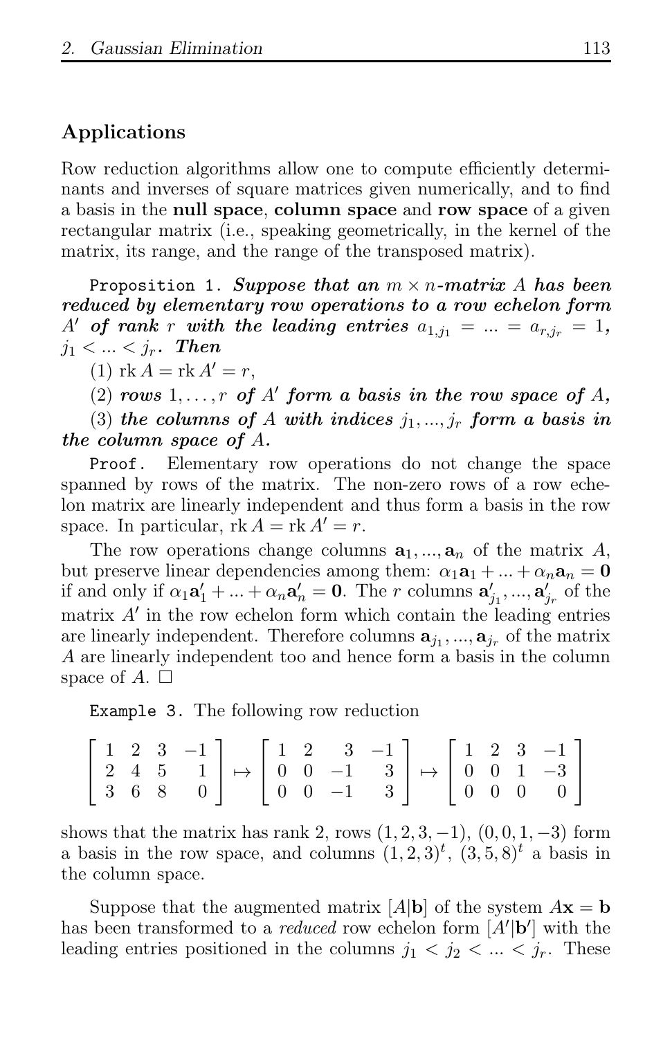## Applications

Row reduction algorithms allow one to compute efficiently determinants and inverses of square matrices given numerically, and to find a basis in the **null space**, **column space** and **row space** of a given rectangular matrix (i.e., speaking geometrically, in the kernel of the matrix, its range, and the range of the transposed matrix).

`Proposition 1.` ***Suppose that an $m \times n$-matrix $A$ has been reduced by elementary row operations to a row echelon form $A'$ of rank $r$ with the leading entries $a_{1,j_1} = \dots = a_{r,j_r} = 1$, $j_1 < \dots < j_r$. Then***

(1) $\operatorname{rk} A = \operatorname{rk} A' = r$,

(2) ***rows*** $1, \dots, r$ ***of*** $A'$ ***form a basis in the row space of*** $A$,

(3) ***the columns of*** $A$ ***with indices*** $j_1, \dots, j_r$ ***form a basis in the column space of*** $A$.

`Proof.` Elementary row operations do not change the space spanned by rows of the matrix. The non-zero rows of a row echelon matrix are linearly independent and thus form a basis in the row space. In particular, $\operatorname{rk} A = \operatorname{rk} A' = r$.

The row operations change columns $\mathbf{a}_1, \dots, \mathbf{a}_n$ of the matrix $A$, but preserve linear dependencies among them: $\alpha_1 \mathbf{a}_1 + \dots + \alpha_n \mathbf{a}_n = \mathbf{0}$ if and only if $\alpha_1 \mathbf{a}'_1 + \dots + \alpha_n \mathbf{a}'_n = \mathbf{0}$. The $r$ columns $\mathbf{a}'_{j_1}, \dots, \mathbf{a}'_{j_r}$ of the matrix $A'$ in the row echelon form which contain the leading entries are linearly independent. Therefore columns $\mathbf{a}_{j_1}, \dots, \mathbf{a}_{j_r}$ of the matrix $A$ are linearly independent too and hence form a basis in the column space of $A$. $\square$

`Example 3.` The following row reduction

$$\begin{bmatrix} 1 & 2 & 3 & -1 \\ 2 & 4 & 5 & 1 \\ 3 & 6 & 8 & 0 \end{bmatrix} \mapsto \begin{bmatrix} 1 & 2 & 3 & -1 \\ 0 & 0 & -1 & 3 \\ 0 & 0 & -1 & 3 \end{bmatrix} \mapsto \begin{bmatrix} 1 & 2 & 3 & -1 \\ 0 & 0 & 1 & -3 \\ 0 & 0 & 0 & 0 \end{bmatrix}$$

shows that the matrix has rank 2, rows $(1, 2, 3, -1)$, $(0, 0, 1, -3)$ form a basis in the row space, and columns $(1, 2, 3)^t$, $(3, 5, 8)^t$ a basis in the column space.

Suppose that the augmented matrix $[A|\mathbf{b}]$ of the system $A\mathbf{x} = \mathbf{b}$ has been transformed to a *reduced* row echelon form $[A'|\mathbf{b}']$ with the leading entries positioned in the columns $j_1 < j_2 < \dots < j_r$. These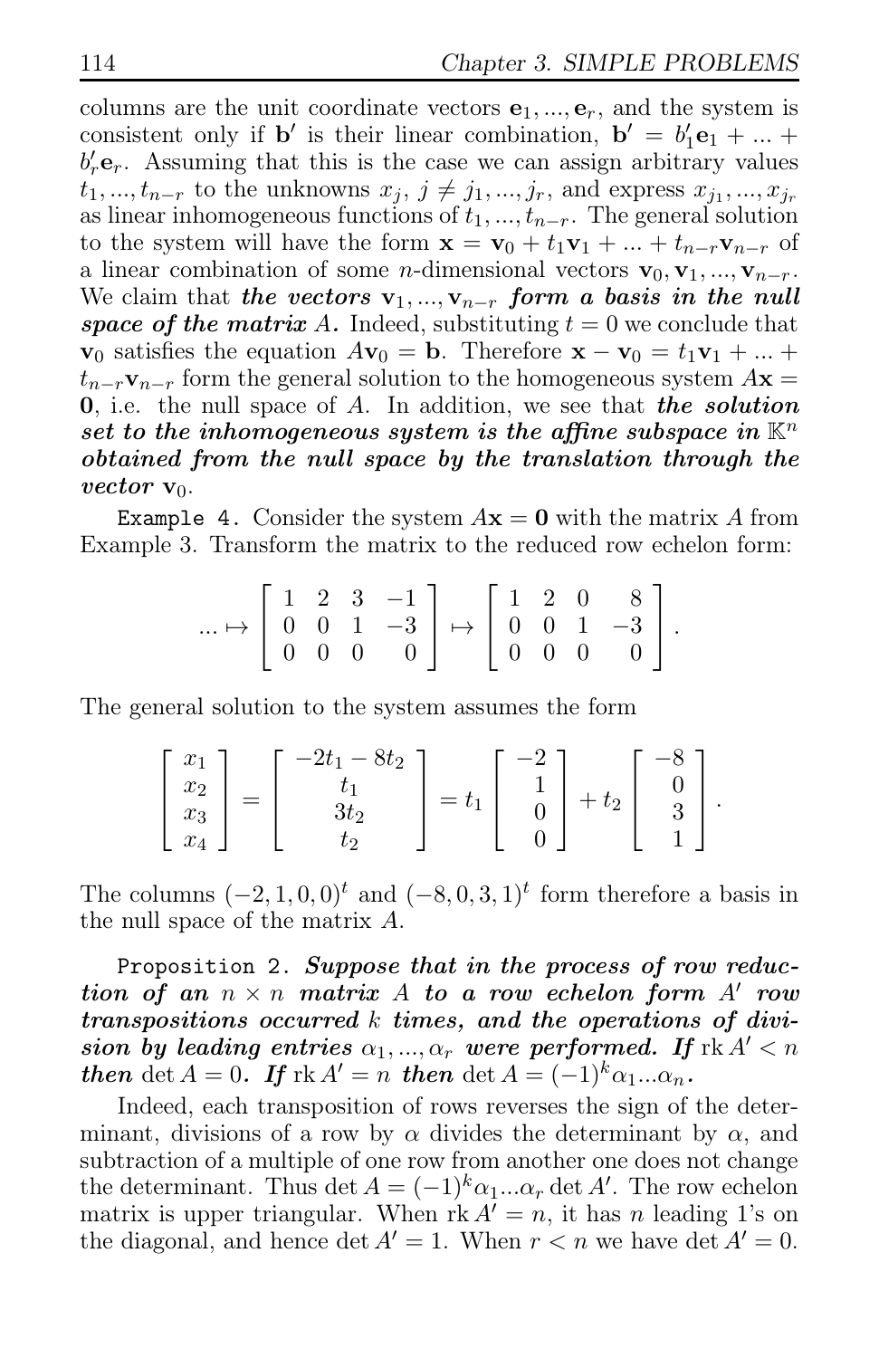columns are the unit coordinate vectors $\mathbf{e}_1, ..., \mathbf{e}_r$, and the system is consistent only if $\mathbf{b}'$ is their linear combination, $\mathbf{b}' = b'_1\mathbf{e}_1 + ... + b'_r\mathbf{e}_r$. Assuming that this is the case we can assign arbitrary values $t_1, ..., t_{n-r}$ to the unknowns $x_j$, $j \neq j_1, ..., j_r$, and express $x_{j_1}, ..., x_{j_r}$ as linear inhomogeneous functions of $t_1, ..., t_{n-r}$. The general solution to the system will have the form $\mathbf{x} = \mathbf{v}_0 + t_1\mathbf{v}_1 + ... + t_{n-r}\mathbf{v}_{n-r}$ of a linear combination of some $n$-dimensional vectors $\mathbf{v}_0, \mathbf{v}_1, ..., \mathbf{v}_{n-r}$. We claim that ***the vectors*** $\mathbf{v}_1, ..., \mathbf{v}_{n-r}$ ***form a basis in the null space of the matrix*** $A$. Indeed, substituting $t = 0$ we conclude that $\mathbf{v}_0$ satisfies the equation $A\mathbf{v}_0 = \mathbf{b}$. Therefore $\mathbf{x} - \mathbf{v}_0 = t_1\mathbf{v}_1 + ... + t_{n-r}\mathbf{v}_{n-r}$ form the general solution to the homogeneous system $A\mathbf{x} = \mathbf{0}$, i.e. the null space of $A$. In addition, we see that ***the solution set to the inhomogeneous system is the affine subspace in*** $\mathbb{K}^n$ ***obtained from the null space by the translation through the vector*** $\mathbf{v}_0$.

`Example 4.` Consider the system $A\mathbf{x} = \mathbf{0}$ with the matrix $A$ from Example 3. Transform the matrix to the reduced row echelon form:

$$... \mapsto \begin{bmatrix} 1 & 2 & 3 & -1 \\ 0 & 0 & 1 & -3 \\ 0 & 0 & 0 & 0 \end{bmatrix} \mapsto \begin{bmatrix} 1 & 2 & 0 & 8 \\ 0 & 0 & 1 & -3 \\ 0 & 0 & 0 & 0 \end{bmatrix}.$$

The general solution to the system assumes the form

$$\begin{bmatrix} x_1 \\ x_2 \\ x_3 \\ x_4 \end{bmatrix} = \begin{bmatrix} -2t_1 - 8t_2 \\ t_1 \\ 3t_2 \\ t_2 \end{bmatrix} = t_1 \begin{bmatrix} -2 \\ 1 \\ 0 \\ 0 \end{bmatrix} + t_2 \begin{bmatrix} -8 \\ 0 \\ 3 \\ 1 \end{bmatrix}.$$

The columns $(-2, 1, 0, 0)^t$ and $(-8, 0, 3, 1)^t$ form therefore a basis in the null space of the matrix $A$.

`Proposition 2.` ***Suppose that in the process of row reduction of an*** $n \times n$ ***matrix*** $A$ ***to a row echelon form*** $A'$ ***row transpositions occurred*** $k$ ***times, and the operations of division by leading entries*** $\alpha_1, ..., \alpha_r$ ***were performed. If*** $\operatorname{rk} A' < n$ ***then*** $\det A = 0$***. If*** $\operatorname{rk} A' = n$ ***then*** $\det A = (-1)^k \alpha_1 ... \alpha_n$***.***

Indeed, each transposition of rows reverses the sign of the determinant, divisions of a row by $\alpha$ divides the determinant by $\alpha$, and subtraction of a multiple of one row from another one does not change the determinant. Thus $\det A = (-1)^k \alpha_1 ... \alpha_r \det A'$. The row echelon matrix is upper triangular. When $\operatorname{rk} A' = n$, it has $n$ leading 1's on the diagonal, and hence $\det A' = 1$. When $r < n$ we have $\det A' = 0$.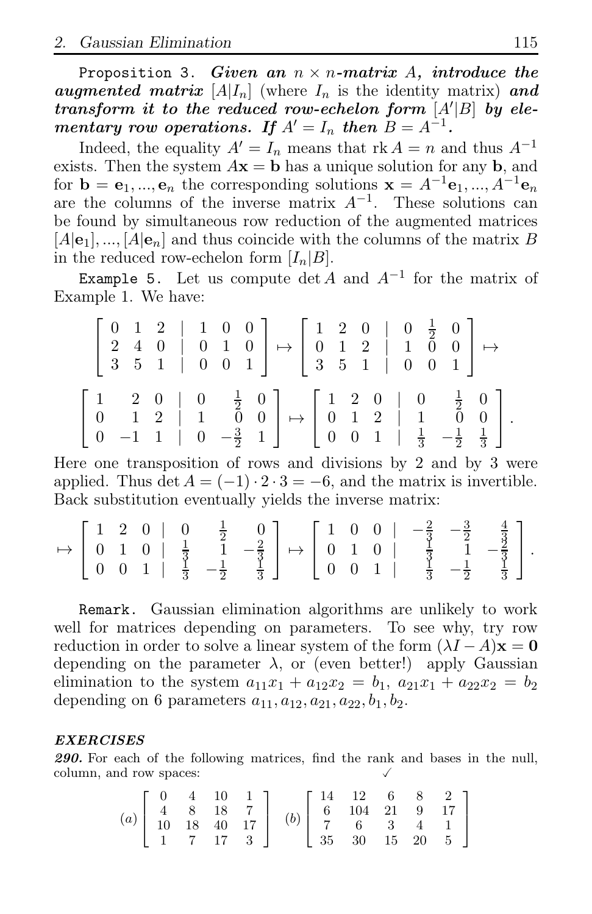`Proposition 3.` ***Given an $n \times n$-matrix $A$, introduce the augmented matrix $[A|I_n]$*** (where $I_n$ is the identity matrix) ***and transform it to the reduced row-echelon form $[A'|B]$ by elementary row operations. If $A' = I_n$ then $B = A^{-1}$.***

Indeed, the equality $A' = I_n$ means that $\operatorname{rk} A = n$ and thus $A^{-1}$ exists. Then the system $A\mathbf{x} = \mathbf{b}$ has a unique solution for any $\mathbf{b}$, and for $\mathbf{b} = \mathbf{e}_1, ..., \mathbf{e}_n$ the corresponding solutions $\mathbf{x} = A^{-1}\mathbf{e}_1, ..., A^{-1}\mathbf{e}_n$ are the columns of the inverse matrix $A^{-1}$. These solutions can be found by simultaneous row reduction of the augmented matrices $[A|\mathbf{e}_1], ..., [A|\mathbf{e}_n]$ and thus coincide with the columns of the matrix $B$ in the reduced row-echelon form $[I_n|B]$.

`Example 5.` Let us compute $\det A$ and $A^{-1}$ for the matrix of Example 1. We have:

$$\left[\begin{array}{ccc|ccc} 0 & 1 & 2 & 1 & 0 & 0 \\ 2 & 4 & 0 & 0 & 1 & 0 \\ 3 & 5 & 1 & 0 & 0 & 1 \end{array}\right] \mapsto \left[\begin{array}{ccc|ccc} 1 & 2 & 0 & 0 & \frac{1}{2} & 0 \\ 0 & 1 & 2 & 1 & 0 & 0 \\ 3 & 5 & 1 & 0 & 0 & 1 \end{array}\right] \mapsto$$

$$\left[\begin{array}{ccc|ccc} 1 & 2 & 0 & 0 & \frac{1}{2} & 0 \\ 0 & 1 & 2 & 1 & 0 & 0 \\ 0 & -1 & 1 & 0 & -\frac{3}{2} & 1 \end{array}\right] \mapsto \left[\begin{array}{ccc|ccc} 1 & 2 & 0 & 0 & \frac{1}{2} & 0 \\ 0 & 1 & 2 & 1 & 0 & 0 \\ 0 & 0 & 1 & \frac{1}{3} & -\frac{1}{2} & \frac{1}{3} \end{array}\right].$$

Here one transposition of rows and divisions by 2 and by 3 were applied. Thus $\det A = (-1) \cdot 2 \cdot 3 = -6$, and the matrix is invertible. Back substitution eventually yields the inverse matrix:

$$\mapsto \left[\begin{array}{ccc|ccc} 1 & 2 & 0 & 0 & \frac{1}{2} & 0 \\ 0 & 1 & 0 & \frac{1}{3} & 1 & -\frac{2}{3} \\ 0 & 0 & 1 & \frac{1}{3} & -\frac{1}{2} & \frac{1}{3} \end{array}\right] \mapsto \left[\begin{array}{ccc|ccc} 1 & 0 & 0 & -\frac{2}{3} & -\frac{3}{2} & \frac{4}{3} \\ 0 & 1 & 0 & \frac{1}{3} & 1 & -\frac{2}{3} \\ 0 & 0 & 1 & \frac{1}{3} & -\frac{1}{2} & \frac{1}{3} \end{array}\right].$$

`Remark.` Gaussian elimination algorithms are unlikely to work well for matrices depending on parameters. To see why, try row reduction in order to solve a linear system of the form $(\lambda I - A)\mathbf{x} = \mathbf{0}$ depending on the parameter $\lambda$, or (even better!) apply Gaussian elimination to the system $a_{11}x_1 + a_{12}x_2 = b_1$, $a_{21}x_1 + a_{22}x_2 = b_2$ depending on 6 parameters $a_{11}, a_{12}, a_{21}, a_{22}, b_1, b_2$.

### *EXERCISES*

***290.*** For each of the following matrices, find the rank and bases in the null, column, and row spaces: ✓

$$(a) \begin{bmatrix} 0 & 4 & 10 & 1 \\ 4 & 8 & 18 & 7 \\ 10 & 18 & 40 & 17 \\ 1 & 7 & 17 & 3 \end{bmatrix} \quad (b) \begin{bmatrix} 14 & 12 & 6 & 8 & 2 \\ 6 & 104 & 21 & 9 & 17 \\ 7 & 6 & 3 & 4 & 1 \\ 35 & 30 & 15 & 20 & 5 \end{bmatrix}$$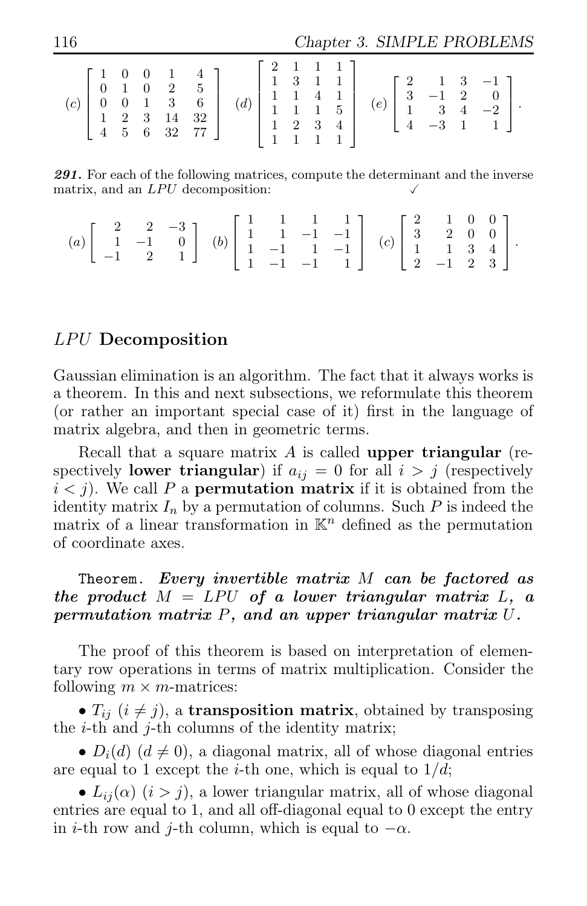$$(c) \begin{bmatrix} 1 & 0 & 0 & 1 & 4 \\ 0 & 1 & 0 & 2 & 5 \\ 0 & 0 & 1 & 3 & 6 \\ 1 & 2 & 3 & 14 & 32 \\ 4 & 5 & 6 & 32 & 77 \end{bmatrix} \quad (d) \begin{bmatrix} 2 & 1 & 1 & 1 \\ 1 & 3 & 1 & 1 \\ 1 & 1 & 4 & 1 \\ 1 & 1 & 1 & 5 \\ 1 & 2 & 3 & 4 \\ 1 & 1 & 1 & 1 \end{bmatrix} \quad (e) \begin{bmatrix} 2 & 1 & 3 & -1 \\ 3 & -1 & 2 & 0 \\ 1 & 3 & 4 & -2 \\ 4 & -3 & 1 & 1 \end{bmatrix}.$$

***291.*** For each of the following matrices, compute the determinant and the inverse matrix, and an $LPU$ decomposition: ✓

$$(a) \begin{bmatrix} 2 & 2 & -3 \\ 1 & -1 & 0 \\ -1 & 2 & 1 \end{bmatrix} \quad (b) \begin{bmatrix} 1 & 1 & 1 & 1 \\ 1 & 1 & -1 & -1 \\ 1 & -1 & 1 & -1 \\ 1 & -1 & -1 & 1 \end{bmatrix} \quad (c) \begin{bmatrix} 2 & 1 & 0 & 0 \\ 3 & 2 & 0 & 0 \\ 1 & 1 & 3 & 4 \\ 2 & -1 & 2 & 3 \end{bmatrix}.$$

## $LPU$ Decomposition

Gaussian elimination is an algorithm. The fact that it always works is a theorem. In this and next subsections, we reformulate this theorem (or rather an important special case of it) first in the language of matrix algebra, and then in geometric terms.

Recall that a square matrix $A$ is called **upper triangular** (respectively **lower triangular**) if $a_{ij} = 0$ for all $i > j$ (respectively $i < j$). We call $P$ a **permutation matrix** if it is obtained from the identity matrix $I_n$ by a permutation of columns. Such $P$ is indeed the matrix of a linear transformation in $\mathbb{K}^n$ defined as the permutation of coordinate axes.

`Theorem.` ***Every invertible matrix $M$ can be factored as the product $M = LPU$ of a lower triangular matrix $L$, a permutation matrix $P$, and an upper triangular matrix $U$.***

The proof of this theorem is based on interpretation of elementary row operations in terms of matrix multiplication. Consider the following $m \times m$-matrices:

- $T_{ij}$ $(i \neq j)$, a **transposition matrix**, obtained by transposing the $i$-th and $j$-th columns of the identity matrix;
- $D_i(d)$ $(d \neq 0)$, a diagonal matrix, all of whose diagonal entries are equal to 1 except the $i$-th one, which is equal to $1/d$;
- $L_{ij}(\alpha)$ $(i > j)$, a lower triangular matrix, all of whose diagonal entries are equal to 1, and all off-diagonal equal to 0 except the entry in $i$-th row and $j$-th column, which is equal to $-\alpha$.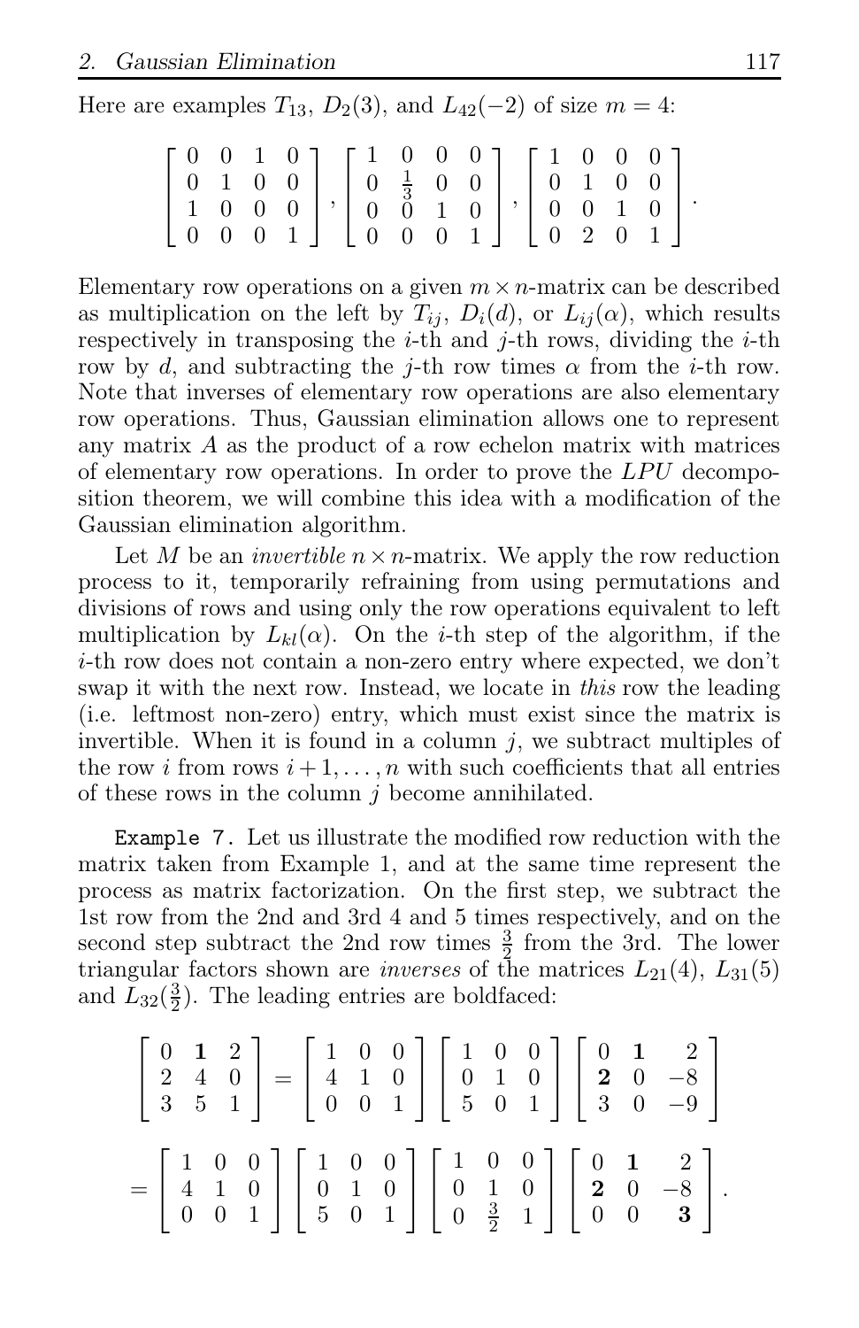Here are examples $T_{13}$, $D_2(3)$, and $L_{42}(-2)$ of size $m = 4$:

$$\begin{bmatrix} 0 & 0 & 1 & 0 \\ 0 & 1 & 0 & 0 \\ 1 & 0 & 0 & 0 \\ 0 & 0 & 0 & 1 \end{bmatrix}, \begin{bmatrix} 1 & 0 & 0 & 0 \\ 0 & \frac{1}{3} & 0 & 0 \\ 0 & 0 & 1 & 0 \\ 0 & 0 & 0 & 1 \end{bmatrix}, \begin{bmatrix} 1 & 0 & 0 & 0 \\ 0 & 1 & 0 & 0 \\ 0 & 0 & 1 & 0 \\ 0 & 2 & 0 & 1 \end{bmatrix}.$$

Elementary row operations on a given $m \times n$-matrix can be described as multiplication on the left by $T_{ij}$, $D_i(d)$, or $L_{ij}(\alpha)$, which results respectively in transposing the $i$-th and $j$-th rows, dividing the $i$-th row by $d$, and subtracting the $j$-th row times $\alpha$ from the $i$-th row. Note that inverses of elementary row operations are also elementary row operations. Thus, Gaussian elimination allows one to represent any matrix $A$ as the product of a row echelon matrix with matrices of elementary row operations. In order to prove the $LPU$ decomposition theorem, we will combine this idea with a modification of the Gaussian elimination algorithm.

Let $M$ be an *invertible* $n \times n$-matrix. We apply the row reduction process to it, temporarily refraining from using permutations and divisions of rows and using only the row operations equivalent to left multiplication by $L_{kl}(\alpha)$. On the $i$-th step of the algorithm, if the $i$-th row does not contain a non-zero entry where expected, we don't swap it with the next row. Instead, we locate in *this* row the leading (i.e. leftmost non-zero) entry, which must exist since the matrix is invertible. When it is found in a column $j$, we subtract multiples of the row $i$ from rows $i+1, \ldots, n$ with such coefficients that all entries of these rows in the column $j$ become annihilated.

`Example 7.` Let us illustrate the modified row reduction with the matrix taken from Example 1, and at the same time represent the process as matrix factorization. On the first step, we subtract the 1st row from the 2nd and 3rd 4 and 5 times respectively, and on the second step subtract the 2nd row times $\frac{3}{2}$ from the 3rd. The lower triangular factors shown are *inverses* of the matrices $L_{21}(4)$, $L_{31}(5)$ and $L_{32}(\frac{3}{2})$. The leading entries are boldfaced:

$$\begin{bmatrix} 0 & \mathbf{1} & 2 \\ 2 & 4 & 0 \\ 3 & 5 & 1 \end{bmatrix} = \begin{bmatrix} 1 & 0 & 0 \\ 4 & 1 & 0 \\ 0 & 0 & 1 \end{bmatrix} \begin{bmatrix} 1 & 0 & 0 \\ 0 & 1 & 0 \\ 5 & 0 & 1 \end{bmatrix} \begin{bmatrix} 0 & \mathbf{1} & 2 \\ \mathbf{2} & 0 & -8 \\ 3 & 0 & -9 \end{bmatrix}$$

$$= \begin{bmatrix} 1 & 0 & 0 \\ 4 & 1 & 0 \\ 0 & 0 & 1 \end{bmatrix} \begin{bmatrix} 1 & 0 & 0 \\ 0 & 1 & 0 \\ 5 & 0 & 1 \end{bmatrix} \begin{bmatrix} 1 & 0 & 0 \\ 0 & 1 & 0 \\ 0 & \frac{3}{2} & 1 \end{bmatrix} \begin{bmatrix} 0 & \mathbf{1} & 2 \\ \mathbf{2} & 0 & -8 \\ 0 & 0 & \mathbf{3} \end{bmatrix}.$$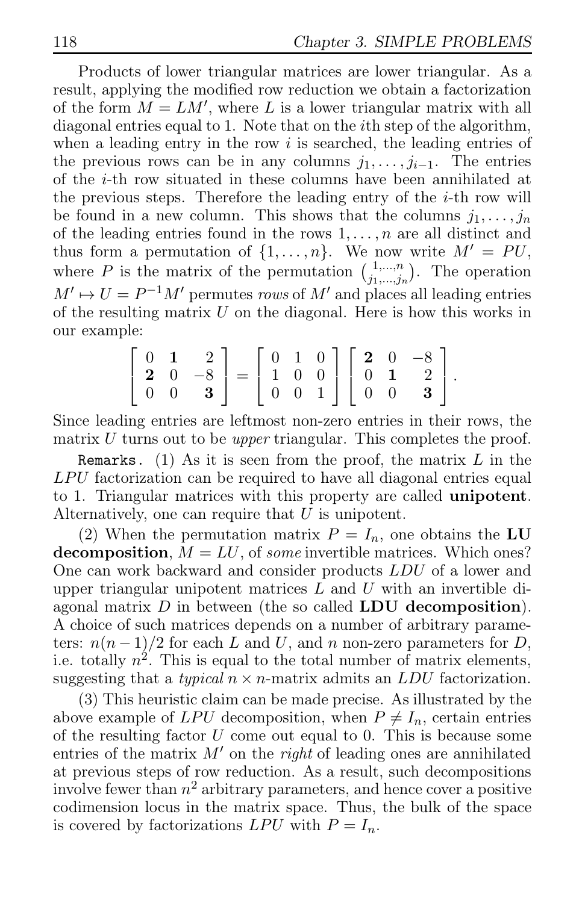Products of lower triangular matrices are lower triangular. As a result, applying the modified row reduction we obtain a factorization of the form $M = LM'$, where $L$ is a lower triangular matrix with all diagonal entries equal to 1. Note that on the $i$th step of the algorithm, when a leading entry in the row $i$ is searched, the leading entries of the previous rows can be in any columns $j_1, \dots, j_{i-1}$. The entries of the $i$-th row situated in these columns have been annihilated at the previous steps. Therefore the leading entry of the $i$-th row will be found in a new column. This shows that the columns $j_1, \dots, j_n$ of the leading entries found in the rows $1, \dots, n$ are all distinct and thus form a permutation of $\{1, \dots, n\}$. We now write $M' = PU$, where $P$ is the matrix of the permutation $\binom{1,\dots,n}{j_1,\dots,j_n}$. The operation $M' \mapsto U = P^{-1}M'$ permutes *rows* of $M'$ and places all leading entries of the resulting matrix $U$ on the diagonal. Here is how this works in our example:

$$\begin{bmatrix} 0 & \mathbf{1} & 2 \\ \mathbf{2} & 0 & -8 \\ 0 & 0 & \mathbf{3} \end{bmatrix} = \begin{bmatrix} 0 & 1 & 0 \\ 1 & 0 & 0 \\ 0 & 0 & 1 \end{bmatrix} \begin{bmatrix} \mathbf{2} & 0 & -8 \\ 0 & \mathbf{1} & 2 \\ 0 & 0 & \mathbf{3} \end{bmatrix}.$$

Since leading entries are leftmost non-zero entries in their rows, the matrix $U$ turns out to be *upper* triangular. This completes the proof.

`Remarks.` (1) As it is seen from the proof, the matrix $L$ in the $LPU$ factorization can be required to have all diagonal entries equal to 1. Triangular matrices with this property are called **unipotent**. Alternatively, one can require that $U$ is unipotent.

(2) When the permutation matrix $P = I_n$, one obtains the **LU decomposition**, $M = LU$, of *some* invertible matrices. Which ones? One can work backward and consider products $LDU$ of a lower and upper triangular unipotent matrices $L$ and $U$ with an invertible diagonal matrix $D$ in between (the so called **LDU decomposition**). A choice of such matrices depends on a number of arbitrary parameters: $n(n-1)/2$ for each $L$ and $U$, and $n$ non-zero parameters for $D$, i.e. totally $n^2$. This is equal to the total number of matrix elements, suggesting that a *typical* $n \times n$-matrix admits an $LDU$ factorization.

(3) This heuristic claim can be made precise. As illustrated by the above example of $LPU$ decomposition, when $P \neq I_n$, certain entries of the resulting factor $U$ come out equal to 0. This is because some entries of the matrix $M'$ on the *right* of leading ones are annihilated at previous steps of row reduction. As a result, such decompositions involve fewer than $n^2$ arbitrary parameters, and hence cover a positive codimension locus in the matrix space. Thus, the bulk of the space is covered by factorizations $LPU$ with $P = I_n$.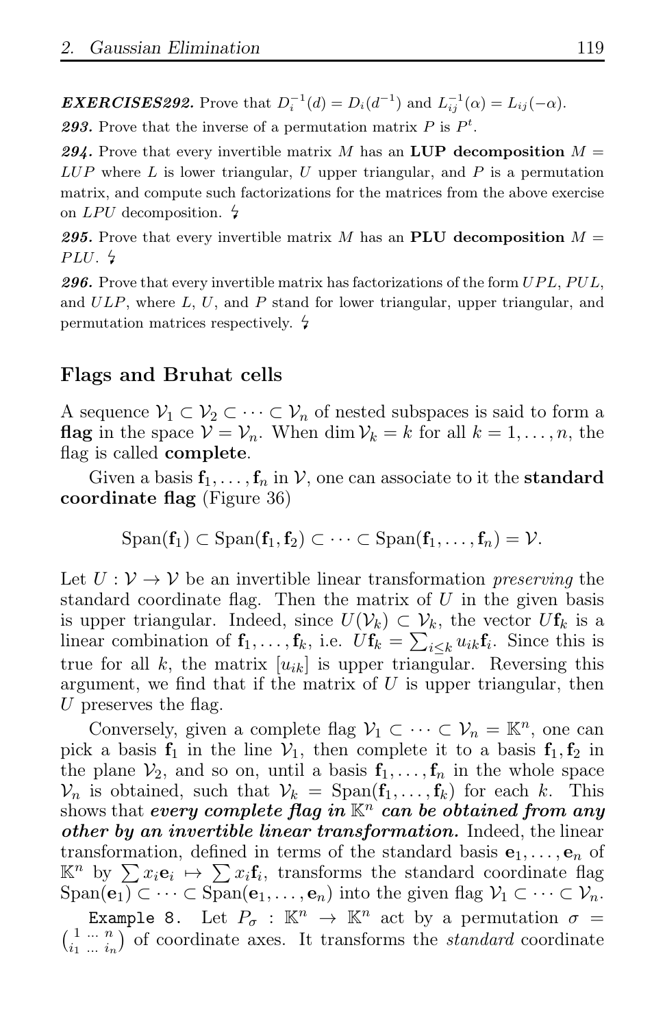***EXERCISES292.*** Prove that $D_i^{-1}(d) = D_i(d^{-1})$ and $L_{ij}^{-1}(\alpha) = L_{ij}(-\alpha)$.

***293.*** Prove that the inverse of a permutation matrix $P$ is $P^t$.

***294.*** Prove that every invertible matrix $M$ has an **LUP decomposition** $M = LUP$ where $L$ is lower triangular, $U$ upper triangular, and $P$ is a permutation matrix, and compute such factorizations for the matrices from the above exercise on $LPU$ decomposition. ϟ

***295.*** Prove that every invertible matrix $M$ has an **PLU decomposition** $M = PLU$. ϟ

***296.*** Prove that every invertible matrix has factorizations of the form $UPL$, $PUL$, and $ULP$, where $L$, $U$, and $P$ stand for lower triangular, upper triangular, and permutation matrices respectively. ϟ

## Flags and Bruhat cells

A sequence $\mathcal{V}_1 \subset \mathcal{V}_2 \subset \cdots \subset \mathcal{V}_n$ of nested subspaces is said to form a **flag** in the space $\mathcal{V} = \mathcal{V}_n$. When $\dim \mathcal{V}_k = k$ for all $k = 1, \ldots, n$, the flag is called **complete**.

Given a basis $\mathbf{f}_1, \ldots, \mathbf{f}_n$ in $\mathcal{V}$, one can associate to it the **standard coordinate flag** (Figure 36)

$$\text{Span}(\mathbf{f}_1) \subset \text{Span}(\mathbf{f}_1, \mathbf{f}_2) \subset \cdots \subset \text{Span}(\mathbf{f}_1, \ldots, \mathbf{f}_n) = \mathcal{V}.$$

Let $U : \mathcal{V} \to \mathcal{V}$ be an invertible linear transformation *preserving* the standard coordinate flag. Then the matrix of $U$ in the given basis is upper triangular. Indeed, since $U(\mathcal{V}_k) \subset \mathcal{V}_k$, the vector $U\mathbf{f}_k$ is a linear combination of $\mathbf{f}_1, \ldots, \mathbf{f}_k$, i.e. $U\mathbf{f}_k = \sum_{i \leq k} u_{ik}\mathbf{f}_i$. Since this is true for all $k$, the matrix $[u_{ik}]$ is upper triangular. Reversing this argument, we find that if the matrix of $U$ is upper triangular, then $U$ preserves the flag.

Conversely, given a complete flag $\mathcal{V}_1 \subset \cdots \subset \mathcal{V}_n = \mathbb{K}^n$, one can pick a basis $\mathbf{f}_1$ in the line $\mathcal{V}_1$, then complete it to a basis $\mathbf{f}_1, \mathbf{f}_2$ in the plane $\mathcal{V}_2$, and so on, until a basis $\mathbf{f}_1, \ldots, \mathbf{f}_n$ in the whole space $\mathcal{V}_n$ is obtained, such that $\mathcal{V}_k = \text{Span}(\mathbf{f}_1, \ldots, \mathbf{f}_k)$ for each $k$. This shows that ***every complete flag in $\mathbb{K}^n$ can be obtained from any other by an invertible linear transformation.*** Indeed, the linear transformation, defined in terms of the standard basis $\mathbf{e}_1, \ldots, \mathbf{e}_n$ of $\mathbb{K}^n$ by $\sum x_i \mathbf{e}_i \mapsto \sum x_i \mathbf{f}_i$, transforms the standard coordinate flag $\text{Span}(\mathbf{e}_1) \subset \cdots \subset \text{Span}(\mathbf{e}_1, \ldots, \mathbf{e}_n)$ into the given flag $\mathcal{V}_1 \subset \cdots \subset \mathcal{V}_n$.

`Example 8.` Let $P_\sigma : \mathbb{K}^n \to \mathbb{K}^n$ act by a permutation $\sigma = \binom{1\ \ldots\ n}{i_1\ \ldots\ i_n}$ of coordinate axes. It transforms the *standard* coordinate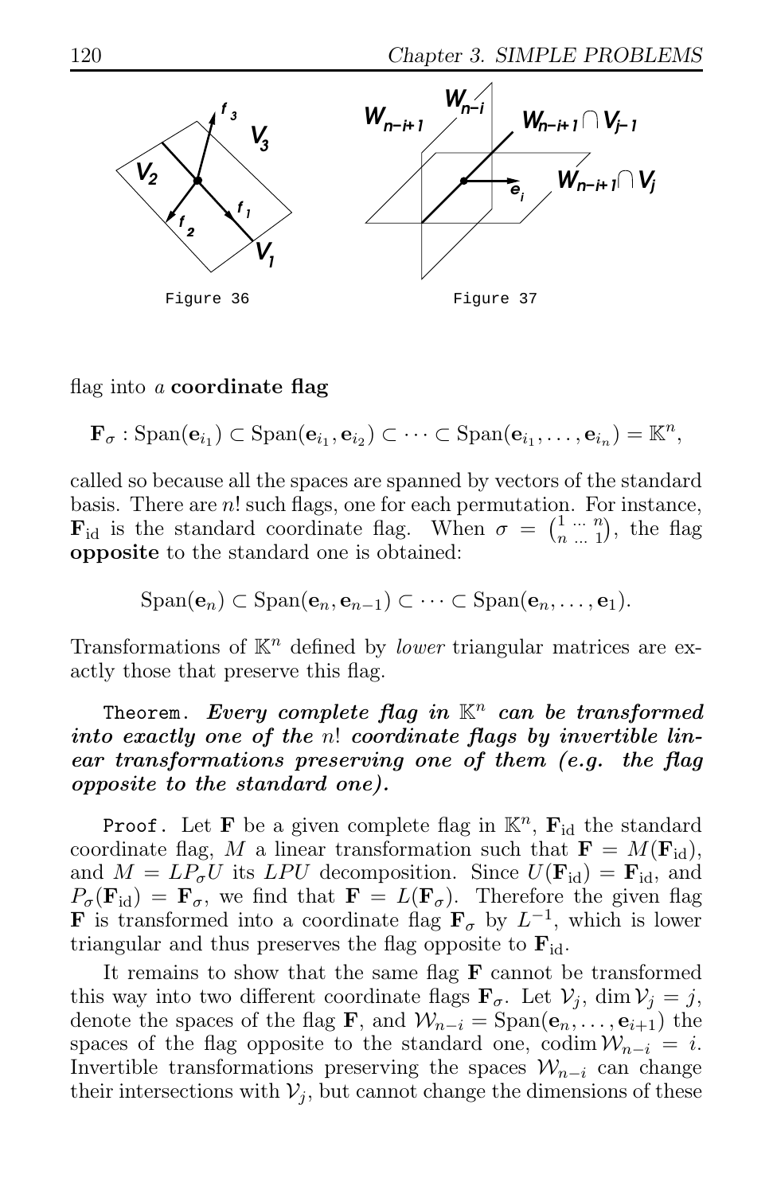Figure 36

Figure 37

flag into *a* **coordinate flag**

$$\mathbf{F}_\sigma : \mathrm{Span}(\mathbf{e}_{i_1}) \subset \mathrm{Span}(\mathbf{e}_{i_1}, \mathbf{e}_{i_2}) \subset \cdots \subset \mathrm{Span}(\mathbf{e}_{i_1}, \ldots, \mathbf{e}_{i_n}) = \mathbb{K}^n,$$

called so because all the spaces are spanned by vectors of the standard basis. There are $n!$ such flags, one for each permutation. For instance, $\mathbf{F}_{\mathrm{id}}$ is the standard coordinate flag. When $\sigma = \binom{1\ \ldots\ n}{n\ \ldots\ 1}$, the flag **opposite** to the standard one is obtained:

$$\mathrm{Span}(\mathbf{e}_n) \subset \mathrm{Span}(\mathbf{e}_n, \mathbf{e}_{n-1}) \subset \cdots \subset \mathrm{Span}(\mathbf{e}_n, \ldots, \mathbf{e}_1).$$

Transformations of $\mathbb{K}^n$ defined by *lower* triangular matrices are exactly those that preserve this flag.

Theorem. ***Every complete flag in $\mathbb{K}^n$ can be transformed into exactly one of the $n!$ coordinate flags by invertible linear transformations preserving one of them (e.g. the flag opposite to the standard one).***

Proof. Let $\mathbf{F}$ be a given complete flag in $\mathbb{K}^n$, $\mathbf{F}_{\mathrm{id}}$ the standard coordinate flag, $M$ a linear transformation such that $\mathbf{F} = M(\mathbf{F}_{\mathrm{id}})$, and $M = LP_\sigma U$ its $LPU$ decomposition. Since $U(\mathbf{F}_{\mathrm{id}}) = \mathbf{F}_{\mathrm{id}}$, and $P_\sigma(\mathbf{F}_{\mathrm{id}}) = \mathbf{F}_\sigma$, we find that $\mathbf{F} = L(\mathbf{F}_\sigma)$. Therefore the given flag $\mathbf{F}$ is transformed into a coordinate flag $\mathbf{F}_\sigma$ by $L^{-1}$, which is lower triangular and thus preserves the flag opposite to $\mathbf{F}_{\mathrm{id}}$.

It remains to show that the same flag $\mathbf{F}$ cannot be transformed this way into two different coordinate flags $\mathbf{F}_\sigma$. Let $\mathcal{V}_j$, $\dim \mathcal{V}_j = j$, denote the spaces of the flag $\mathbf{F}$, and $\mathcal{W}_{n-i} = \mathrm{Span}(\mathbf{e}_n, \ldots, \mathbf{e}_{i+1})$ the spaces of the flag opposite to the standard one, $\mathrm{codim}\, \mathcal{W}_{n-i} = i$. Invertible transformations preserving the spaces $\mathcal{W}_{n-i}$ can change their intersections with $\mathcal{V}_j$, but cannot change the dimensions of these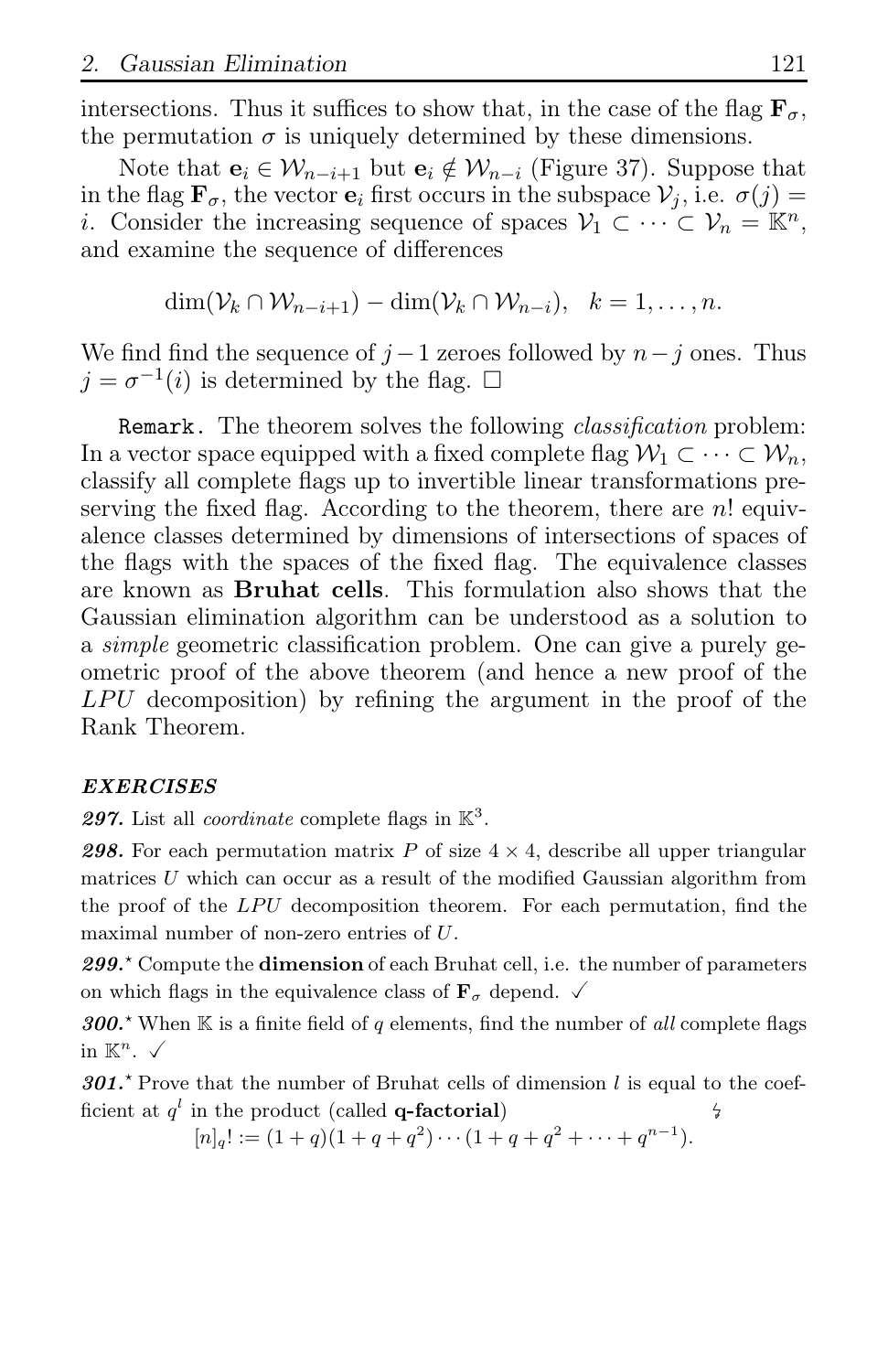intersections. Thus it suffices to show that, in the case of the flag $\mathbf{F}_\sigma$, the permutation $\sigma$ is uniquely determined by these dimensions.

Note that $\mathbf{e}_i \in \mathcal{W}_{n-i+1}$ but $\mathbf{e}_i \notin \mathcal{W}_{n-i}$ (Figure 37). Suppose that in the flag $\mathbf{F}_\sigma$, the vector $\mathbf{e}_i$ first occurs in the subspace $\mathcal{V}_j$, i.e. $\sigma(j) = i$. Consider the increasing sequence of spaces $\mathcal{V}_1 \subset \cdots \subset \mathcal{V}_n = \mathbb{K}^n$, and examine the sequence of differences

$$\dim(\mathcal{V}_k \cap \mathcal{W}_{n-i+1}) - \dim(\mathcal{V}_k \cap \mathcal{W}_{n-i}), \quad k = 1, \ldots, n.$$

We find find the sequence of $j-1$ zeroes followed by $n-j$ ones. Thus $j = \sigma^{-1}(i)$ is determined by the flag. $\square$

`Remark.` The theorem solves the following *classification* problem: In a vector space equipped with a fixed complete flag $\mathcal{W}_1 \subset \cdots \subset \mathcal{W}_n$, classify all complete flags up to invertible linear transformations preserving the fixed flag. According to the theorem, there are $n!$ equivalence classes determined by dimensions of intersections of spaces of the flags with the spaces of the fixed flag. The equivalence classes are known as **Bruhat cells**. This formulation also shows that the Gaussian elimination algorithm can be understood as a solution to a *simple* geometric classification problem. One can give a purely geometric proof of the above theorem (and hence a new proof of the $LPU$ decomposition) by refining the argument in the proof of the Rank Theorem.

### EXERCISES

***297.*** List all *coordinate* complete flags in $\mathbb{K}^3$.

***298.*** For each permutation matrix $P$ of size $4 \times 4$, describe all upper triangular matrices $U$ which can occur as a result of the modified Gaussian algorithm from the proof of the $LPU$ decomposition theorem. For each permutation, find the maximal number of non-zero entries of $U$.

***299.**** Compute the **dimension** of each Bruhat cell, i.e. the number of parameters on which flags in the equivalence class of $\mathbf{F}_\sigma$ depend. ✓

***300.**** When $\mathbb{K}$ is a finite field of $q$ elements, find the number of *all* complete flags in $\mathbb{K}^n$. ✓

***301.**** Prove that the number of Bruhat cells of dimension $l$ is equal to the coefficient at $q^l$ in the product (called **q-factorial**) ↯

$$[n]_q! := (1+q)(1+q+q^2)\cdots(1+q+q^2+\cdots+q^{n-1}).$$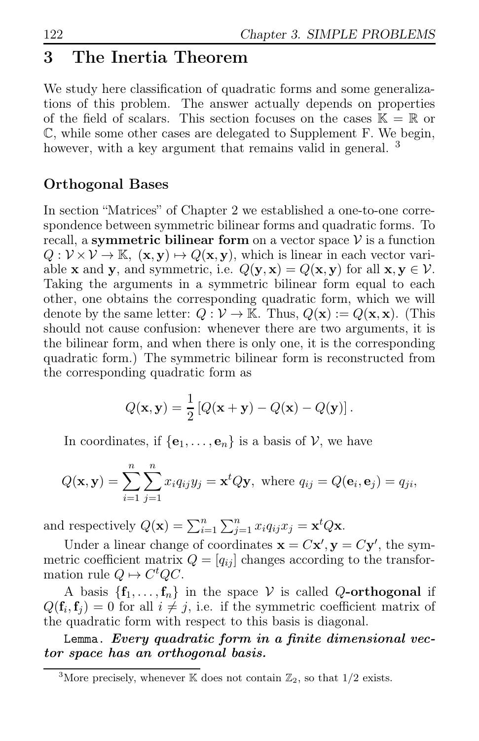# 3 The Inertia Theorem

We study here classification of quadratic forms and some generalizations of this problem. The answer actually depends on properties of the field of scalars. This section focuses on the cases $\mathbb{K} = \mathbb{R}$ or $\mathbb{C}$, while some other cases are delegated to Supplement F. We begin, however, with a key argument that remains valid in general. [3]

## Orthogonal Bases

In section "Matrices" of Chapter 2 we established a one-to-one correspondence between symmetric bilinear forms and quadratic forms. To recall, a **symmetric bilinear form** on a vector space $\mathcal{V}$ is a function $Q : \mathcal{V} \times \mathcal{V} \to \mathbb{K}$, $(\mathbf{x}, \mathbf{y}) \mapsto Q(\mathbf{x}, \mathbf{y})$, which is linear in each vector variable $\mathbf{x}$ and $\mathbf{y}$, and symmetric, i.e. $Q(\mathbf{y}, \mathbf{x}) = Q(\mathbf{x}, \mathbf{y})$ for all $\mathbf{x}, \mathbf{y} \in \mathcal{V}$. Taking the arguments in a symmetric bilinear form equal to each other, one obtains the corresponding quadratic form, which we will denote by the same letter: $Q : \mathcal{V} \to \mathbb{K}$. Thus, $Q(\mathbf{x}) := Q(\mathbf{x}, \mathbf{x})$. (This should not cause confusion: whenever there are two arguments, it is the bilinear form, and when there is only one, it is the corresponding quadratic form.) The symmetric bilinear form is reconstructed from the corresponding quadratic form as

$$Q(\mathbf{x}, \mathbf{y}) = \frac{1}{2}\left[Q(\mathbf{x} + \mathbf{y}) - Q(\mathbf{x}) - Q(\mathbf{y})\right].$$

In coordinates, if $\{\mathbf{e}_1, \dots, \mathbf{e}_n\}$ is a basis of $\mathcal{V}$, we have

$$Q(\mathbf{x}, \mathbf{y}) = \sum_{i=1}^{n} \sum_{j=1}^{n} x_i q_{ij} y_j = \mathbf{x}^t Q \mathbf{y}, \text{ where } q_{ij} = Q(\mathbf{e}_i, \mathbf{e}_j) = q_{ji},$$

and respectively $Q(\mathbf{x}) = \sum_{i=1}^{n} \sum_{j=1}^{n} x_i q_{ij} x_j = \mathbf{x}^t Q \mathbf{x}$.

Under a linear change of coordinates $\mathbf{x} = C\mathbf{x}', \mathbf{y} = C\mathbf{y}'$, the symmetric coefficient matrix $Q = [q_{ij}]$ changes according to the transformation rule $Q \mapsto C^t Q C$.

A basis $\{\mathbf{f}_1, \dots, \mathbf{f}_n\}$ in the space $\mathcal{V}$ is called $Q$**-orthogonal** if $Q(\mathbf{f}_i, \mathbf{f}_j) = 0$ for all $i \neq j$, i.e. if the symmetric coefficient matrix of the quadratic form with respect to this basis is diagonal.

`Lemma.` ***Every quadratic form in a finite dimensional vector space has an orthogonal basis.***

[3] More precisely, whenever $\mathbb{K}$ does not contain $\mathbb{Z}_2$, so that $1/2$ exists.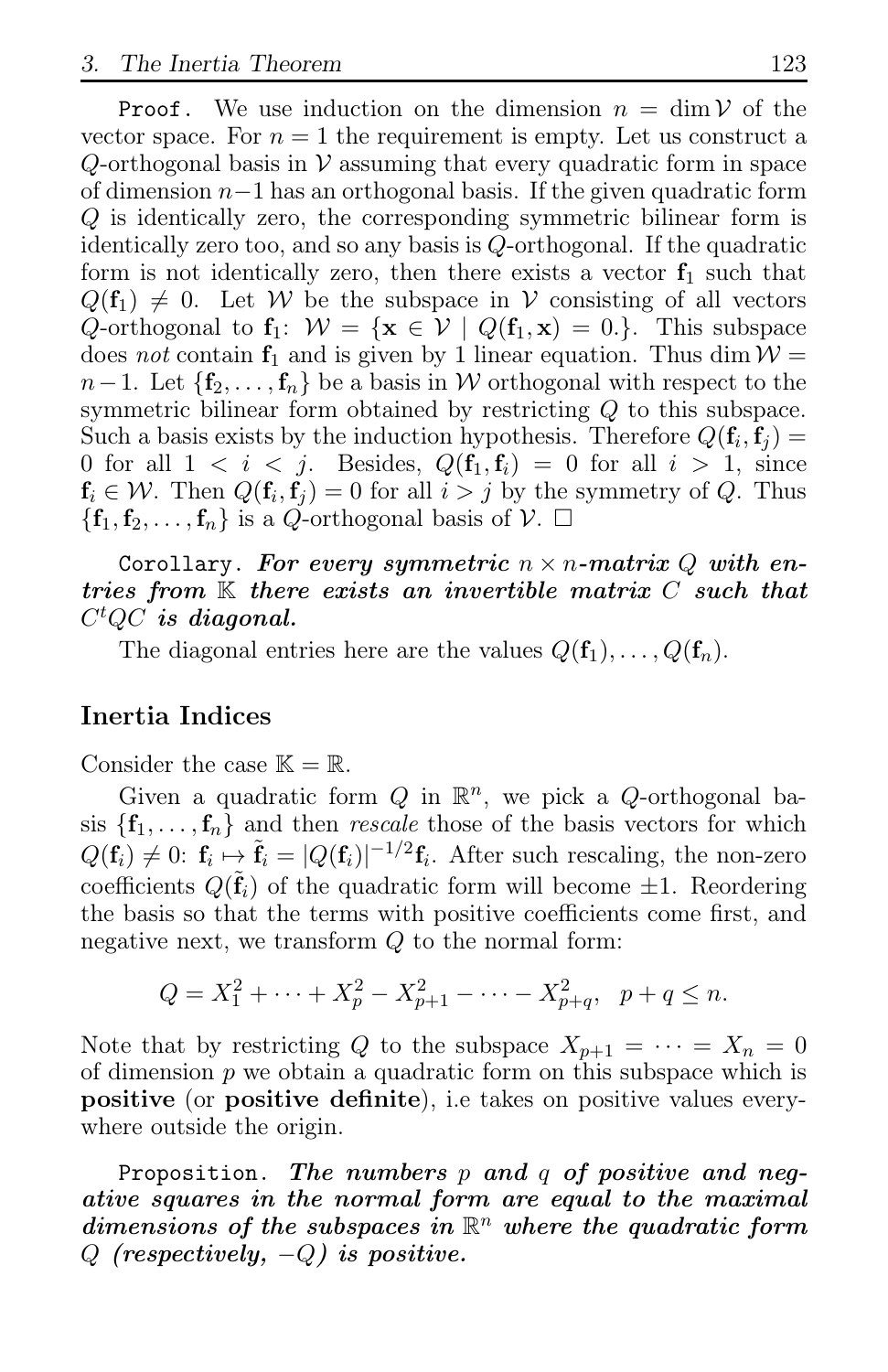`Proof.` We use induction on the dimension $n = \dim \mathcal{V}$ of the vector space. For $n = 1$ the requirement is empty. Let us construct a $Q$-orthogonal basis in $\mathcal{V}$ assuming that every quadratic form in space of dimension $n-1$ has an orthogonal basis. If the given quadratic form $Q$ is identically zero, the corresponding symmetric bilinear form is identically zero too, and so any basis is $Q$-orthogonal. If the quadratic form is not identically zero, then there exists a vector $\mathbf{f}_1$ such that $Q(\mathbf{f}_1) \neq 0$. Let $\mathcal{W}$ be the subspace in $\mathcal{V}$ consisting of all vectors $Q$-orthogonal to $\mathbf{f}_1$: $\mathcal{W} = \{\mathbf{x} \in \mathcal{V} \mid Q(\mathbf{f}_1, \mathbf{x}) = 0.\}$. This subspace does *not* contain $\mathbf{f}_1$ and is given by 1 linear equation. Thus $\dim \mathcal{W} = n-1$. Let $\{\mathbf{f}_2, \dots, \mathbf{f}_n\}$ be a basis in $\mathcal{W}$ orthogonal with respect to the symmetric bilinear form obtained by restricting $Q$ to this subspace. Such a basis exists by the induction hypothesis. Therefore $Q(\mathbf{f}_i, \mathbf{f}_j) = 0$ for all $1 < i < j$. Besides, $Q(\mathbf{f}_1, \mathbf{f}_i) = 0$ for all $i > 1$, since $\mathbf{f}_i \in \mathcal{W}$. Then $Q(\mathbf{f}_i, \mathbf{f}_j) = 0$ for all $i > j$ by the symmetry of $Q$. Thus $\{\mathbf{f}_1, \mathbf{f}_2, \dots, \mathbf{f}_n\}$ is a $Q$-orthogonal basis of $\mathcal{V}$. □

`Corollary.` ***For every symmetric $n \times n$-matrix $Q$ with entries from $\mathbb{K}$ there exists an invertible matrix $C$ such that $C^t QC$ is diagonal.***

The diagonal entries here are the values $Q(\mathbf{f}_1), \dots, Q(\mathbf{f}_n)$.

## Inertia Indices

Consider the case $\mathbb{K} = \mathbb{R}$.

Given a quadratic form $Q$ in $\mathbb{R}^n$, we pick a $Q$-orthogonal basis $\{\mathbf{f}_1, \dots, \mathbf{f}_n\}$ and then *rescale* those of the basis vectors for which $Q(\mathbf{f}_i) \neq 0$: $\mathbf{f}_i \mapsto \tilde{\mathbf{f}}_i = |Q(\mathbf{f}_i)|^{-1/2} \mathbf{f}_i$. After such rescaling, the non-zero coefficients $Q(\tilde{\mathbf{f}}_i)$ of the quadratic form will become $\pm 1$. Reordering the basis so that the terms with positive coefficients come first, and negative next, we transform $Q$ to the normal form:

$$Q = X_1^2 + \cdots + X_p^2 - X_{p+1}^2 - \cdots - X_{p+q}^2, \quad p + q \leq n.$$

Note that by restricting $Q$ to the subspace $X_{p+1} = \cdots = X_n = 0$ of dimension $p$ we obtain a quadratic form on this subspace which is **positive** (or **positive definite**), i.e takes on positive values everywhere outside the origin.

`Proposition.` ***The numbers $p$ and $q$ of positive and negative squares in the normal form are equal to the maximal dimensions of the subspaces in $\mathbb{R}^n$ where the quadratic form $Q$ (respectively, $-Q$) is positive.***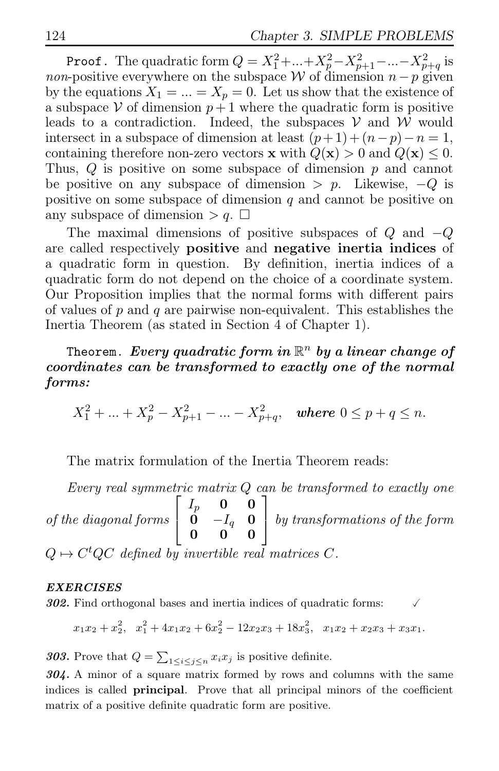`Proof.` The quadratic form $Q = X_1^2 + ... + X_p^2 - X_{p+1}^2 - ... - X_{p+q}^2$ is *non*-positive everywhere on the subspace $\mathcal{W}$ of dimension $n-p$ given by the equations $X_1 = ... = X_p = 0$. Let us show that the existence of a subspace $\mathcal{V}$ of dimension $p+1$ where the quadratic form is positive leads to a contradiction. Indeed, the subspaces $\mathcal{V}$ and $\mathcal{W}$ would intersect in a subspace of dimension at least $(p+1)+(n-p)-n = 1$, containing therefore non-zero vectors $\mathbf{x}$ with $Q(\mathbf{x}) > 0$ and $Q(\mathbf{x}) \leq 0$. Thus, $Q$ is positive on some subspace of dimension $p$ and cannot be positive on any subspace of dimension $> p$. Likewise, $-Q$ is positive on some subspace of dimension $q$ and cannot be positive on any subspace of dimension $> q$. $\square$

The maximal dimensions of positive subspaces of $Q$ and $-Q$ are called respectively **positive** and **negative inertia indices** of a quadratic form in question. By definition, inertia indices of a quadratic form do not depend on the choice of a coordinate system. Our Proposition implies that the normal forms with different pairs of values of $p$ and $q$ are pairwise non-equivalent. This establishes the Inertia Theorem (as stated in Section 4 of Chapter 1).

`Theorem.` ***Every quadratic form in $\mathbb{R}^n$ by a linear change of coordinates can be transformed to exactly one of the normal forms:***

$$X_1^2 + ... + X_p^2 - X_{p+1}^2 - ... - X_{p+q}^2, \quad \textit{where } 0 \leq p+q \leq n.$$

The matrix formulation of the Inertia Theorem reads:

*Every real symmetric matrix $Q$ can be transformed to exactly one of the diagonal forms* $\begin{bmatrix} I_p & \mathbf{0} & \mathbf{0} \\ \mathbf{0} & -I_q & \mathbf{0} \\ \mathbf{0} & \mathbf{0} & \mathbf{0} \end{bmatrix}$ *by transformations of the form $Q \mapsto C^t Q C$ defined by invertible real matrices $C$.*

***EXERCISES***

***302.*** Find orthogonal bases and inertia indices of quadratic forms: ✓

$$x_1x_2 + x_2^2, \quad x_1^2 + 4x_1x_2 + 6x_2^2 - 12x_2x_3 + 18x_3^2, \quad x_1x_2 + x_2x_3 + x_3x_1.$$

***303.*** Prove that $Q = \sum_{1 \leq i \leq j \leq n} x_i x_j$ is positive definite.

***304.*** A minor of a square matrix formed by rows and columns with the same indices is called **principal**. Prove that all principal minors of the coefficient matrix of a positive definite quadratic form are positive.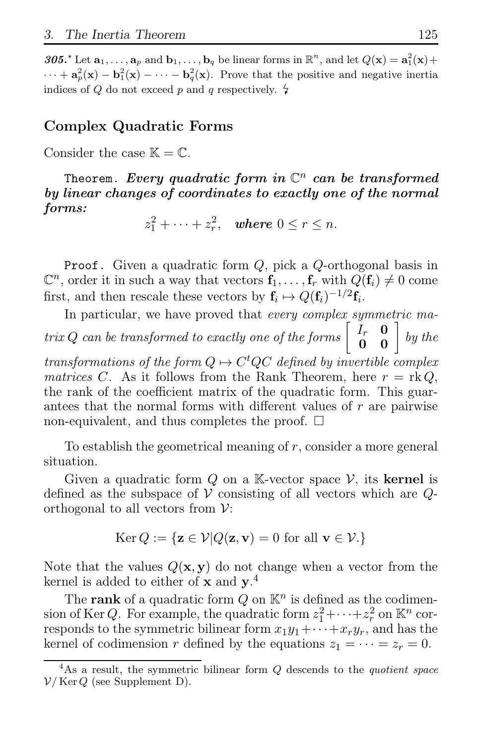***305.*** $^\star$ Let $\mathbf{a}_1, \dots, \mathbf{a}_p$ and $\mathbf{b}_1, \dots, \mathbf{b}_q$ be linear forms in $\mathbb{R}^n$, and let $Q(\mathbf{x}) = \mathbf{a}_1^2(\mathbf{x}) + \cdots + \mathbf{a}_p^2(\mathbf{x}) - \mathbf{b}_1^2(\mathbf{x}) - \cdots - \mathbf{b}_q^2(\mathbf{x})$. Prove that the positive and negative inertia indices of $Q$ do not exceed $p$ and $q$ respectively. ↯

## Complex Quadratic Forms

Consider the case $\mathbb{K} = \mathbb{C}$.

`Theorem`. ***Every quadratic form in $\mathbb{C}^n$ can be transformed by linear changes of coordinates to exactly one of the normal forms:***

$$z_1^2 + \cdots + z_r^2, \quad \textit{where } 0 \le r \le n.$$

`Proof`. Given a quadratic form $Q$, pick a $Q$-orthogonal basis in $\mathbb{C}^n$, order it in such a way that vectors $\mathbf{f}_1, \dots, \mathbf{f}_r$ with $Q(\mathbf{f}_i) \neq 0$ come first, and then rescale these vectors by $\mathbf{f}_i \mapsto Q(\mathbf{f}_i)^{-1/2}\mathbf{f}_i$.

In particular, we have proved that *every complex symmetric matrix $Q$ can be transformed to exactly one of the forms* $\begin{bmatrix} I_r & \mathbf{0} \\ \mathbf{0} & \mathbf{0} \end{bmatrix}$ *by the transformations of the form $Q \mapsto C^tQC$ defined by invertible complex matrices $C$.* As it follows from the Rank Theorem, here $r = \operatorname{rk} Q$, the rank of the coefficient matrix of the quadratic form. This guarantees that the normal forms with different values of $r$ are pairwise non-equivalent, and thus completes the proof. $\square$

To establish the geometrical meaning of $r$, consider a more general situation.

Given a quadratic form $Q$ on a $\mathbb{K}$-vector space $\mathcal{V}$, its **kernel** is defined as the subspace of $\mathcal{V}$ consisting of all vectors which are $Q$-orthogonal to all vectors from $\mathcal{V}$:

$$\operatorname{Ker} Q := \{\mathbf{z} \in \mathcal{V} | Q(\mathbf{z}, \mathbf{v}) = 0 \text{ for all } \mathbf{v} \in \mathcal{V}.\}$$

Note that the values $Q(\mathbf{x}, \mathbf{y})$ do not change when a vector from the kernel is added to either of $\mathbf{x}$ and $\mathbf{y}$.[4]

The **rank** of a quadratic form $Q$ on $\mathbb{K}^n$ is defined as the codimension of $\operatorname{Ker} Q$. For example, the quadratic form $z_1^2 + \cdots + z_r^2$ on $\mathbb{K}^n$ corresponds to the symmetric bilinear form $x_1y_1 + \cdots + x_ry_r$, and has the kernel of codimension $r$ defined by the equations $z_1 = \cdots = z_r = 0$.

[4] As a result, the symmetric bilinear form $Q$ descends to the *quotient space* $\mathcal{V}/\operatorname{Ker} Q$ (see Supplement D).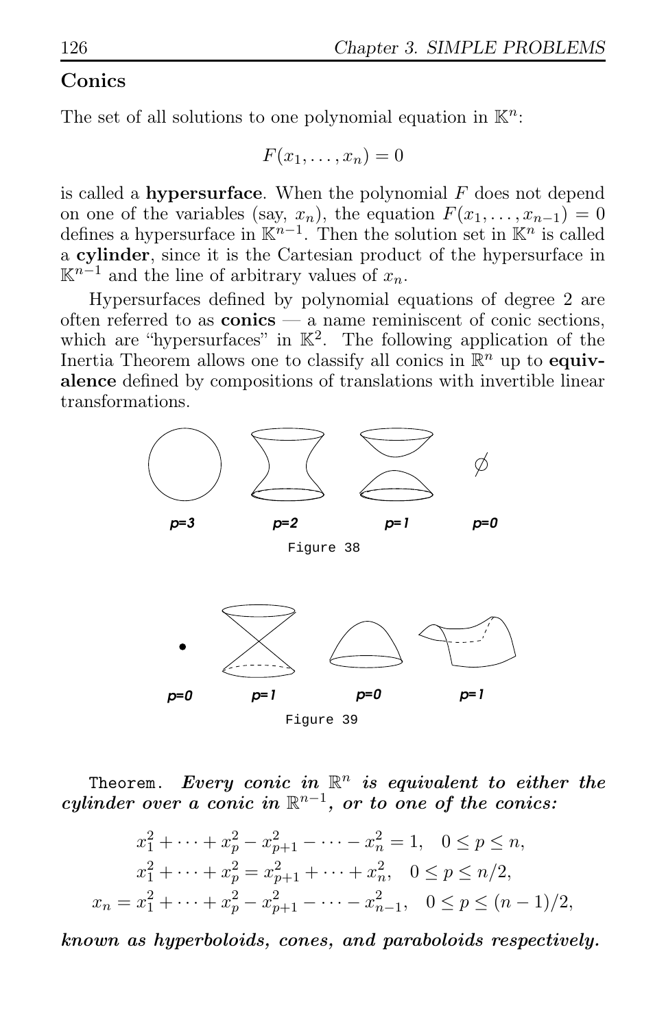## Conics

The set of all solutions to one polynomial equation in $\mathbb{K}^n$:

$$F(x_1, \dots, x_n) = 0$$

is called a **hypersurface**. When the polynomial $F$ does not depend on one of the variables (say, $x_n$), the equation $F(x_1, \dots, x_{n-1}) = 0$ defines a hypersurface in $\mathbb{K}^{n-1}$. Then the solution set in $\mathbb{K}^n$ is called a **cylinder**, since it is the Cartesian product of the hypersurface in $\mathbb{K}^{n-1}$ and the line of arbitrary values of $x_n$.

Hypersurfaces defined by polynomial equations of degree 2 are often referred to as **conics** — a name reminiscent of conic sections, which are "hypersurfaces" in $\mathbb{K}^2$. The following application of the Inertia Theorem allows one to classify all conics in $\mathbb{R}^n$ up to **equivalence** defined by compositions of translations with invertible linear transformations.

p=3 p=2 p=1 p=0

Figure 38

p=0 p=1 p=0 p=1

Figure 39

Theorem. ***Every conic in $\mathbb{R}^n$ is equivalent to either the cylinder over a conic in $\mathbb{R}^{n-1}$, or to one of the conics:***

$$x_1^2 + \dots + x_p^2 - x_{p+1}^2 - \dots - x_n^2 = 1, \quad 0 \le p \le n,$$

$$x_1^2 + \dots + x_p^2 = x_{p+1}^2 + \dots + x_n^2, \quad 0 \le p \le n/2,$$

$$x_n = x_1^2 + \dots + x_p^2 - x_{p+1}^2 - \dots - x_{n-1}^2, \quad 0 \le p \le (n-1)/2,$$

***known as hyperboloids, cones, and paraboloids respectively.***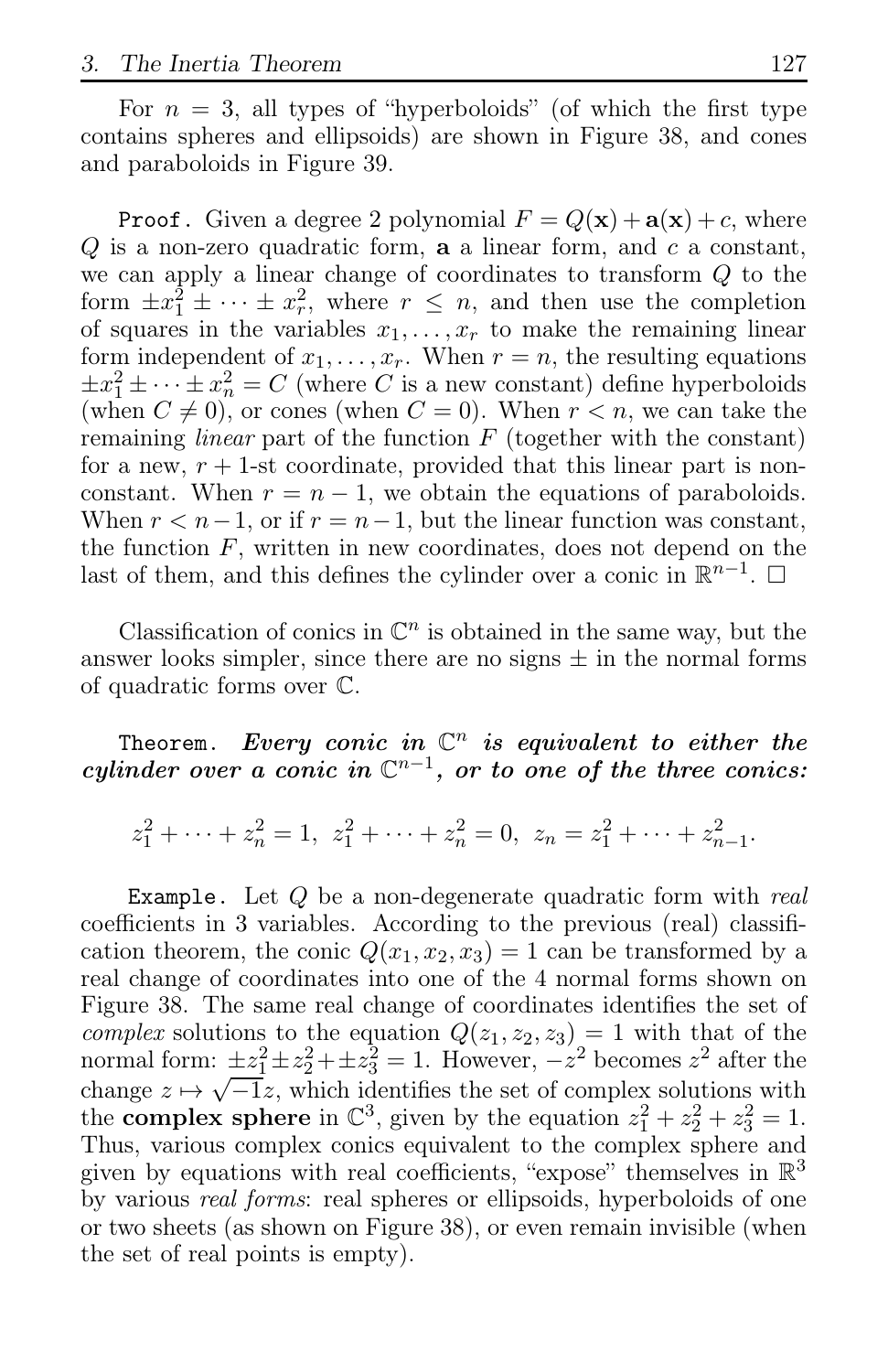For $n = 3$, all types of "hyperboloids" (of which the first type contains spheres and ellipsoids) are shown in Figure 38, and cones and paraboloids in Figure 39.

**Proof.** Given a degree 2 polynomial $F = Q(\mathbf{x}) + \mathbf{a}(\mathbf{x}) + c$, where $Q$ is a non-zero quadratic form, $\mathbf{a}$ a linear form, and $c$ a constant, we can apply a linear change of coordinates to transform $Q$ to the form $\pm x_1^2 \pm \cdots \pm x_r^2$, where $r \leq n$, and then use the completion of squares in the variables $x_1, \ldots, x_r$ to make the remaining linear form independent of $x_1, \ldots, x_r$. When $r = n$, the resulting equations $\pm x_1^2 \pm \cdots \pm x_n^2 = C$ (where $C$ is a new constant) define hyperboloids (when $C \neq 0$), or cones (when $C = 0$). When $r < n$, we can take the remaining *linear* part of the function $F$ (together with the constant) for a new, $r+1$-st coordinate, provided that this linear part is non-constant. When $r = n - 1$, we obtain the equations of paraboloids. When $r < n - 1$, or if $r = n - 1$, but the linear function was constant, the function $F$, written in new coordinates, does not depend on the last of them, and this defines the cylinder over a conic in $\mathbb{R}^{n-1}$. $\square$

Classification of conics in $\mathbb{C}^n$ is obtained in the same way, but the answer looks simpler, since there are no signs $\pm$ in the normal forms of quadratic forms over $\mathbb{C}$.

**Theorem.** ***Every conic in $\mathbb{C}^n$ is equivalent to either the cylinder over a conic in $\mathbb{C}^{n-1}$, or to one of the three conics:***

$$z_1^2 + \cdots + z_n^2 = 1, \;\; z_1^2 + \cdots + z_n^2 = 0, \;\; z_n = z_1^2 + \cdots + z_{n-1}^2.$$

**Example.** Let $Q$ be a non-degenerate quadratic form with *real* coefficients in 3 variables. According to the previous (real) classification theorem, the conic $Q(x_1, x_2, x_3) = 1$ can be transformed by a real change of coordinates into one of the 4 normal forms shown on Figure 38. The same real change of coordinates identifies the set of *complex* solutions to the equation $Q(z_1, z_2, z_3) = 1$ with that of the normal form: $\pm z_1^2 \pm z_2^2 + \pm z_3^2 = 1$. However, $-z^2$ becomes $z^2$ after the change $z \mapsto \sqrt{-1}z$, which identifies the set of complex solutions with the **complex sphere** in $\mathbb{C}^3$, given by the equation $z_1^2 + z_2^2 + z_3^2 = 1$. Thus, various complex conics equivalent to the complex sphere and given by equations with real coefficients, "expose" themselves in $\mathbb{R}^3$ by various *real forms*: real spheres or ellipsoids, hyperboloids of one or two sheets (as shown on Figure 38), or even remain invisible (when the set of real points is empty).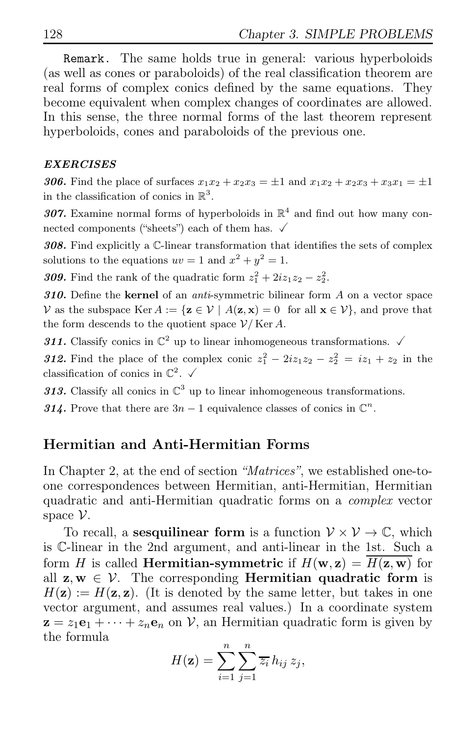`Remark.` The same holds true in general: various hyperboloids (as well as cones or paraboloids) of the real classification theorem are real forms of complex conics defined by the same equations. They become equivalent when complex changes of coordinates are allowed. In this sense, the three normal forms of the last theorem represent hyperboloids, cones and paraboloids of the previous one.

#### *EXERCISES*

***306.*** Find the place of surfaces $x_1x_2 + x_2x_3 = \pm 1$ and $x_1x_2 + x_2x_3 + x_3x_1 = \pm 1$ in the classification of conics in $\mathbb{R}^3$.

***307.*** Examine normal forms of hyperboloids in $\mathbb{R}^4$ and find out how many connected components ("sheets") each of them has. ✓

***308.*** Find explicitly a $\mathbb{C}$-linear transformation that identifies the sets of complex solutions to the equations $uv = 1$ and $x^2 + y^2 = 1$.

***309.*** Find the rank of the quadratic form $z_1^2 + 2iz_1z_2 - z_2^2$.

***310.*** Define the **kernel** of an *anti*-symmetric bilinear form $A$ on a vector space $\mathcal{V}$ as the subspace $\operatorname{Ker} A := \{\mathbf{z} \in \mathcal{V} \mid A(\mathbf{z}, \mathbf{x}) = 0 \text{ for all } \mathbf{x} \in \mathcal{V}\}$, and prove that the form descends to the quotient space $\mathcal{V}/\operatorname{Ker} A$.

***311.*** Classify conics in $\mathbb{C}^2$ up to linear inhomogeneous transformations. ✓

***312.*** Find the place of the complex conic $z_1^2 - 2iz_1z_2 - z_2^2 = iz_1 + z_2$ in the classification of conics in $\mathbb{C}^2$. ✓

***313.*** Classify all conics in $\mathbb{C}^3$ up to linear inhomogeneous transformations.

***314.*** Prove that there are $3n - 1$ equivalence classes of conics in $\mathbb{C}^n$.

## Hermitian and Anti-Hermitian Forms

In Chapter 2, at the end of section *"Matrices"*, we established one-to-one correspondences between Hermitian, anti-Hermitian, Hermitian quadratic and anti-Hermitian quadratic forms on a *complex* vector space $\mathcal{V}$.

To recall, a **sesquilinear form** is a function $\mathcal{V} \times \mathcal{V} \to \mathbb{C}$, which is $\mathbb{C}$-linear in the 2nd argument, and anti-linear in the 1st. Such a form $H$ is called **Hermitian-symmetric** if $H(\mathbf{w}, \mathbf{z}) = \overline{H(\mathbf{z}, \mathbf{w})}$ for all $\mathbf{z}, \mathbf{w} \in \mathcal{V}$. The corresponding **Hermitian quadratic form** is $H(\mathbf{z}) := H(\mathbf{z}, \mathbf{z})$. (It is denoted by the same letter, but takes in one vector argument, and assumes real values.) In a coordinate system $\mathbf{z} = z_1\mathbf{e}_1 + \cdots + z_n\mathbf{e}_n$ on $\mathcal{V}$, an Hermitian quadratic form is given by the formula

$$H(\mathbf{z}) = \sum_{i=1}^{n} \sum_{j=1}^{n} \overline{z_i}\, h_{ij}\, z_j,$$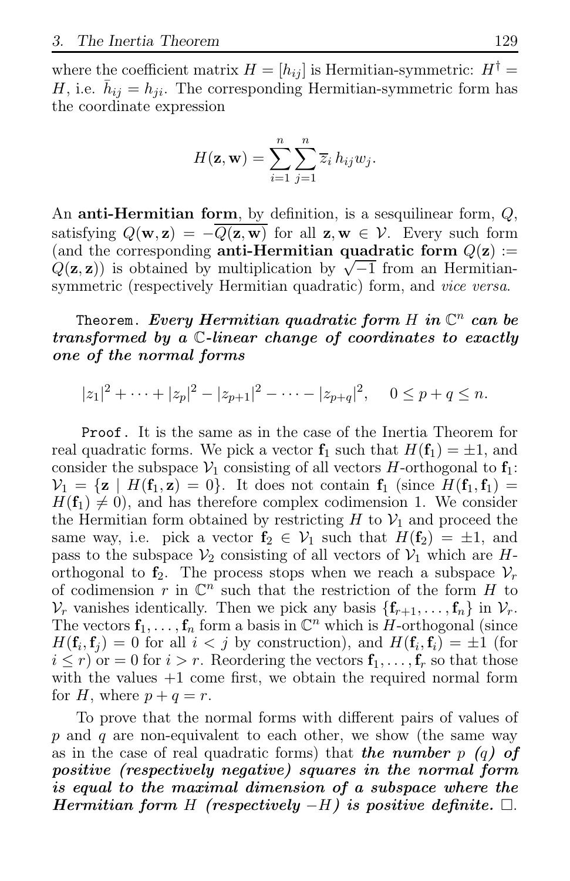where the coefficient matrix $H = [h_{ij}]$ is Hermitian-symmetric: $H^\dagger = H$, i.e. $\bar{h}_{ij} = h_{ji}$. The corresponding Hermitian-symmetric form has the coordinate expression

$$H(\mathbf{z}, \mathbf{w}) = \sum_{i=1}^{n} \sum_{j=1}^{n} \overline{z}_i \, h_{ij} w_j.$$

An **anti-Hermitian form**, by definition, is a sesquilinear form, $Q$, satisfying $Q(\mathbf{w}, \mathbf{z}) = -\overline{Q(\mathbf{z}, \mathbf{w})}$ for all $\mathbf{z}, \mathbf{w} \in \mathcal{V}$. Every such form (and the corresponding **anti-Hermitian quadratic form** $Q(\mathbf{z}) := Q(\mathbf{z}, \mathbf{z})$) is obtained by multiplication by $\sqrt{-1}$ from an Hermitian-symmetric (respectively Hermitian quadratic) form, and *vice versa*.

`Theorem.` ***Every Hermitian quadratic form $H$ in $\mathbb{C}^n$ can be transformed by a $\mathbb{C}$-linear change of coordinates to exactly one of the normal forms***

$$|z_1|^2 + \cdots + |z_p|^2 - |z_{p+1}|^2 - \cdots - |z_{p+q}|^2, \quad 0 \le p + q \le n.$$

`Proof.` It is the same as in the case of the Inertia Theorem for real quadratic forms. We pick a vector $\mathbf{f}_1$ such that $H(\mathbf{f}_1) = \pm 1$, and consider the subspace $\mathcal{V}_1$ consisting of all vectors $H$-orthogonal to $\mathbf{f}_1$: $\mathcal{V}_1 = \{\mathbf{z} \mid H(\mathbf{f}_1, \mathbf{z}) = 0\}$. It does not contain $\mathbf{f}_1$ (since $H(\mathbf{f}_1, \mathbf{f}_1) = H(\mathbf{f}_1) \neq 0$), and has therefore complex codimension 1. We consider the Hermitian form obtained by restricting $H$ to $\mathcal{V}_1$ and proceed the same way, i.e. pick a vector $\mathbf{f}_2 \in \mathcal{V}_1$ such that $H(\mathbf{f}_2) = \pm 1$, and pass to the subspace $\mathcal{V}_2$ consisting of all vectors of $\mathcal{V}_1$ which are $H$-orthogonal to $\mathbf{f}_2$. The process stops when we reach a subspace $\mathcal{V}_r$ of codimension $r$ in $\mathbb{C}^n$ such that the restriction of the form $H$ to $\mathcal{V}_r$ vanishes identically. Then we pick any basis $\{\mathbf{f}_{r+1}, \ldots, \mathbf{f}_n\}$ in $\mathcal{V}_r$. The vectors $\mathbf{f}_1, \ldots, \mathbf{f}_n$ form a basis in $\mathbb{C}^n$ which is $H$-orthogonal (since $H(\mathbf{f}_i, \mathbf{f}_j) = 0$ for all $i < j$ by construction), and $H(\mathbf{f}_i, \mathbf{f}_i) = \pm 1$ (for $i \le r$) or $= 0$ for $i > r$. Reordering the vectors $\mathbf{f}_1, \ldots, \mathbf{f}_r$ so that those with the values $+1$ come first, we obtain the required normal form for $H$, where $p + q = r$.

To prove that the normal forms with different pairs of values of $p$ and $q$ are non-equivalent to each other, we show (the same way as in the case of real quadratic forms) that ***the number $p$ ($q$) of positive (respectively negative) squares in the normal form is equal to the maximal dimension of a subspace where the Hermitian form $H$ (respectively $-H$) is positive definite.*** $\square$.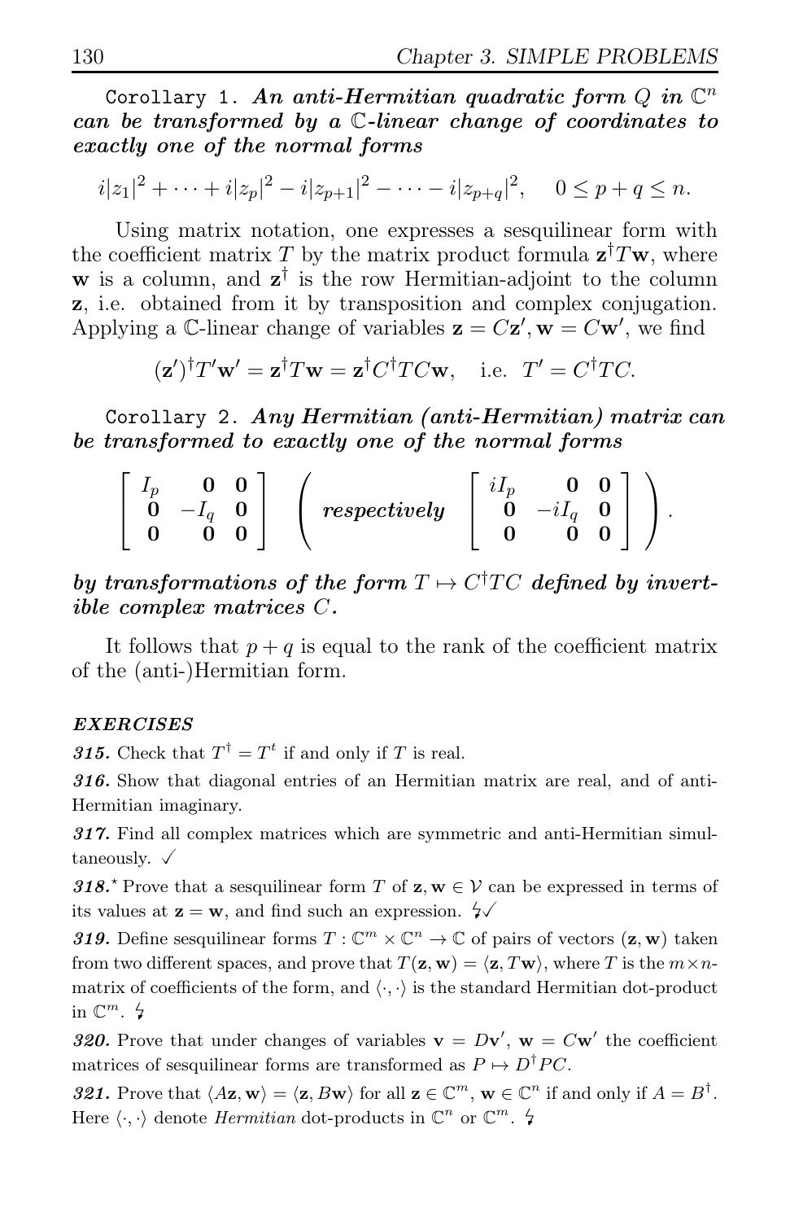Corollary 1. ***An anti-Hermitian quadratic form $Q$ in $\mathbb{C}^n$ can be transformed by a $\mathbb{C}$-linear change of coordinates to exactly one of the normal forms***

$$i|z_1|^2 + \cdots + i|z_p|^2 - i|z_{p+1}|^2 - \cdots - i|z_{p+q}|^2, \quad 0 \le p+q \le n.$$

Using matrix notation, one expresses a sesquilinear form with the coefficient matrix $T$ by the matrix product formula $\mathbf{z}^\dagger T \mathbf{w}$, where $\mathbf{w}$ is a column, and $\mathbf{z}^\dagger$ is the row Hermitian-adjoint to the column $\mathbf{z}$, i.e. obtained from it by transposition and complex conjugation. Applying a $\mathbb{C}$-linear change of variables $\mathbf{z} = C\mathbf{z}', \mathbf{w} = C\mathbf{w}'$, we find

$$(\mathbf{z}')^\dagger T' \mathbf{w}' = \mathbf{z}^\dagger T \mathbf{w} = \mathbf{z}^\dagger C^\dagger T C \mathbf{w}, \quad \text{i.e. } T' = C^\dagger T C.$$

Corollary 2. ***Any Hermitian (anti-Hermitian) matrix can be transformed to exactly one of the normal forms***

$$\begin{bmatrix} I_p & \mathbf{0} & \mathbf{0} \\ \mathbf{0} & -I_q & \mathbf{0} \\ \mathbf{0} & \mathbf{0} & \mathbf{0} \end{bmatrix} \quad \left( \textit{respectively} \quad \begin{bmatrix} iI_p & \mathbf{0} & \mathbf{0} \\ \mathbf{0} & -iI_q & \mathbf{0} \\ \mathbf{0} & \mathbf{0} & \mathbf{0} \end{bmatrix} \right).$$

***by transformations of the form $T \mapsto C^\dagger T C$ defined by invertible complex matrices $C$.***

It follows that $p+q$ is equal to the rank of the coefficient matrix of the (anti-)Hermitian form.

***EXERCISES***

***315.*** Check that $T^\dagger = T^t$ if and only if $T$ is real.

***316.*** Show that diagonal entries of an Hermitian matrix are real, and of anti-Hermitian imaginary.

***317.*** Find all complex matrices which are symmetric and anti-Hermitian simultaneously. ✓

***318.****$^\star$* Prove that a sesquilinear form $T$ of $\mathbf{z}, \mathbf{w} \in \mathcal{V}$ can be expressed in terms of its values at $\mathbf{z} = \mathbf{w}$, and find such an expression. ↯✓

***319.*** Define sesquilinear forms $T : \mathbb{C}^m \times \mathbb{C}^n \to \mathbb{C}$ of pairs of vectors $(\mathbf{z}, \mathbf{w})$ taken from two different spaces, and prove that $T(\mathbf{z}, \mathbf{w}) = \langle \mathbf{z}, T\mathbf{w} \rangle$, where $T$ is the $m \times n$-matrix of coefficients of the form, and $\langle \cdot, \cdot \rangle$ is the standard Hermitian dot-product in $\mathbb{C}^m$. ↯

***320.*** Prove that under changes of variables $\mathbf{v} = D\mathbf{v}'$, $\mathbf{w} = C\mathbf{w}'$ the coefficient matrices of sesquilinear forms are transformed as $P \mapsto D^\dagger P C$.

***321.*** Prove that $\langle A\mathbf{z}, \mathbf{w} \rangle = \langle \mathbf{z}, B\mathbf{w} \rangle$ for all $\mathbf{z} \in \mathbb{C}^m$, $\mathbf{w} \in \mathbb{C}^n$ if and only if $A = B^\dagger$. Here $\langle \cdot, \cdot \rangle$ denote *Hermitian* dot-products in $\mathbb{C}^n$ or $\mathbb{C}^m$. ↯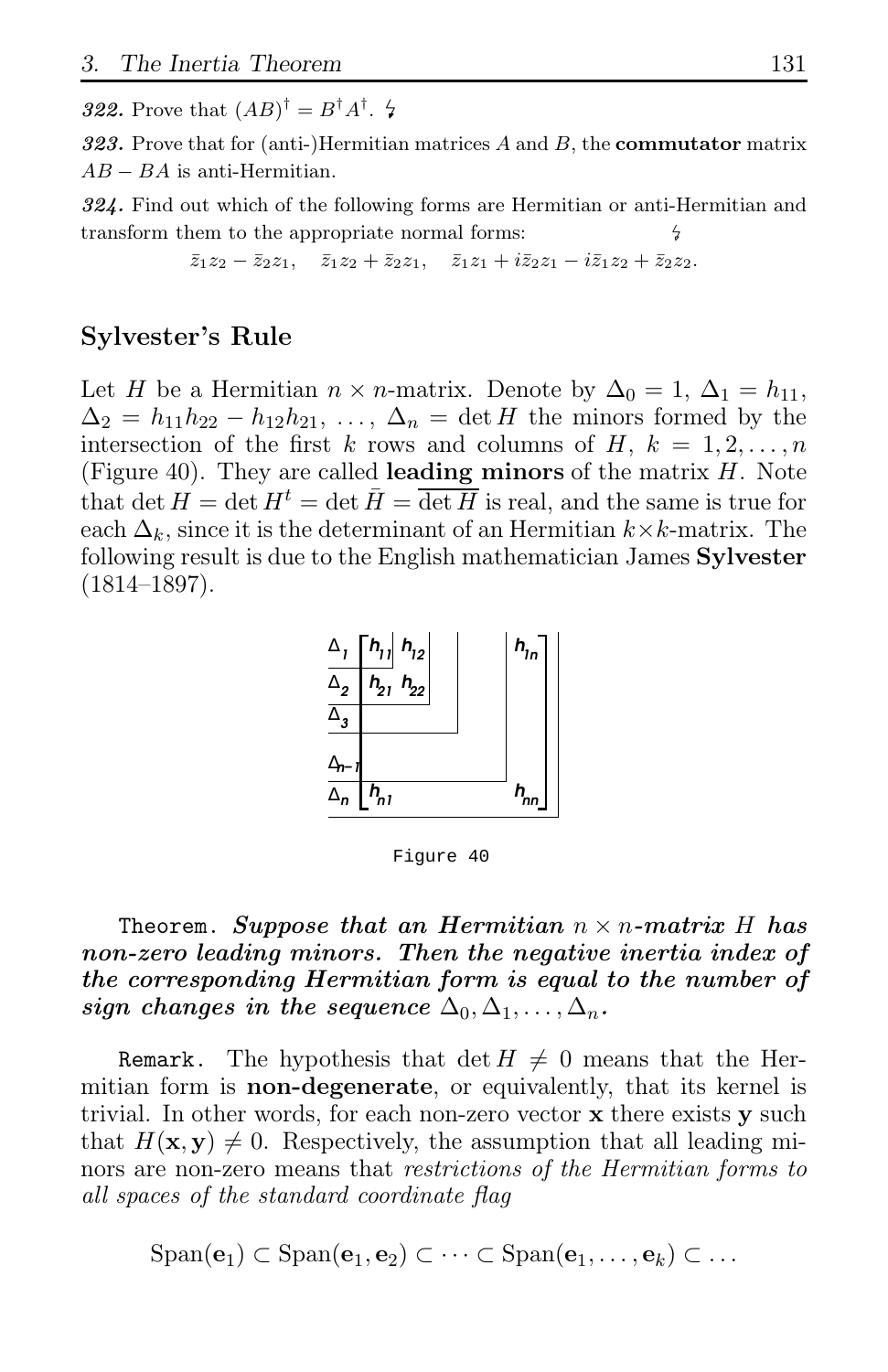***322.*** Prove that $(AB)^\dagger = B^\dagger A^\dagger$. ↯

***323.*** Prove that for (anti-)Hermitian matrices $A$ and $B$, the **commutator** matrix $AB - BA$ is anti-Hermitian.

***324.*** Find out which of the following forms are Hermitian or anti-Hermitian and transform them to the appropriate normal forms: ↯

$$\bar{z}_1 z_2 - \bar{z}_2 z_1, \quad \bar{z}_1 z_2 + \bar{z}_2 z_1, \quad \bar{z}_1 z_1 + i\bar{z}_2 z_1 - i\bar{z}_1 z_2 + \bar{z}_2 z_2.$$

## Sylvester's Rule

Let $H$ be a Hermitian $n \times n$-matrix. Denote by $\Delta_0 = 1$, $\Delta_1 = h_{11}$, $\Delta_2 = h_{11}h_{22} - h_{12}h_{21}$, $\dots$, $\Delta_n = \det H$ the minors formed by the intersection of the first $k$ rows and columns of $H$, $k = 1, 2, \dots, n$ (Figure 40). They are called **leading minors** of the matrix $H$. Note that $\det H = \det H^t = \det \bar{H} = \overline{\det H}$ is real, and the same is true for each $\Delta_k$, since it is the determinant of an Hermitian $k \times k$-matrix. The following result is due to the English mathematician James **Sylvester** (1814–1897).

Figure 40

Theorem. ***Suppose that an Hermitian $n \times n$-matrix $H$ has non-zero leading minors. Then the negative inertia index of the corresponding Hermitian form is equal to the number of sign changes in the sequence $\Delta_0, \Delta_1, \dots, \Delta_n$.***

Remark. The hypothesis that $\det H \neq 0$ means that the Hermitian form is **non-degenerate**, or equivalently, that its kernel is trivial. In other words, for each non-zero vector $\mathbf{x}$ there exists $\mathbf{y}$ such that $H(\mathbf{x}, \mathbf{y}) \neq 0$. Respectively, the assumption that all leading minors are non-zero means that *restrictions of the Hermitian forms to all spaces of the standard coordinate flag*

$$\text{Span}(\mathbf{e}_1) \subset \text{Span}(\mathbf{e}_1, \mathbf{e}_2) \subset \dots \subset \text{Span}(\mathbf{e}_1, \dots, \mathbf{e}_k) \subset \dots$$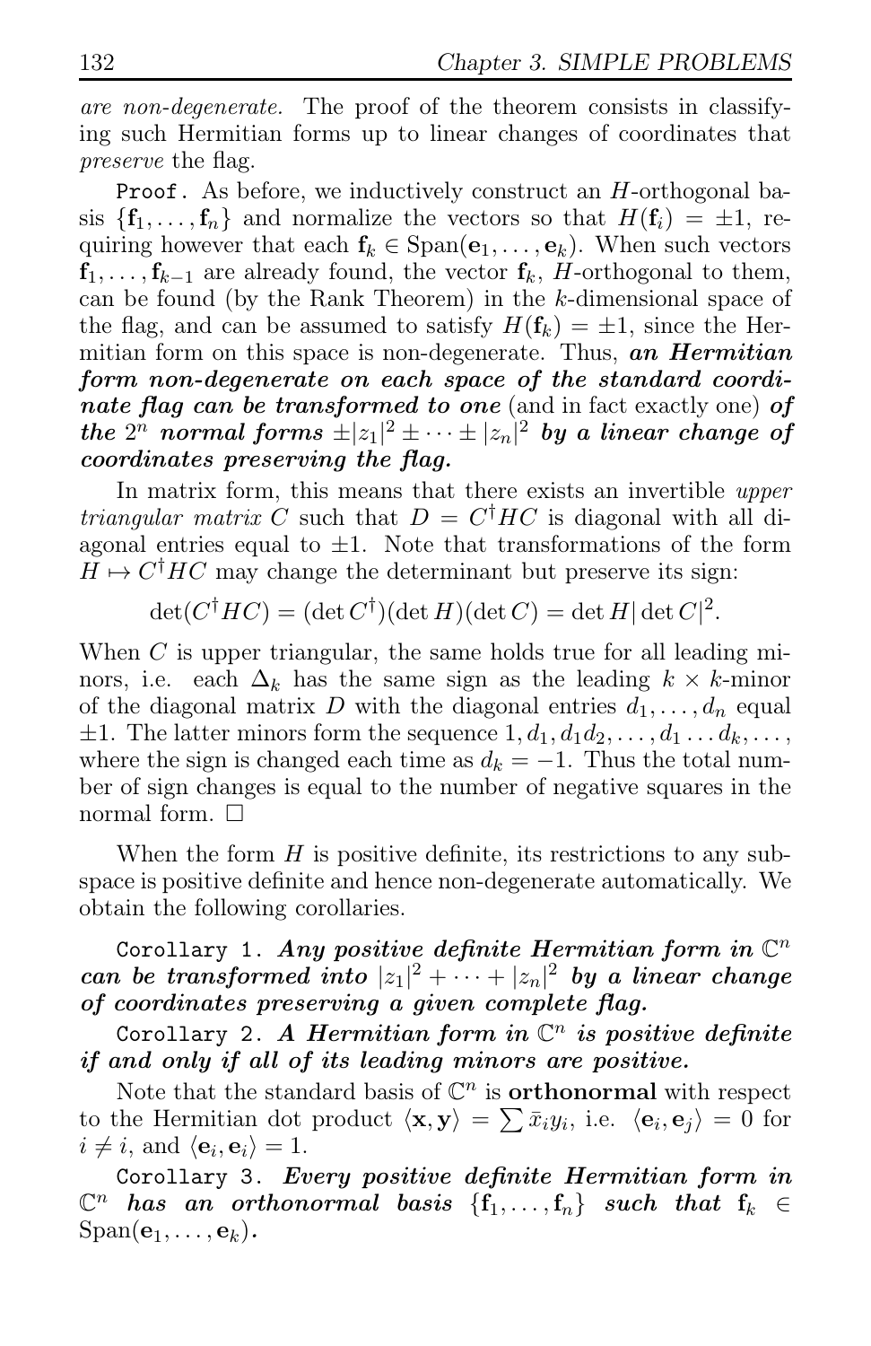*are non-degenerate.* The proof of the theorem consists in classifying such Hermitian forms up to linear changes of coordinates that *preserve* the flag.

`Proof.` As before, we inductively construct an $H$-orthogonal basis $\{\mathbf{f}_1, \dots, \mathbf{f}_n\}$ and normalize the vectors so that $H(\mathbf{f}_i) = \pm 1$, requiring however that each $\mathbf{f}_k \in \mathrm{Span}(\mathbf{e}_1, \dots, \mathbf{e}_k)$. When such vectors $\mathbf{f}_1, \dots, \mathbf{f}_{k-1}$ are already found, the vector $\mathbf{f}_k$, $H$-orthogonal to them, can be found (by the Rank Theorem) in the $k$-dimensional space of the flag, and can be assumed to satisfy $H(\mathbf{f}_k) = \pm 1$, since the Hermitian form on this space is non-degenerate. Thus, ***an Hermitian form non-degenerate on each space of the standard coordinate flag can be transformed to one*** (and in fact exactly one) ***of the*** $2^n$ ***normal forms*** $\pm|z_1|^2 \pm \cdots \pm |z_n|^2$ ***by a linear change of coordinates preserving the flag.***

In matrix form, this means that there exists an invertible *upper triangular matrix* $C$ such that $D = C^\dagger H C$ is diagonal with all diagonal entries equal to $\pm 1$. Note that transformations of the form $H \mapsto C^\dagger H C$ may change the determinant but preserve its sign:

$$\det(C^\dagger H C) = (\det C^\dagger)(\det H)(\det C) = \det H |\det C|^2.$$

When $C$ is upper triangular, the same holds true for all leading minors, i.e. each $\Delta_k$ has the same sign as the leading $k \times k$-minor of the diagonal matrix $D$ with the diagonal entries $d_1, \dots, d_n$ equal $\pm 1$. The latter minors form the sequence $1, d_1, d_1 d_2, \dots, d_1 \dots d_k, \dots$, where the sign is changed each time as $d_k = -1$. Thus the total number of sign changes is equal to the number of negative squares in the normal form. □

When the form $H$ is positive definite, its restrictions to any subspace is positive definite and hence non-degenerate automatically. We obtain the following corollaries.

`Corollary 1.` ***Any positive definite Hermitian form in*** $\mathbb{C}^n$ ***can be transformed into*** $|z_1|^2 + \cdots + |z_n|^2$ ***by a linear change of coordinates preserving a given complete flag.***

`Corollary 2.` ***A Hermitian form in*** $\mathbb{C}^n$ ***is positive definite if and only if all of its leading minors are positive.***

Note that the standard basis of $\mathbb{C}^n$ is **orthonormal** with respect to the Hermitian dot product $\langle \mathbf{x}, \mathbf{y} \rangle = \sum \bar{x}_i y_i$, i.e. $\langle \mathbf{e}_i, \mathbf{e}_j \rangle = 0$ for $i \neq i$, and $\langle \mathbf{e}_i, \mathbf{e}_i \rangle = 1$.

`Corollary 3.` ***Every positive definite Hermitian form in*** $\mathbb{C}^n$ ***has an orthonormal basis*** $\{\mathbf{f}_1, \dots, \mathbf{f}_n\}$ ***such that*** $\mathbf{f}_k \in \mathrm{Span}(\mathbf{e}_1, \dots, \mathbf{e}_k)$.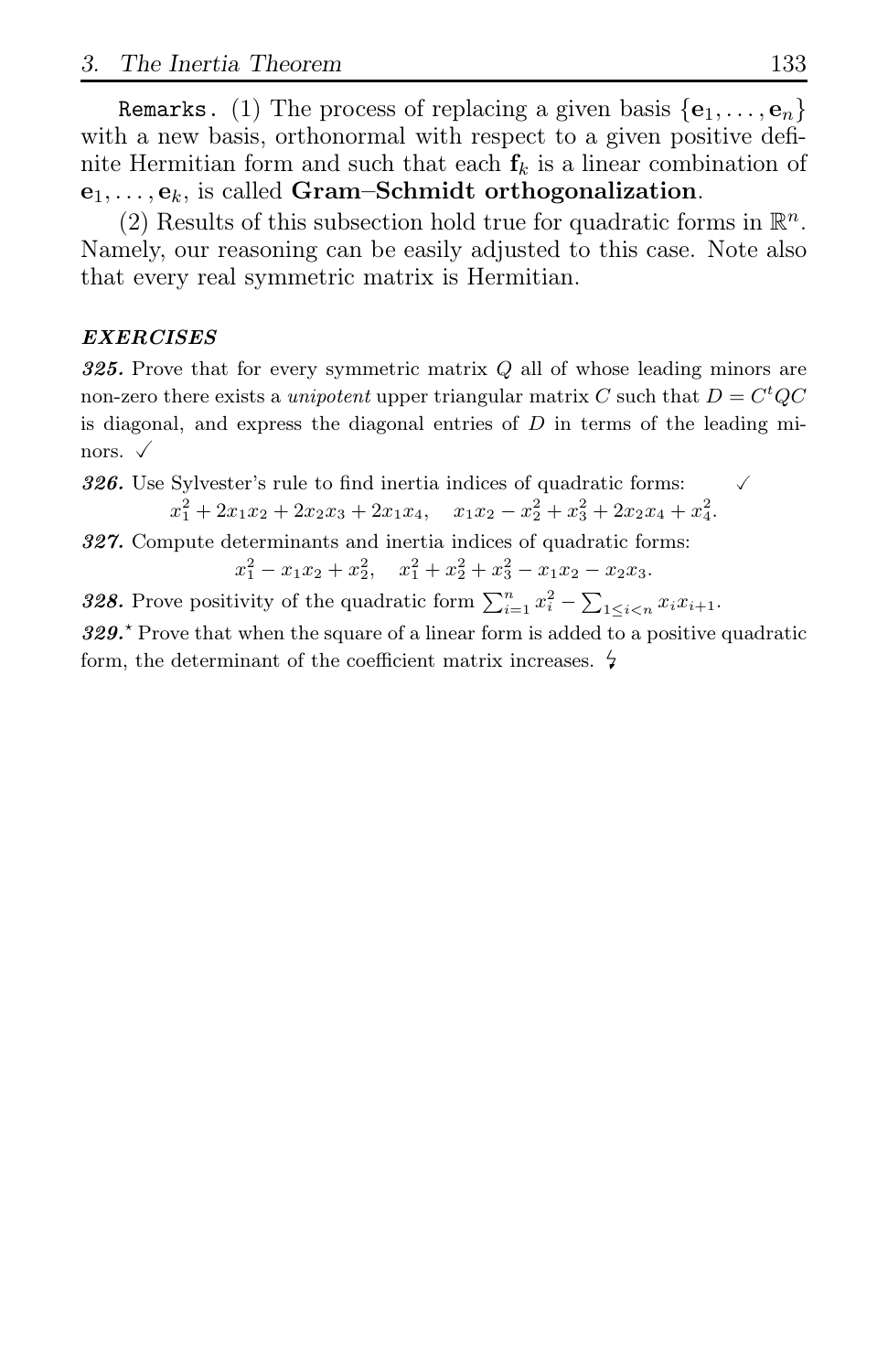`Remarks.` (1) The process of replacing a given basis $\{\mathbf{e}_1, \ldots, \mathbf{e}_n\}$ with a new basis, orthonormal with respect to a given positive definite Hermitian form and such that each $\mathbf{f}_k$ is a linear combination of $\mathbf{e}_1, \ldots, \mathbf{e}_k$, is called **Gram–Schmidt orthogonalization**.

(2) Results of this subsection hold true for quadratic forms in $\mathbb{R}^n$. Namely, our reasoning can be easily adjusted to this case. Note also that every real symmetric matrix is Hermitian.

### *EXERCISES*

***325.*** Prove that for every symmetric matrix $Q$ all of whose leading minors are non-zero there exists a *unipotent* upper triangular matrix $C$ such that $D = C^t QC$ is diagonal, and express the diagonal entries of $D$ in terms of the leading minors. ✓

***326.*** Use Sylvester's rule to find inertia indices of quadratic forms: ✓

$$x_1^2 + 2x_1x_2 + 2x_2x_3 + 2x_1x_4, \quad x_1x_2 - x_2^2 + x_3^2 + 2x_2x_4 + x_4^2.$$

***327.*** Compute determinants and inertia indices of quadratic forms:

$$x_1^2 - x_1x_2 + x_2^2, \quad x_1^2 + x_2^2 + x_3^2 - x_1x_2 - x_2x_3.$$

***328.*** Prove positivity of the quadratic form $\sum_{i=1}^n x_i^2 - \sum_{1 \le i < n} x_i x_{i+1}$.

***329.***$^\star$ Prove that when the square of a linear form is added to a positive quadratic form, the determinant of the coefficient matrix increases. ↯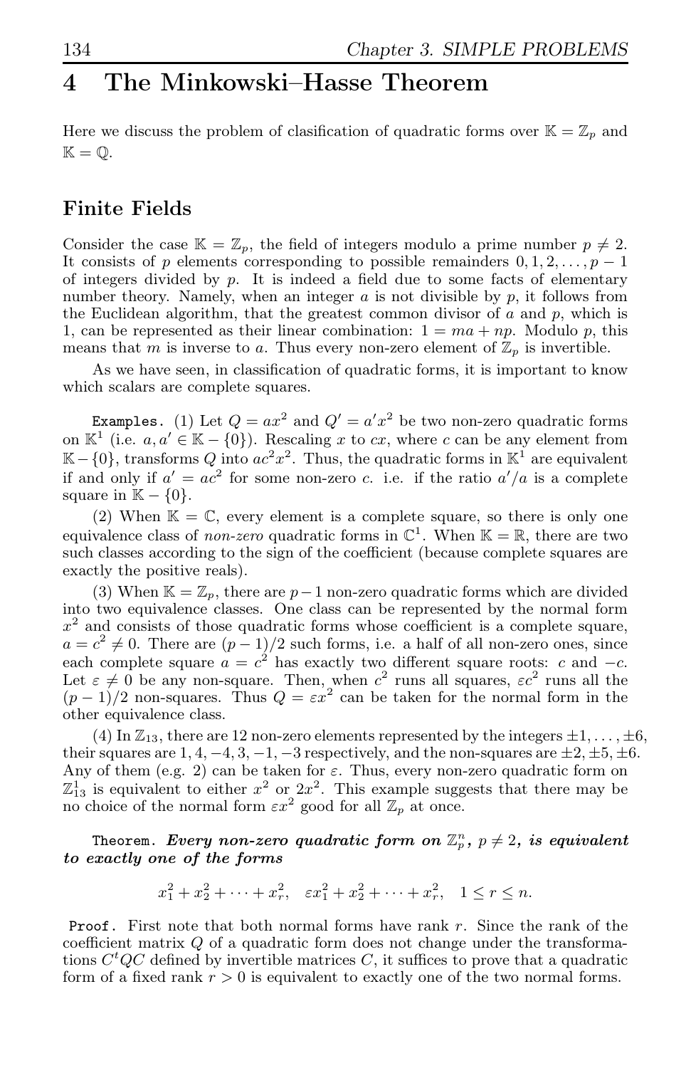# 4 The Minkowski–Hasse Theorem

Here we discuss the problem of clasification of quadratic forms over $\mathbb{K} = \mathbb{Z}_p$ and $\mathbb{K} = \mathbb{Q}$.

## Finite Fields

Consider the case $\mathbb{K} = \mathbb{Z}_p$, the field of integers modulo a prime number $p \neq 2$. It consists of $p$ elements corresponding to possible remainders $0, 1, 2, \ldots, p-1$ of integers divided by $p$. It is indeed a field due to some facts of elementary number theory. Namely, when an integer $a$ is not divisible by $p$, it follows from the Euclidean algorithm, that the greatest common divisor of $a$ and $p$, which is 1, can be represented as their linear combination: $1 = ma + np$. Modulo $p$, this means that $m$ is inverse to $a$. Thus every non-zero element of $\mathbb{Z}_p$ is invertible.

As we have seen, in classification of quadratic forms, it is important to know which scalars are complete squares.

Examples. (1) Let $Q = ax^2$ and $Q' = a'x^2$ be two non-zero quadratic forms on $\mathbb{K}^1$ (i.e. $a, a' \in \mathbb{K} - \{0\}$). Rescaling $x$ to $cx$, where $c$ can be any element from $\mathbb{K} - \{0\}$, transforms $Q$ into $ac^2x^2$. Thus, the quadratic forms in $\mathbb{K}^1$ are equivalent if and only if $a' = ac^2$ for some non-zero $c$. i.e. if the ratio $a'/a$ is a complete square in $\mathbb{K} - \{0\}$.

(2) When $\mathbb{K} = \mathbb{C}$, every element is a complete square, so there is only one equivalence class of *non-zero* quadratic forms in $\mathbb{C}^1$. When $\mathbb{K} = \mathbb{R}$, there are two such classes according to the sign of the coefficient (because complete squares are exactly the positive reals).

(3) When $\mathbb{K} = \mathbb{Z}_p$, there are $p-1$ non-zero quadratic forms which are divided into two equivalence classes. One class can be represented by the normal form $x^2$ and consists of those quadratic forms whose coefficient is a complete square, $a = c^2 \neq 0$. There are $(p-1)/2$ such forms, i.e. a half of all non-zero ones, since each complete square $a = c^2$ has exactly two different square roots: $c$ and $-c$. Let $\varepsilon \neq 0$ be any non-square. Then, when $c^2$ runs all squares, $\varepsilon c^2$ runs all the $(p-1)/2$ non-squares. Thus $Q = \varepsilon x^2$ can be taken for the normal form in the other equivalence class.

(4) In $\mathbb{Z}_{13}$, there are 12 non-zero elements represented by the integers $\pm 1, \ldots, \pm 6$, their squares are $1, 4, -4, 3, -1, -3$ respectively, and the non-squares are $\pm 2, \pm 5, \pm 6$. Any of them (e.g. 2) can be taken for $\varepsilon$. Thus, every non-zero quadratic form on $\mathbb{Z}_{13}^1$ is equivalent to either $x^2$ or $2x^2$. This example suggests that there may be no choice of the normal form $\varepsilon x^2$ good for all $\mathbb{Z}_p$ at once.

Theorem. ***Every non-zero quadratic form on $\mathbb{Z}_p^n$, $p \neq 2$, is equivalent to exactly one of the forms***

$$x_1^2 + x_2^2 + \cdots + x_r^2, \quad \varepsilon x_1^2 + x_2^2 + \cdots + x_r^2, \quad 1 \leq r \leq n.$$

Proof. First note that both normal forms have rank $r$. Since the rank of the coefficient matrix $Q$ of a quadratic form does not change under the transformations $C^tQC$ defined by invertible matrices $C$, it suffices to prove that a quadratic form of a fixed rank $r > 0$ is equivalent to exactly one of the two normal forms.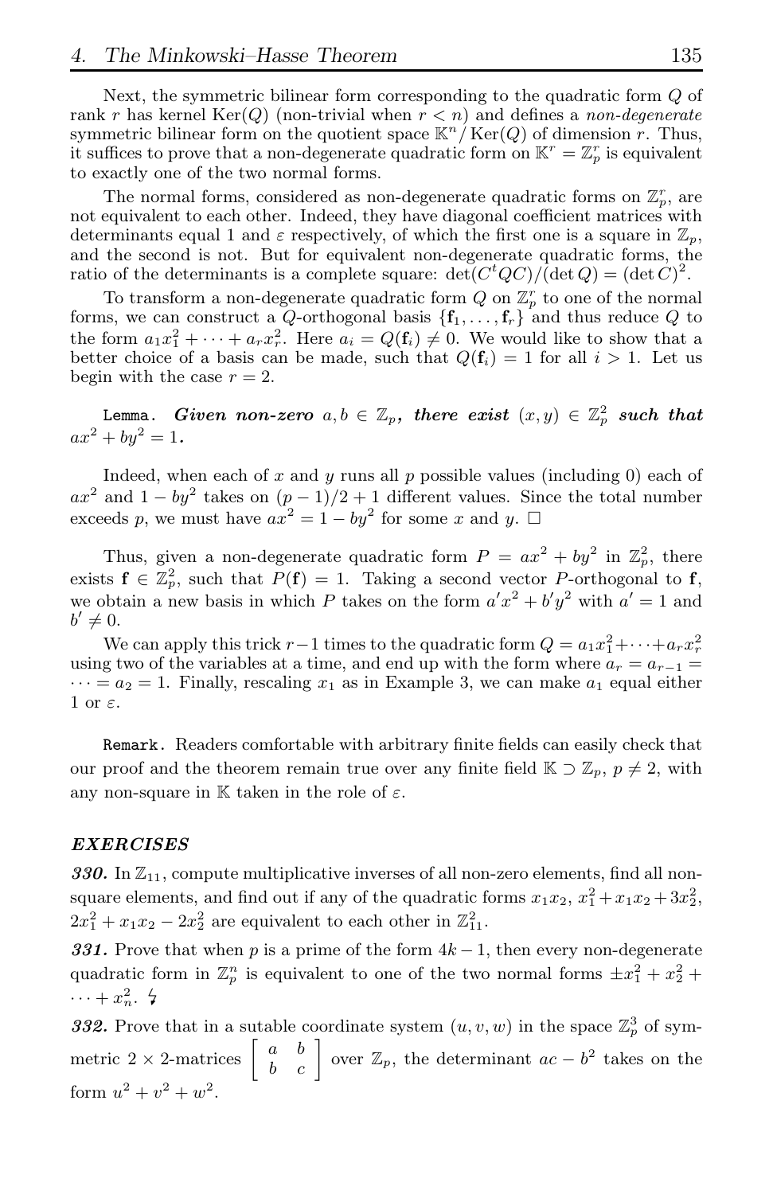Next, the symmetric bilinear form corresponding to the quadratic form $Q$ of rank $r$ has kernel $\operatorname{Ker}(Q)$ (non-trivial when $r < n$) and defines a *non-degenerate* symmetric bilinear form on the quotient space $\mathbb{K}^n / \operatorname{Ker}(Q)$ of dimension $r$. Thus, it suffices to prove that a non-degenerate quadratic form on $\mathbb{K}^r = \mathbb{Z}_p^r$ is equivalent to exactly one of the two normal forms.

The normal forms, considered as non-degenerate quadratic forms on $\mathbb{Z}_p^r$, are not equivalent to each other. Indeed, they have diagonal coefficient matrices with determinants equal 1 and $\varepsilon$ respectively, of which the first one is a square in $\mathbb{Z}_p$, and the second is not. But for equivalent non-degenerate quadratic forms, the ratio of the determinants is a complete square: $\det(C^tQC)/(\det Q) = (\det C)^2$.

To transform a non-degenerate quadratic form $Q$ on $\mathbb{Z}_p^r$ to one of the normal forms, we can construct a $Q$-orthogonal basis $\{\mathbf{f}_1, \dots, \mathbf{f}_r\}$ and thus reduce $Q$ to the form $a_1x_1^2 + \cdots + a_rx_r^2$. Here $a_i = Q(\mathbf{f}_i) \neq 0$. We would like to show that a better choice of a basis can be made, such that $Q(\mathbf{f}_i) = 1$ for all $i > 1$. Let us begin with the case $r = 2$.

Lemma. ***Given non-zero*** $a, b \in \mathbb{Z}_p$***, there exist*** $(x, y) \in \mathbb{Z}_p^2$ ***such that*** $ax^2 + by^2 = 1$***.***

Indeed, when each of $x$ and $y$ runs all $p$ possible values (including 0) each of $ax^2$ and $1 - by^2$ takes on $(p-1)/2 + 1$ different values. Since the total number exceeds $p$, we must have $ax^2 = 1 - by^2$ for some $x$ and $y$. □

Thus, given a non-degenerate quadratic form $P = ax^2 + by^2$ in $\mathbb{Z}_p^2$, there exists $\mathbf{f} \in \mathbb{Z}_p^2$, such that $P(\mathbf{f}) = 1$. Taking a second vector $P$-orthogonal to $\mathbf{f}$, we obtain a new basis in which $P$ takes on the form $a'x^2 + b'y^2$ with $a' = 1$ and $b' \neq 0$.

We can apply this trick $r-1$ times to the quadratic form $Q = a_1x_1^2 + \cdots + a_rx_r^2$ using two of the variables at a time, and end up with the form where $a_r = a_{r-1} = \cdots = a_2 = 1$. Finally, rescaling $x_1$ as in Example 3, we can make $a_1$ equal either 1 or $\varepsilon$.

Remark. Readers comfortable with arbitrary finite fields can easily check that our proof and the theorem remain true over any finite field $\mathbb{K} \supset \mathbb{Z}_p$, $p \neq 2$, with any non-square in $\mathbb{K}$ taken in the role of $\varepsilon$.

### *EXERCISES*

***330.*** In $\mathbb{Z}_{11}$, compute multiplicative inverses of all non-zero elements, find all non-square elements, and find out if any of the quadratic forms $x_1x_2$, $x_1^2 + x_1x_2 + 3x_2^2$, $2x_1^2 + x_1x_2 - 2x_2^2$ are equivalent to each other in $\mathbb{Z}_{11}^2$.

***331.*** Prove that when $p$ is a prime of the form $4k-1$, then every non-degenerate quadratic form in $\mathbb{Z}_p^n$ is equivalent to one of the two normal forms $\pm x_1^2 + x_2^2 + \cdots + x_n^2$. ↯

***332.*** Prove that in a sutable coordinate system $(u, v, w)$ in the space $\mathbb{Z}_p^3$ of symmetric $2 \times 2$-matrices $\begin{bmatrix} a & b \\ b & c \end{bmatrix}$ over $\mathbb{Z}_p$, the determinant $ac - b^2$ takes on the form $u^2 + v^2 + w^2$.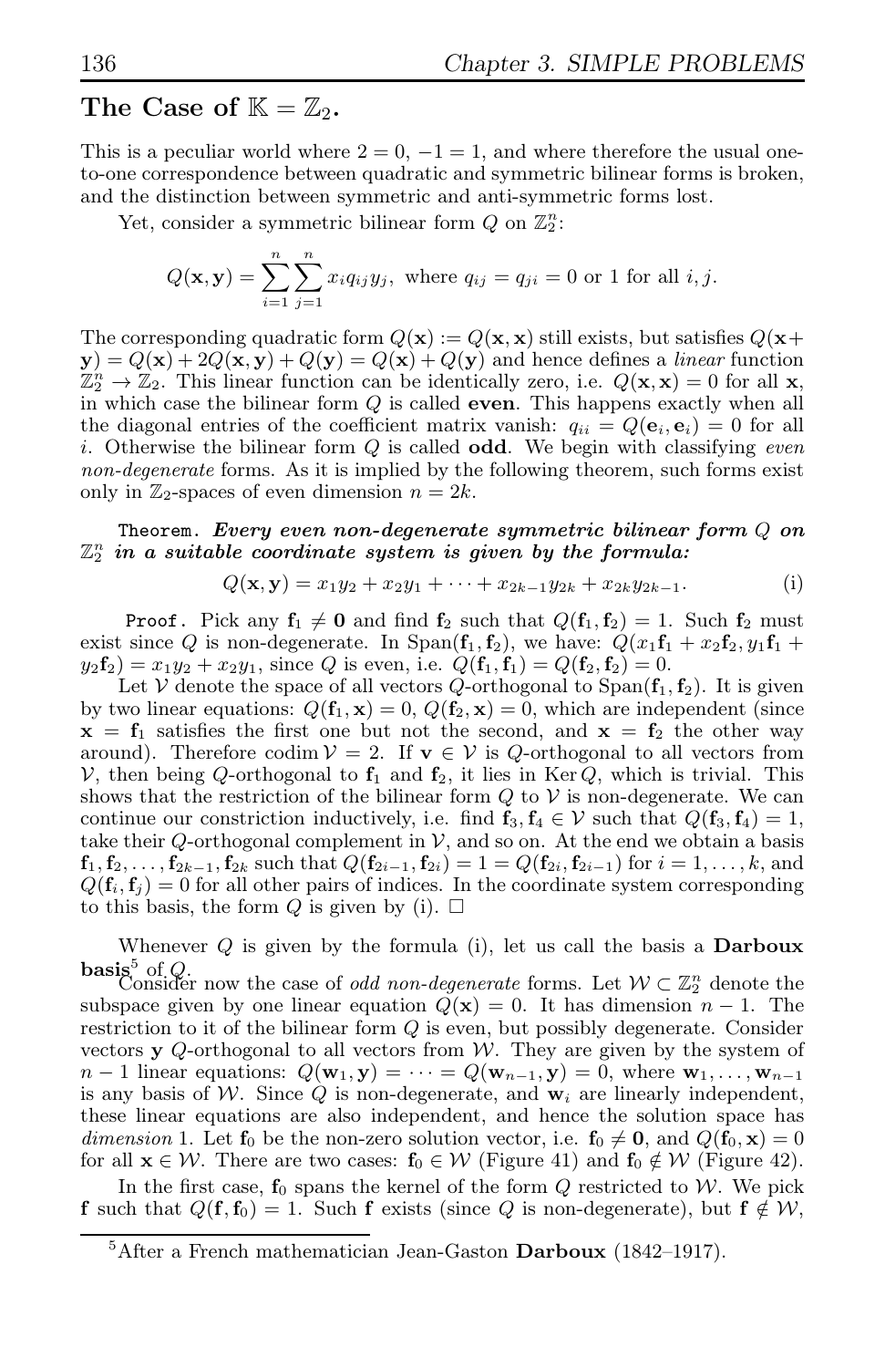### The Case of $\mathbb{K} = \mathbb{Z}_2$.

This is a peculiar world where $2 = 0$, $-1 = 1$, and where therefore the usual one-to-one correspondence between quadratic and symmetric bilinear forms is broken, and the distinction between symmetric and anti-symmetric forms lost.

Yet, consider a symmetric bilinear form $Q$ on $\mathbb{Z}_2^n$:

$$Q(\mathbf{x}, \mathbf{y}) = \sum_{i=1}^{n} \sum_{j=1}^{n} x_i q_{ij} y_j, \text{ where } q_{ij} = q_{ji} = 0 \text{ or } 1 \text{ for all } i, j.$$

The corresponding quadratic form $Q(\mathbf{x}) := Q(\mathbf{x}, \mathbf{x})$ still exists, but satisfies $Q(\mathbf{x}+\mathbf{y}) = Q(\mathbf{x}) + 2Q(\mathbf{x}, \mathbf{y}) + Q(\mathbf{y}) = Q(\mathbf{x}) + Q(\mathbf{y})$ and hence defines a *linear* function $\mathbb{Z}_2^n \to \mathbb{Z}_2$. This linear function can be identically zero, i.e. $Q(\mathbf{x}, \mathbf{x}) = 0$ for all $\mathbf{x}$, in which case the bilinear form $Q$ is called **even**. This happens exactly when all the diagonal entries of the coefficient matrix vanish: $q_{ii} = Q(\mathbf{e}_i, \mathbf{e}_i) = 0$ for all $i$. Otherwise the bilinear form $Q$ is called **odd**. We begin with classifying *even non-degenerate* forms. As it is implied by the following theorem, such forms exist only in $\mathbb{Z}_2$-spaces of even dimension $n = 2k$.

**Theorem.** ***Every even non-degenerate symmetric bilinear form $Q$ on $\mathbb{Z}_2^n$ in a suitable coordinate system is given by the formula:***

$$Q(\mathbf{x}, \mathbf{y}) = x_1 y_2 + x_2 y_1 + \cdots + x_{2k-1} y_{2k} + x_{2k} y_{2k-1}. \tag{i}$$

**Proof.** Pick any $\mathbf{f}_1 \neq \mathbf{0}$ and find $\mathbf{f}_2$ such that $Q(\mathbf{f}_1, \mathbf{f}_2) = 1$. Such $\mathbf{f}_2$ must exist since $Q$ is non-degenerate. In $\text{Span}(\mathbf{f}_1, \mathbf{f}_2)$, we have: $Q(x_1\mathbf{f}_1 + x_2\mathbf{f}_2, y_1\mathbf{f}_1 + y_2\mathbf{f}_2) = x_1 y_2 + x_2 y_1$, since $Q$ is even, i.e. $Q(\mathbf{f}_1, \mathbf{f}_1) = Q(\mathbf{f}_2, \mathbf{f}_2) = 0$.

Let $\mathcal{V}$ denote the space of all vectors $Q$-orthogonal to $\text{Span}(\mathbf{f}_1, \mathbf{f}_2)$. It is given by two linear equations: $Q(\mathbf{f}_1, \mathbf{x}) = 0$, $Q(\mathbf{f}_2, \mathbf{x}) = 0$, which are independent (since $\mathbf{x} = \mathbf{f}_1$ satisfies the first one but not the second, and $\mathbf{x} = \mathbf{f}_2$ the other way around). Therefore $\operatorname{codim} \mathcal{V} = 2$. If $\mathbf{v} \in \mathcal{V}$ is $Q$-orthogonal to all vectors from $\mathcal{V}$, then being $Q$-orthogonal to $\mathbf{f}_1$ and $\mathbf{f}_2$, it lies in $\operatorname{Ker} Q$, which is trivial. This shows that the restriction of the bilinear form $Q$ to $\mathcal{V}$ is non-degenerate. We can continue our constriction inductively, i.e. find $\mathbf{f}_3, \mathbf{f}_4 \in \mathcal{V}$ such that $Q(\mathbf{f}_3, \mathbf{f}_4) = 1$, take their $Q$-orthogonal complement in $\mathcal{V}$, and so on. At the end we obtain a basis $\mathbf{f}_1, \mathbf{f}_2, \ldots, \mathbf{f}_{2k-1}, \mathbf{f}_{2k}$ such that $Q(\mathbf{f}_{2i-1}, \mathbf{f}_{2i}) = 1 = Q(\mathbf{f}_{2i}, \mathbf{f}_{2i-1})$ for $i = 1, \ldots, k$, and $Q(\mathbf{f}_i, \mathbf{f}_j) = 0$ for all other pairs of indices. In the coordinate system corresponding to this basis, the form $Q$ is given by (i). $\square$

Whenever $Q$ is given by the formula (i), let us call the basis a **Darboux basis**[5] of $Q$.

Consider now the case of *odd non-degenerate* forms. Let $\mathcal{W} \subset \mathbb{Z}_2^n$ denote the subspace given by one linear equation $Q(\mathbf{x}) = 0$. It has dimension $n - 1$. The restriction to it of the bilinear form $Q$ is even, but possibly degenerate. Consider vectors $\mathbf{y}$ $Q$-orthogonal to all vectors from $\mathcal{W}$. They are given by the system of $n - 1$ linear equations: $Q(\mathbf{w}_1, \mathbf{y}) = \cdots = Q(\mathbf{w}_{n-1}, \mathbf{y}) = 0$, where $\mathbf{w}_1, \ldots, \mathbf{w}_{n-1}$ is any basis of $\mathcal{W}$. Since $Q$ is non-degenerate, and $\mathbf{w}_i$ are linearly independent, these linear equations are also independent, and hence the solution space has *dimension* 1. Let $\mathbf{f}_0$ be the non-zero solution vector, i.e. $\mathbf{f}_0 \neq \mathbf{0}$, and $Q(\mathbf{f}_0, \mathbf{x}) = 0$ for all $\mathbf{x} \in \mathcal{W}$. There are two cases: $\mathbf{f}_0 \in \mathcal{W}$ (Figure 41) and $\mathbf{f}_0 \notin \mathcal{W}$ (Figure 42).

In the first case, $\mathbf{f}_0$ spans the kernel of the form $Q$ restricted to $\mathcal{W}$. We pick $\mathbf{f}$ such that $Q(\mathbf{f}, \mathbf{f}_0) = 1$. Such $\mathbf{f}$ exists (since $Q$ is non-degenerate), but $\mathbf{f} \notin \mathcal{W}$,

---

[5] After a French mathematician Jean-Gaston **Darboux** (1842–1917).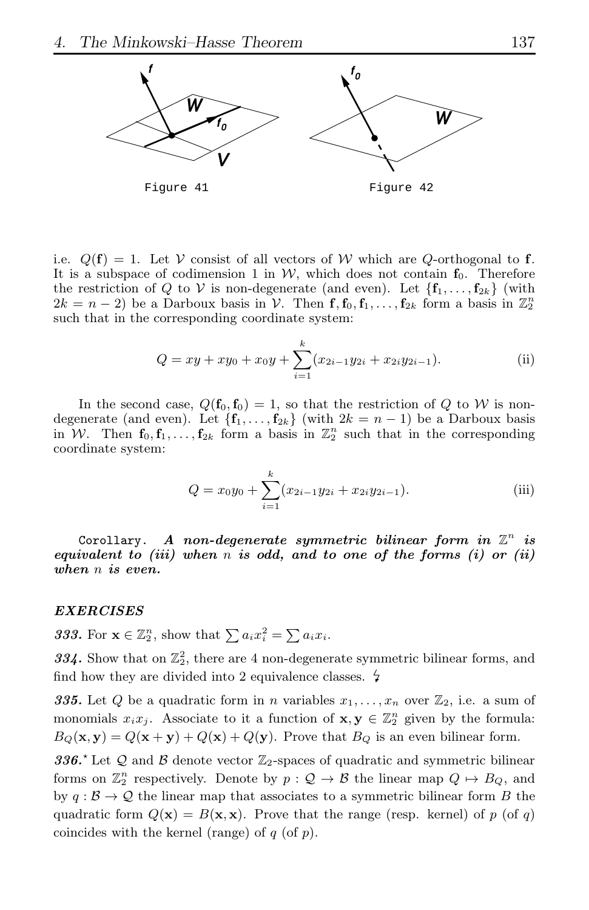Figure 41

Figure 42

i.e. $Q(\mathbf{f}) = 1$. Let $\mathcal{V}$ consist of all vectors of $\mathcal{W}$ which are $Q$-orthogonal to $\mathbf{f}$. It is a subspace of codimension 1 in $\mathcal{W}$, which does not contain $\mathbf{f}_0$. Therefore the restriction of $Q$ to $\mathcal{V}$ is non-degenerate (and even). Let $\{\mathbf{f}_1, \dots, \mathbf{f}_{2k}\}$ (with $2k = n-2$) be a Darboux basis in $\mathcal{V}$. Then $\mathbf{f}, \mathbf{f}_0, \mathbf{f}_1, \dots, \mathbf{f}_{2k}$ form a basis in $\mathbb{Z}_2^n$ such that in the corresponding coordinate system:

$$Q = xy + xy_0 + x_0y + \sum_{i=1}^{k}(x_{2i-1}y_{2i} + x_{2i}y_{2i-1}). \tag{ii}$$

In the second case, $Q(\mathbf{f}_0, \mathbf{f}_0) = 1$, so that the restriction of $Q$ to $\mathcal{W}$ is non-degenerate (and even). Let $\{\mathbf{f}_1, \dots, \mathbf{f}_{2k}\}$ (with $2k = n-1$) be a Darboux basis in $\mathcal{W}$. Then $\mathbf{f}_0, \mathbf{f}_1, \dots, \mathbf{f}_{2k}$ form a basis in $\mathbb{Z}_2^n$ such that in the corresponding coordinate system:

$$Q = x_0y_0 + \sum_{i=1}^{k}(x_{2i-1}y_{2i} + x_{2i}y_{2i-1}). \tag{iii}$$

Corollary. ***A non-degenerate symmetric bilinear form in $\mathbb{Z}^n$ is equivalent to (iii) when $n$ is odd, and to one of the forms (i) or (ii) when $n$ is even.***

### *EXERCISES*

***333.*** For $\mathbf{x} \in \mathbb{Z}_2^n$, show that $\sum a_i x_i^2 = \sum a_i x_i$.

***334.*** Show that on $\mathbb{Z}_2^2$, there are 4 non-degenerate symmetric bilinear forms, and find how they are divided into 2 equivalence classes. ↯

***335.*** Let $Q$ be a quadratic form in $n$ variables $x_1, \dots, x_n$ over $\mathbb{Z}_2$, i.e. a sum of monomials $x_ix_j$. Associate to it a function of $\mathbf{x}, \mathbf{y} \in \mathbb{Z}_2^n$ given by the formula: $B_Q(\mathbf{x}, \mathbf{y}) = Q(\mathbf{x}+\mathbf{y}) + Q(\mathbf{x}) + Q(\mathbf{y})$. Prove that $B_Q$ is an even bilinear form.

***336.**** Let $\mathcal{Q}$ and $\mathcal{B}$ denote vector $\mathbb{Z}_2$-spaces of quadratic and symmetric bilinear forms on $\mathbb{Z}_2^n$ respectively. Denote by $p : \mathcal{Q} \to \mathcal{B}$ the linear map $Q \mapsto B_Q$, and by $q : \mathcal{B} \to \mathcal{Q}$ the linear map that associates to a symmetric bilinear form $B$ the quadratic form $Q(\mathbf{x}) = B(\mathbf{x}, \mathbf{x})$. Prove that the range (resp. kernel) of $p$ (of $q$) coincides with the kernel (range) of $q$ (of $p$).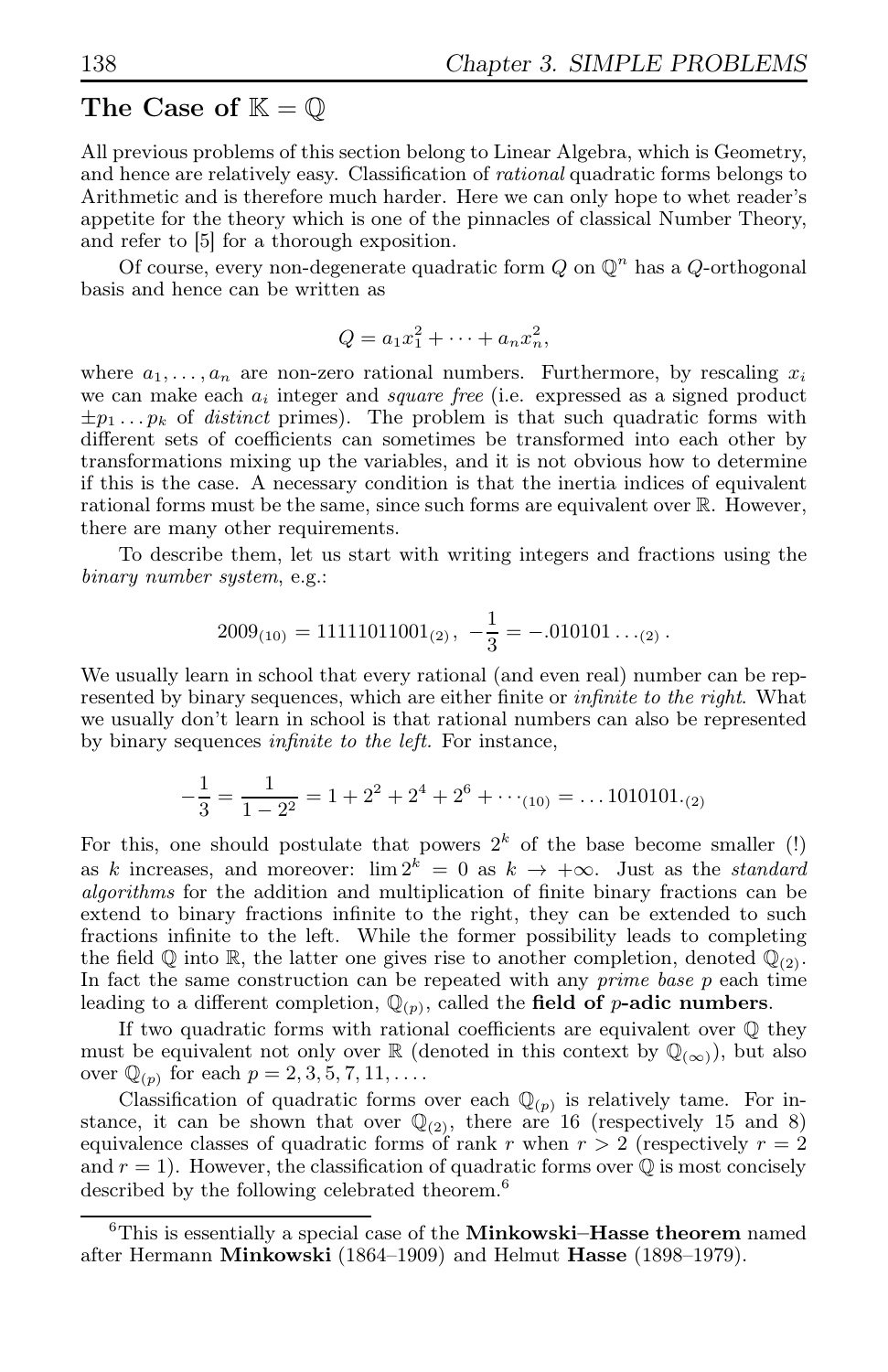## The Case of $\mathbb{K} = \mathbb{Q}$

All previous problems of this section belong to Linear Algebra, which is Geometry, and hence are relatively easy. Classification of *rational* quadratic forms belongs to Arithmetic and is therefore much harder. Here we can only hope to whet reader's appetite for the theory which is one of the pinnacles of classical Number Theory, and refer to [5] for a thorough exposition.

Of course, every non-degenerate quadratic form $Q$ on $\mathbb{Q}^n$ has a $Q$-orthogonal basis and hence can be written as

$$Q = a_1 x_1^2 + \cdots + a_n x_n^2,$$

where $a_1, \ldots, a_n$ are non-zero rational numbers. Furthermore, by rescaling $x_i$ we can make each $a_i$ integer and *square free* (i.e. expressed as a signed product $\pm p_1 \ldots p_k$ of *distinct* primes). The problem is that such quadratic forms with different sets of coefficients can sometimes be transformed into each other by transformations mixing up the variables, and it is not obvious how to determine if this is the case. A necessary condition is that the inertia indices of equivalent rational forms must be the same, since such forms are equivalent over $\mathbb{R}$. However, there are many other requirements.

To describe them, let us start with writing integers and fractions using the *binary number system*, e.g.:

$$2009_{(10)} = 11111011001_{(2)}, \ -\frac{1}{3} = -.010101\ldots_{(2)}.$$

We usually learn in school that every rational (and even real) number can be represented by binary sequences, which are either finite or *infinite to the right*. What we usually don't learn in school is that rational numbers can also be represented by binary sequences *infinite to the left*. For instance,

$$-\frac{1}{3} = \frac{1}{1-2^2} = 1 + 2^2 + 2^4 + 2^6 + \cdots_{(10)} = \ldots 1010101._{(2)}$$

For this, one should postulate that powers $2^k$ of the base become smaller (!) as $k$ increases, and moreover: $\lim 2^k = 0$ as $k \to +\infty$. Just as the *standard algorithms* for the addition and multiplication of finite binary fractions can be extend to binary fractions infinite to the right, they can be extended to such fractions infinite to the left. While the former possibility leads to completing the field $\mathbb{Q}$ into $\mathbb{R}$, the latter one gives rise to another completion, denoted $\mathbb{Q}_{(2)}$. In fact the same construction can be repeated with any *prime base* $p$ each time leading to a different completion, $\mathbb{Q}_{(p)}$, called the **field of $p$-adic numbers**.

If two quadratic forms with rational coefficients are equivalent over $\mathbb{Q}$ they must be equivalent not only over $\mathbb{R}$ (denoted in this context by $\mathbb{Q}_{(\infty)}$), but also over $\mathbb{Q}_{(p)}$ for each $p = 2, 3, 5, 7, 11, \ldots$.

Classification of quadratic forms over each $\mathbb{Q}_{(p)}$ is relatively tame. For instance, it can be shown that over $\mathbb{Q}_{(2)}$, there are 16 (respectively 15 and 8) equivalence classes of quadratic forms of rank $r$ when $r > 2$ (respectively $r = 2$ and $r = 1$). However, the classification of quadratic forms over $\mathbb{Q}$ is most concisely described by the following celebrated theorem.[6]

---

[6] This is essentially a special case of the **Minkowski–Hasse theorem** named after Hermann **Minkowski** (1864–1909) and Helmut **Hasse** (1898–1979).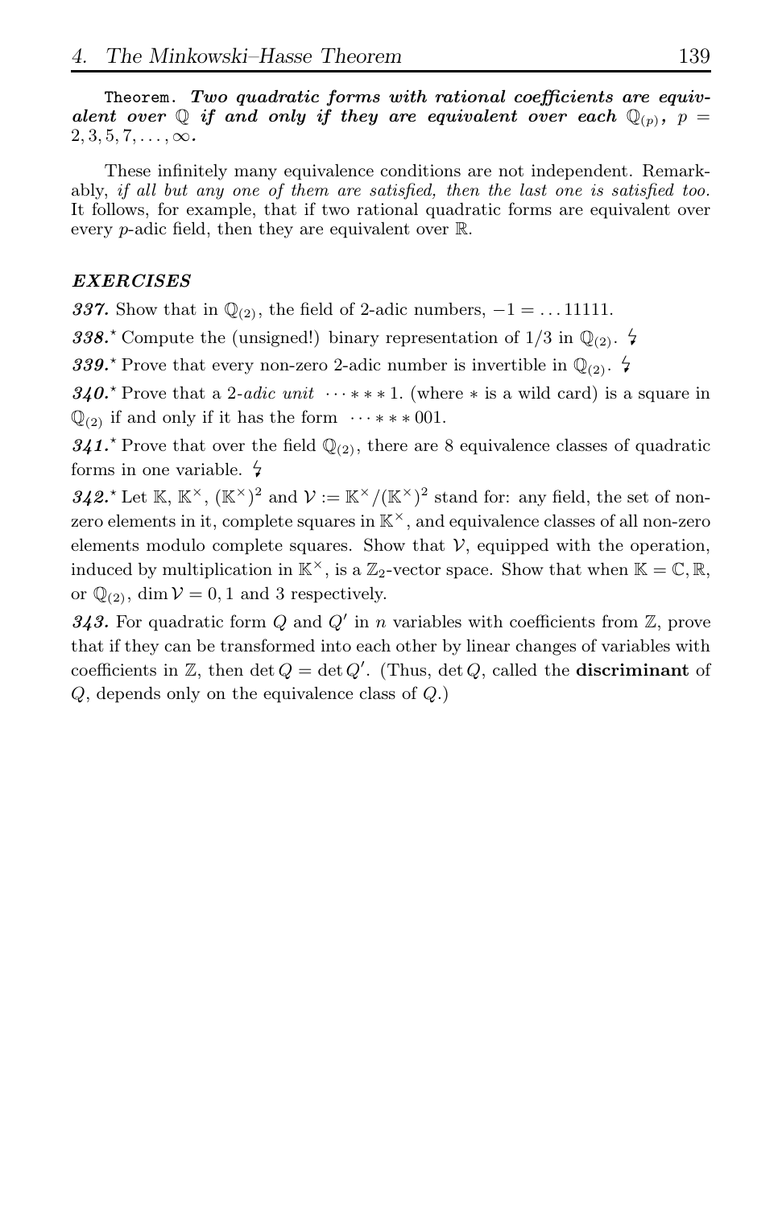`Theorem.` ***Two quadratic forms with rational coefficients are equivalent over $\mathbb{Q}$ if and only if they are equivalent over each $\mathbb{Q}_{(p)}$, $p = 2, 3, 5, 7, \ldots, \infty$.***

These infinitely many equivalence conditions are not independent. Remarkably, *if all but any one of them are satisfied, then the last one is satisfied too.* It follows, for example, that if two rational quadratic forms are equivalent over every $p$-adic field, then they are equivalent over $\mathbb{R}$.

### *EXERCISES*

***337.*** Show that in $\mathbb{Q}_{(2)}$, the field of 2-adic numbers, $-1 = \ldots 11111$.

***338.***$^\star$ Compute the (unsigned!) binary representation of $1/3$ in $\mathbb{Q}_{(2)}$. ϟ

***339.***$^\star$ Prove that every non-zero 2-adic number is invertible in $\mathbb{Q}_{(2)}$. ϟ

***340.***$^\star$ Prove that a 2-*adic unit* $\cdots * * * 1.$ (where $*$ is a wild card) is a square in $\mathbb{Q}_{(2)}$ if and only if it has the form $\cdots * * * 001$.

***341.***$^\star$ Prove that over the field $\mathbb{Q}_{(2)}$, there are 8 equivalence classes of quadratic forms in one variable. ϟ

***342.***$^\star$ Let $\mathbb{K}$, $\mathbb{K}^\times$, $(\mathbb{K}^\times)^2$ and $\mathcal{V} := \mathbb{K}^\times/(\mathbb{K}^\times)^2$ stand for: any field, the set of non-zero elements in it, complete squares in $\mathbb{K}^\times$, and equivalence classes of all non-zero elements modulo complete squares. Show that $\mathcal{V}$, equipped with the operation, induced by multiplication in $\mathbb{K}^\times$, is a $\mathbb{Z}_2$-vector space. Show that when $\mathbb{K} = \mathbb{C}, \mathbb{R}$, or $\mathbb{Q}_{(2)}$, $\dim \mathcal{V} = 0, 1$ and $3$ respectively.

***343.*** For quadratic form $Q$ and $Q'$ in $n$ variables with coefficients from $\mathbb{Z}$, prove that if they can be transformed into each other by linear changes of variables with coefficients in $\mathbb{Z}$, then $\det Q = \det Q'$. (Thus, $\det Q$, called the **discriminant** of $Q$, depends only on the equivalence class of $Q$.)